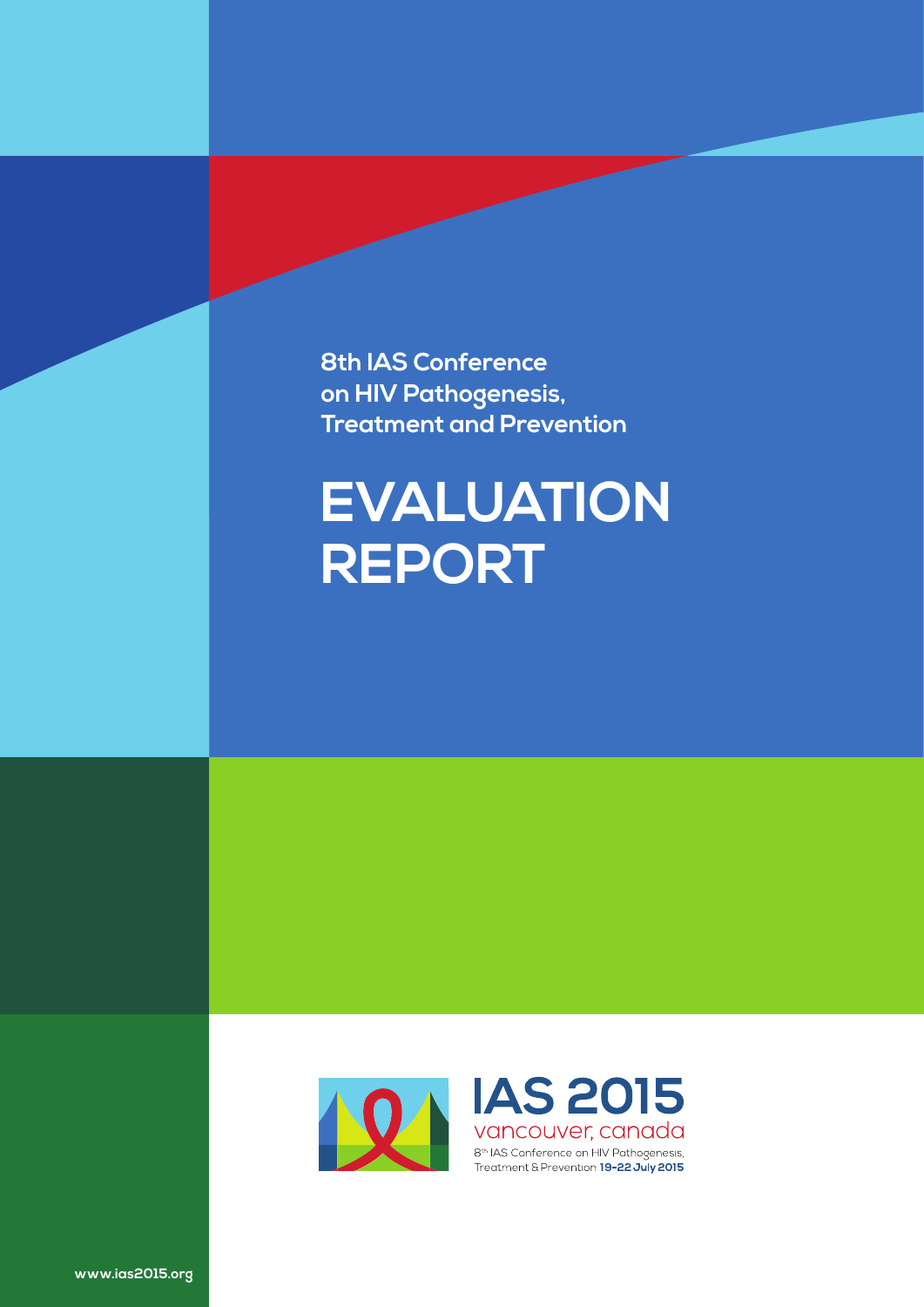**8th IAS Conference on HIV Pathogenesis, Treatment and Prevention**

# EVALUATION REPORT

**IAS 2015**

vancouver, canada

8th IAS Conference on HIV Pathogenesis, Treatment & Prevention **19-22 July 2015**

www.ias2015.org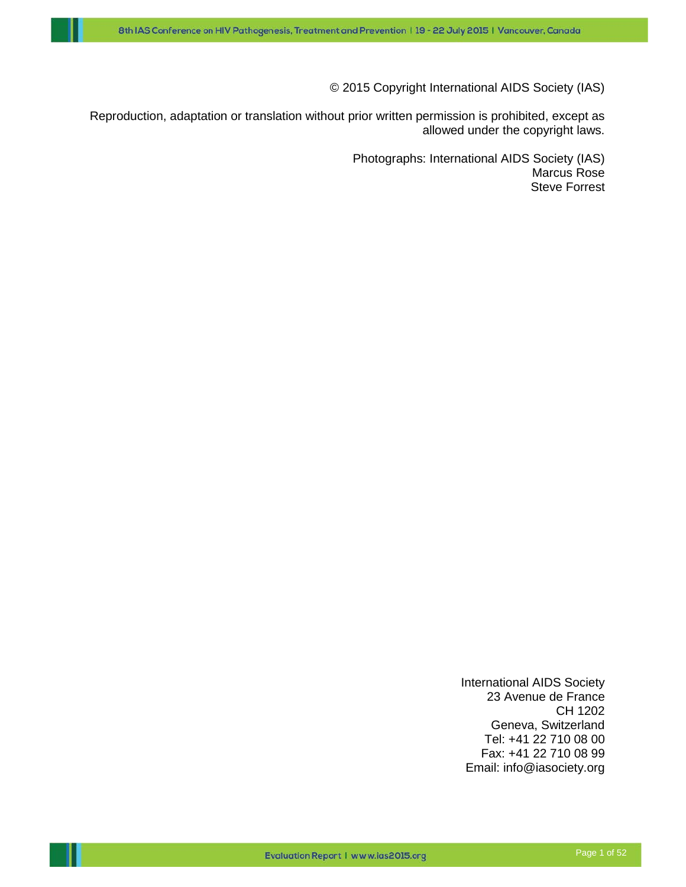© 2015 Copyright International AIDS Society (IAS)

Reproduction, adaptation or translation without prior written permission is prohibited, except as allowed under the copyright laws.

Photographs: International AIDS Society (IAS)
Marcus Rose
Steve Forrest

International AIDS Society
23 Avenue de France
CH 1202
Geneva, Switzerland
Tel: +41 22 710 08 00
Fax: +41 22 710 08 99
Email: info@iasociety.org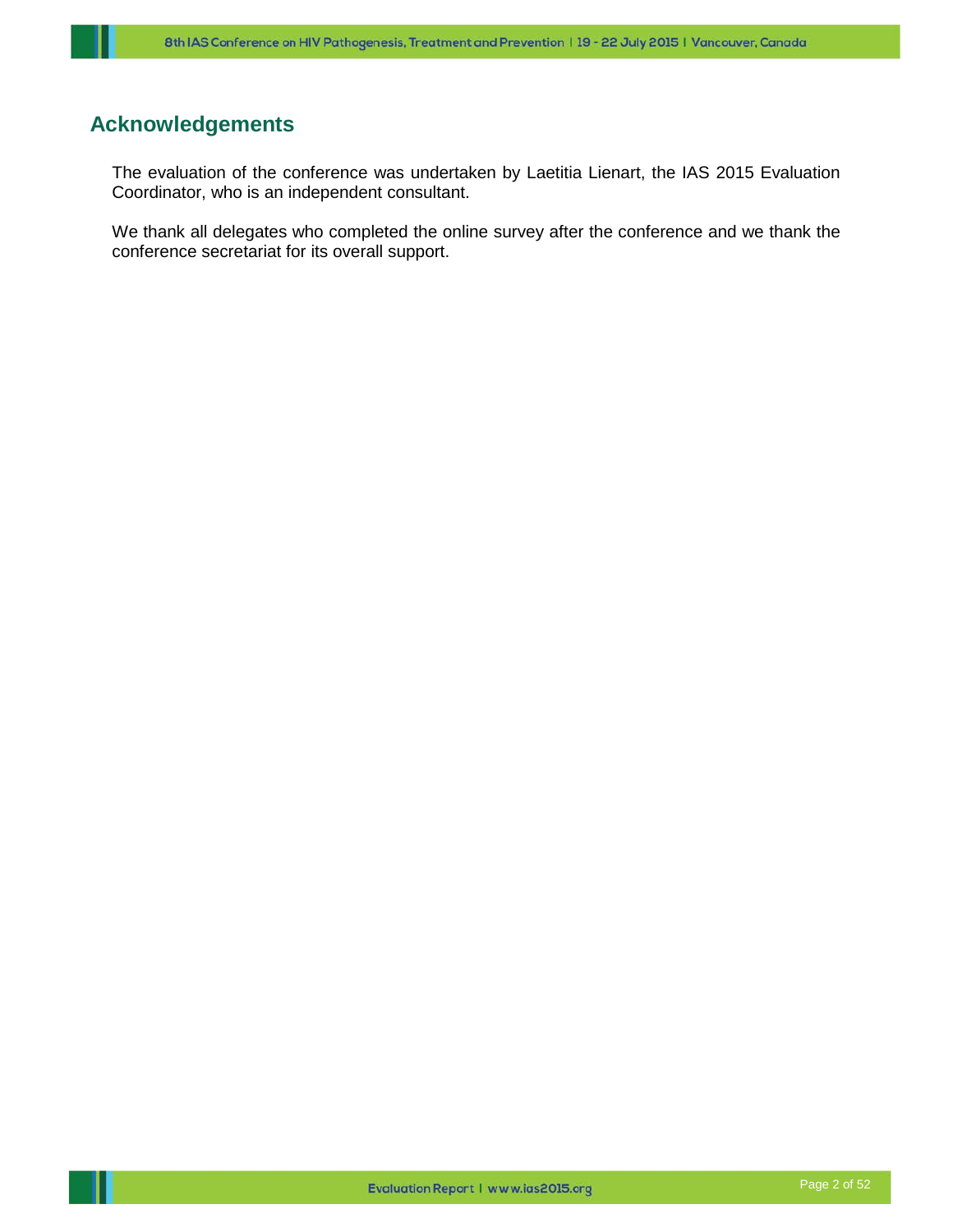## Acknowledgements

The evaluation of the conference was undertaken by Laetitia Lienart, the IAS 2015 Evaluation Coordinator, who is an independent consultant.

We thank all delegates who completed the online survey after the conference and we thank the conference secretariat for its overall support.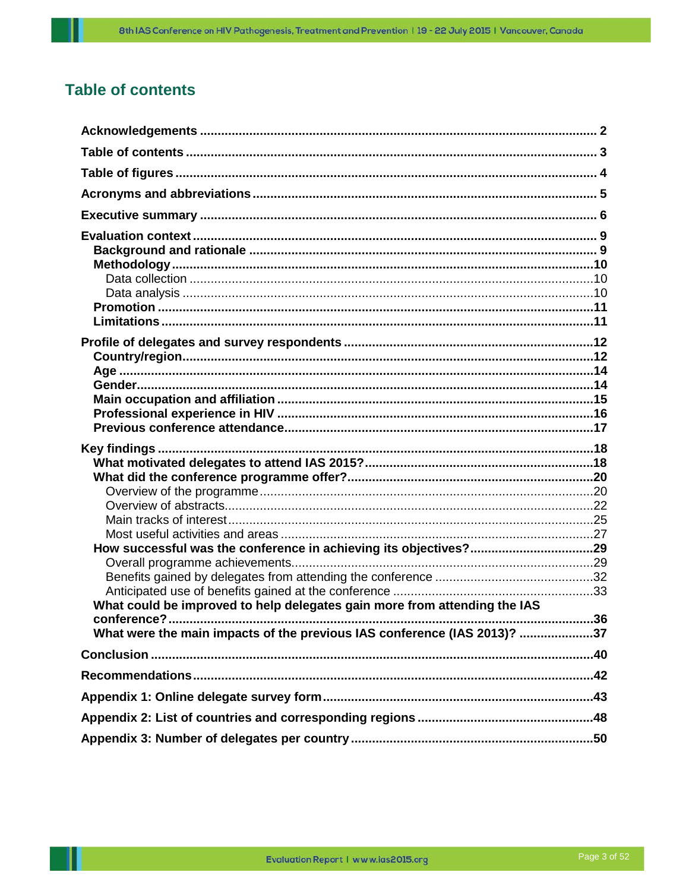# Table of contents

**Acknowledgements** .......... 2

**Table of contents** .......... 3

**Table of figures** .......... 4

**Acronyms and abbreviations** .......... 5

**Executive summary** .......... 6

**Evaluation context** .......... 9
- **Background and rationale** .......... 9
- **Methodology** .......... 10
  - Data collection .......... 10
  - Data analysis .......... 10
- **Promotion** .......... 11
- **Limitations** .......... 11

**Profile of delegates and survey respondents** .......... 12
- **Country/region** .......... 12
- **Age** .......... 14
- **Gender** .......... 14
- **Main occupation and affiliation** .......... 15
- **Professional experience in HIV** .......... 16
- **Previous conference attendance** .......... 17

**Key findings** .......... 18
- **What motivated delegates to attend IAS 2015?** .......... 18
- **What did the conference programme offer?** .......... 20
  - Overview of the programme .......... 20
  - Overview of abstracts .......... 22
  - Main tracks of interest .......... 25
  - Most useful activities and areas .......... 27
- **How successful was the conference in achieving its objectives?** .......... 29
  - Overall programme achievements .......... 29
  - Benefits gained by delegates from attending the conference .......... 32
  - Anticipated use of benefits gained at the conference .......... 33
- **What could be improved to help delegates gain more from attending the IAS conference?** .......... 36
- **What were the main impacts of the previous IAS conference (IAS 2013)?** .......... 37

**Conclusion** .......... 40

**Recommendations** .......... 42

**Appendix 1: Online delegate survey form** .......... 43

**Appendix 2: List of countries and corresponding regions** .......... 48

**Appendix 3: Number of delegates per country** .......... 50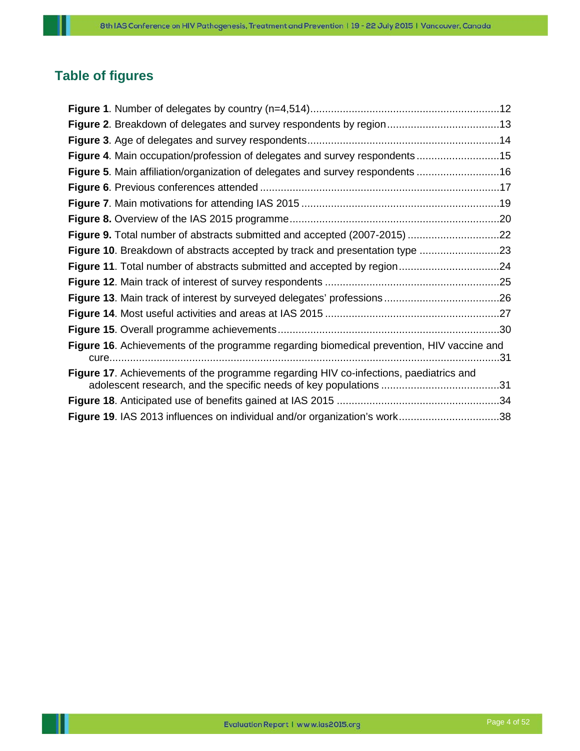## Table of figures

**Figure 1**. Number of delegates by country (n=4,514)................................................................12

**Figure 2**. Breakdown of delegates and survey respondents by region......................................13

**Figure 3**. Age of delegates and survey respondents.................................................................14

**Figure 4**. Main occupation/profession of delegates and survey respondents............................15

**Figure 5**. Main affiliation/organization of delegates and survey respondents ............................16

**Figure 6**. Previous conferences attended .................................................................................17

**Figure 7**. Main motivations for attending IAS 2015 ..................................................................19

**Figure 8.** Overview of the IAS 2015 programme.......................................................................20

**Figure 9.** Total number of abstracts submitted and accepted (2007-2015) ...............................22

**Figure 10**. Breakdown of abstracts accepted by track and presentation type ...........................23

**Figure 11**. Total number of abstracts submitted and accepted by region..................................24

**Figure 12**. Main track of interest of survey respondents ...........................................................25

**Figure 13**. Main track of interest by surveyed delegates' professions.......................................26

**Figure 14**. Most useful activities and areas at IAS 2015 ...........................................................27

**Figure 15**. Overall programme achievements...........................................................................30

**Figure 16**. Achievements of the programme regarding biomedical prevention, HIV vaccine and cure...................................................................................................................................31

**Figure 17**. Achievements of the programme regarding HIV co-infections, paediatrics and adolescent research, and the specific needs of key populations ........................................31

**Figure 18**. Anticipated use of benefits gained at IAS 2015 .......................................................34

**Figure 19**. IAS 2013 influences on individual and/or organization's work.................................38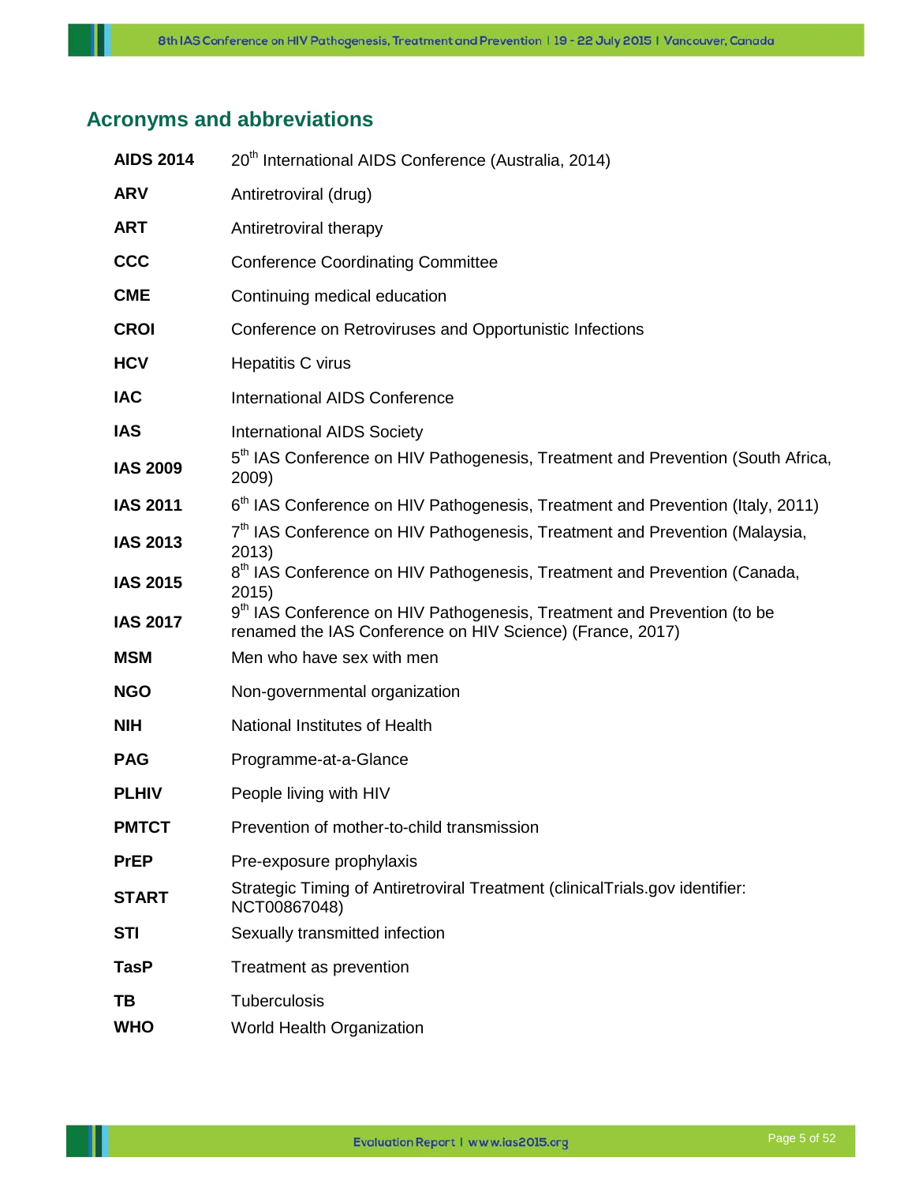## Acronyms and abbreviations

| | |
|---|---|
| **AIDS 2014** | 20th International AIDS Conference (Australia, 2014) |
| **ARV** | Antiretroviral (drug) |
| **ART** | Antiretroviral therapy |
| **CCC** | Conference Coordinating Committee |
| **CME** | Continuing medical education |
| **CROI** | Conference on Retroviruses and Opportunistic Infections |
| **HCV** | Hepatitis C virus |
| **IAC** | International AIDS Conference |
| **IAS** | International AIDS Society |
| **IAS 2009** | 5th IAS Conference on HIV Pathogenesis, Treatment and Prevention (South Africa, 2009) |
| **IAS 2011** | 6th IAS Conference on HIV Pathogenesis, Treatment and Prevention (Italy, 2011) |
| **IAS 2013** | 7th IAS Conference on HIV Pathogenesis, Treatment and Prevention (Malaysia, 2013) |
| **IAS 2015** | 8th IAS Conference on HIV Pathogenesis, Treatment and Prevention (Canada, 2015) |
| **IAS 2017** | 9th IAS Conference on HIV Pathogenesis, Treatment and Prevention (to be renamed the IAS Conference on HIV Science) (France, 2017) |
| **MSM** | Men who have sex with men |
| **NGO** | Non-governmental organization |
| **NIH** | National Institutes of Health |
| **PAG** | Programme-at-a-Glance |
| **PLHIV** | People living with HIV |
| **PMTCT** | Prevention of mother-to-child transmission |
| **PrEP** | Pre-exposure prophylaxis |
| **START** | Strategic Timing of Antiretroviral Treatment (clinicalTrials.gov identifier: NCT00867048) |
| **STI** | Sexually transmitted infection |
| **TasP** | Treatment as prevention |
| **TB** | Tuberculosis |
| **WHO** | World Health Organization |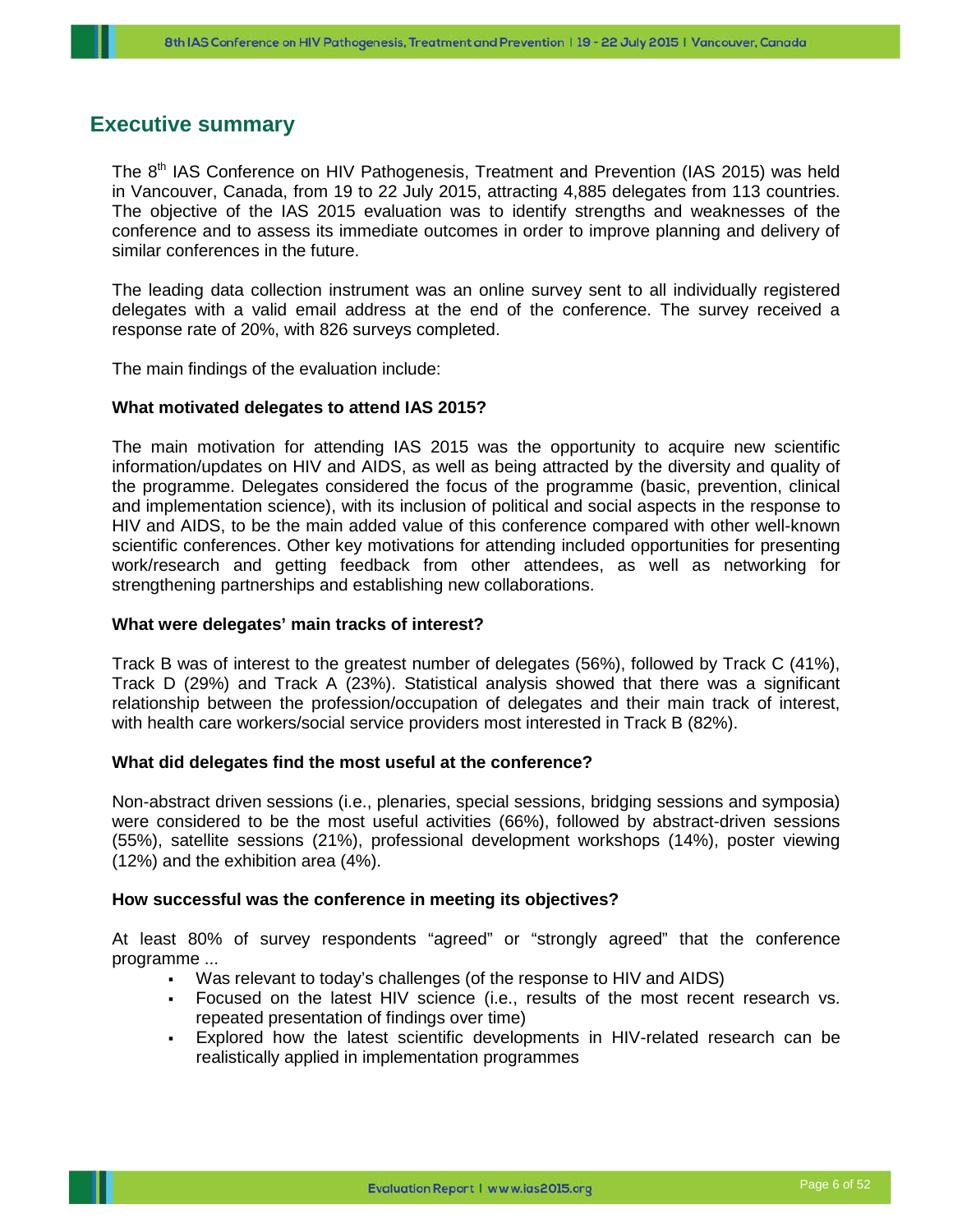## Executive summary

The 8th IAS Conference on HIV Pathogenesis, Treatment and Prevention (IAS 2015) was held in Vancouver, Canada, from 19 to 22 July 2015, attracting 4,885 delegates from 113 countries. The objective of the IAS 2015 evaluation was to identify strengths and weaknesses of the conference and to assess its immediate outcomes in order to improve planning and delivery of similar conferences in the future.

The leading data collection instrument was an online survey sent to all individually registered delegates with a valid email address at the end of the conference. The survey received a response rate of 20%, with 826 surveys completed.

The main findings of the evaluation include:

**What motivated delegates to attend IAS 2015?**

The main motivation for attending IAS 2015 was the opportunity to acquire new scientific information/updates on HIV and AIDS, as well as being attracted by the diversity and quality of the programme. Delegates considered the focus of the programme (basic, prevention, clinical and implementation science), with its inclusion of political and social aspects in the response to HIV and AIDS, to be the main added value of this conference compared with other well-known scientific conferences. Other key motivations for attending included opportunities for presenting work/research and getting feedback from other attendees, as well as networking for strengthening partnerships and establishing new collaborations.

**What were delegates' main tracks of interest?**

Track B was of interest to the greatest number of delegates (56%), followed by Track C (41%), Track D (29%) and Track A (23%). Statistical analysis showed that there was a significant relationship between the profession/occupation of delegates and their main track of interest, with health care workers/social service providers most interested in Track B (82%).

**What did delegates find the most useful at the conference?**

Non-abstract driven sessions (i.e., plenaries, special sessions, bridging sessions and symposia) were considered to be the most useful activities (66%), followed by abstract-driven sessions (55%), satellite sessions (21%), professional development workshops (14%), poster viewing (12%) and the exhibition area (4%).

**How successful was the conference in meeting its objectives?**

At least 80% of survey respondents "agreed" or "strongly agreed" that the conference programme ...

- Was relevant to today's challenges (of the response to HIV and AIDS)
- Focused on the latest HIV science (i.e., results of the most recent research vs. repeated presentation of findings over time)
- Explored how the latest scientific developments in HIV-related research can be realistically applied in implementation programmes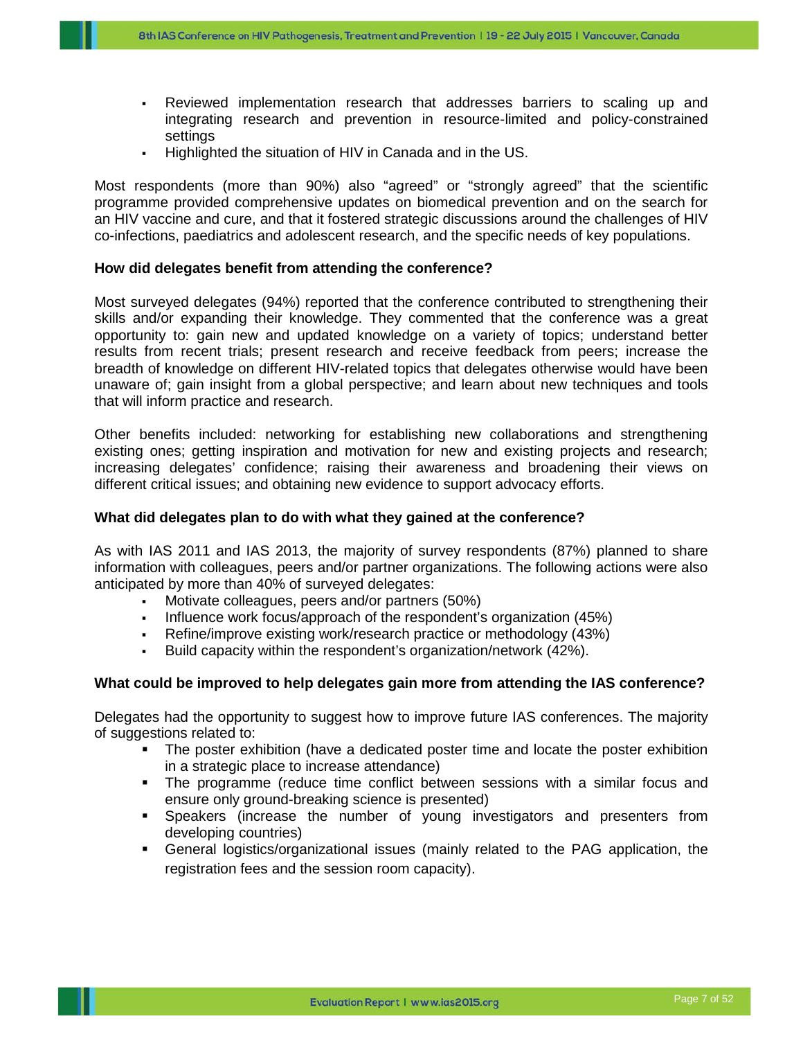- Reviewed implementation research that addresses barriers to scaling up and integrating research and prevention in resource-limited and policy-constrained settings
- Highlighted the situation of HIV in Canada and in the US.

Most respondents (more than 90%) also "agreed" or "strongly agreed" that the scientific programme provided comprehensive updates on biomedical prevention and on the search for an HIV vaccine and cure, and that it fostered strategic discussions around the challenges of HIV co-infections, paediatrics and adolescent research, and the specific needs of key populations.

**How did delegates benefit from attending the conference?**

Most surveyed delegates (94%) reported that the conference contributed to strengthening their skills and/or expanding their knowledge. They commented that the conference was a great opportunity to: gain new and updated knowledge on a variety of topics; understand better results from recent trials; present research and receive feedback from peers; increase the breadth of knowledge on different HIV-related topics that delegates otherwise would have been unaware of; gain insight from a global perspective; and learn about new techniques and tools that will inform practice and research.

Other benefits included: networking for establishing new collaborations and strengthening existing ones; getting inspiration and motivation for new and existing projects and research; increasing delegates' confidence; raising their awareness and broadening their views on different critical issues; and obtaining new evidence to support advocacy efforts.

**What did delegates plan to do with what they gained at the conference?**

As with IAS 2011 and IAS 2013, the majority of survey respondents (87%) planned to share information with colleagues, peers and/or partner organizations. The following actions were also anticipated by more than 40% of surveyed delegates:

- Motivate colleagues, peers and/or partners (50%)
- Influence work focus/approach of the respondent's organization (45%)
- Refine/improve existing work/research practice or methodology (43%)
- Build capacity within the respondent's organization/network (42%).

**What could be improved to help delegates gain more from attending the IAS conference?**

Delegates had the opportunity to suggest how to improve future IAS conferences. The majority of suggestions related to:

- The poster exhibition (have a dedicated poster time and locate the poster exhibition in a strategic place to increase attendance)
- The programme (reduce time conflict between sessions with a similar focus and ensure only ground-breaking science is presented)
- Speakers (increase the number of young investigators and presenters from developing countries)
- General logistics/organizational issues (mainly related to the PAG application, the registration fees and the session room capacity).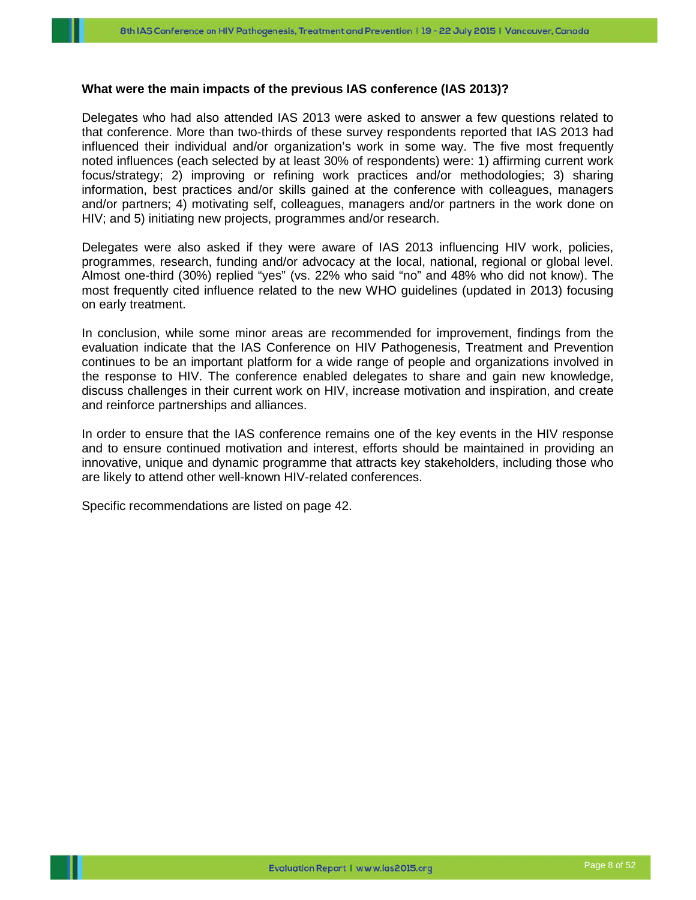**What were the main impacts of the previous IAS conference (IAS 2013)?**

Delegates who had also attended IAS 2013 were asked to answer a few questions related to that conference. More than two-thirds of these survey respondents reported that IAS 2013 had influenced their individual and/or organization's work in some way. The five most frequently noted influences (each selected by at least 30% of respondents) were: 1) affirming current work focus/strategy; 2) improving or refining work practices and/or methodologies; 3) sharing information, best practices and/or skills gained at the conference with colleagues, managers and/or partners; 4) motivating self, colleagues, managers and/or partners in the work done on HIV; and 5) initiating new projects, programmes and/or research.

Delegates were also asked if they were aware of IAS 2013 influencing HIV work, policies, programmes, research, funding and/or advocacy at the local, national, regional or global level. Almost one-third (30%) replied "yes" (vs. 22% who said "no" and 48% who did not know). The most frequently cited influence related to the new WHO guidelines (updated in 2013) focusing on early treatment.

In conclusion, while some minor areas are recommended for improvement, findings from the evaluation indicate that the IAS Conference on HIV Pathogenesis, Treatment and Prevention continues to be an important platform for a wide range of people and organizations involved in the response to HIV. The conference enabled delegates to share and gain new knowledge, discuss challenges in their current work on HIV, increase motivation and inspiration, and create and reinforce partnerships and alliances.

In order to ensure that the IAS conference remains one of the key events in the HIV response and to ensure continued motivation and interest, efforts should be maintained in providing an innovative, unique and dynamic programme that attracts key stakeholders, including those who are likely to attend other well-known HIV-related conferences.

Specific recommendations are listed on page 42.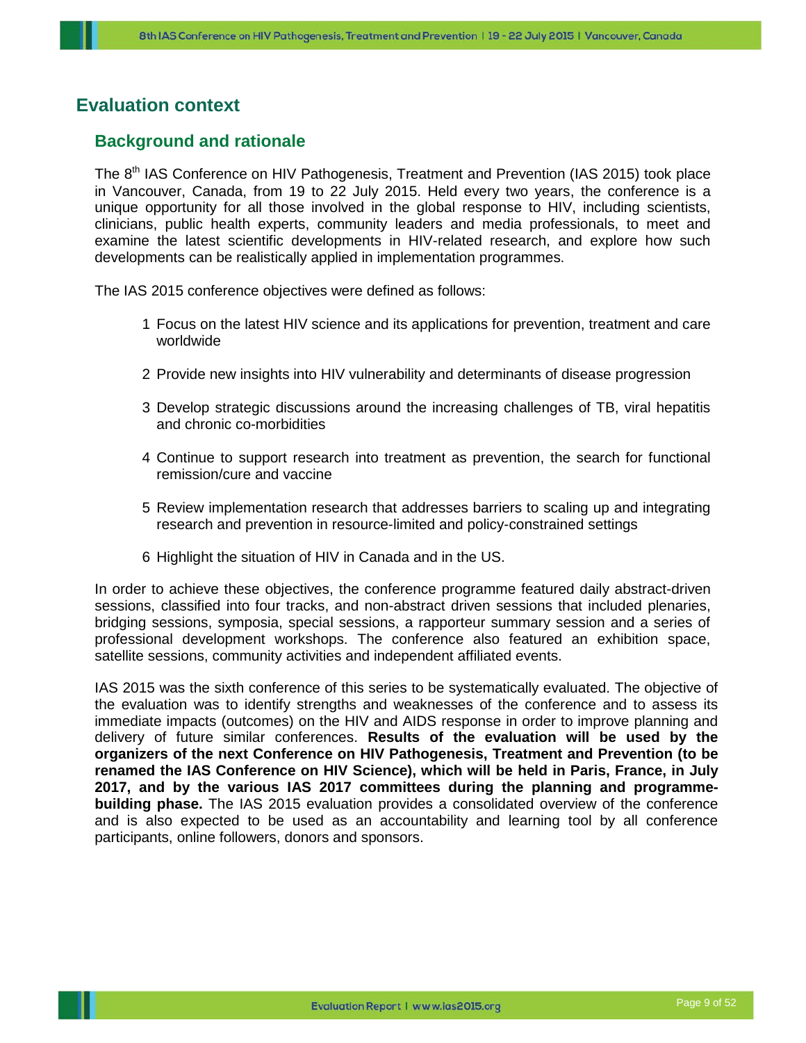# Evaluation context

## Background and rationale

The 8th IAS Conference on HIV Pathogenesis, Treatment and Prevention (IAS 2015) took place in Vancouver, Canada, from 19 to 22 July 2015. Held every two years, the conference is a unique opportunity for all those involved in the global response to HIV, including scientists, clinicians, public health experts, community leaders and media professionals, to meet and examine the latest scientific developments in HIV-related research, and explore how such developments can be realistically applied in implementation programmes.

The IAS 2015 conference objectives were defined as follows:

1. Focus on the latest HIV science and its applications for prevention, treatment and care worldwide
2. Provide new insights into HIV vulnerability and determinants of disease progression
3. Develop strategic discussions around the increasing challenges of TB, viral hepatitis and chronic co-morbidities
4. Continue to support research into treatment as prevention, the search for functional remission/cure and vaccine
5. Review implementation research that addresses barriers to scaling up and integrating research and prevention in resource-limited and policy-constrained settings
6. Highlight the situation of HIV in Canada and in the US.

In order to achieve these objectives, the conference programme featured daily abstract-driven sessions, classified into four tracks, and non-abstract driven sessions that included plenaries, bridging sessions, symposia, special sessions, a rapporteur summary session and a series of professional development workshops. The conference also featured an exhibition space, satellite sessions, community activities and independent affiliated events.

IAS 2015 was the sixth conference of this series to be systematically evaluated. The objective of the evaluation was to identify strengths and weaknesses of the conference and to assess its immediate impacts (outcomes) on the HIV and AIDS response in order to improve planning and delivery of future similar conferences. **Results of the evaluation will be used by the organizers of the next Conference on HIV Pathogenesis, Treatment and Prevention (to be renamed the IAS Conference on HIV Science), which will be held in Paris, France, in July 2017, and by the various IAS 2017 committees during the planning and programme-building phase.** The IAS 2015 evaluation provides a consolidated overview of the conference and is also expected to be used as an accountability and learning tool by all conference participants, online followers, donors and sponsors.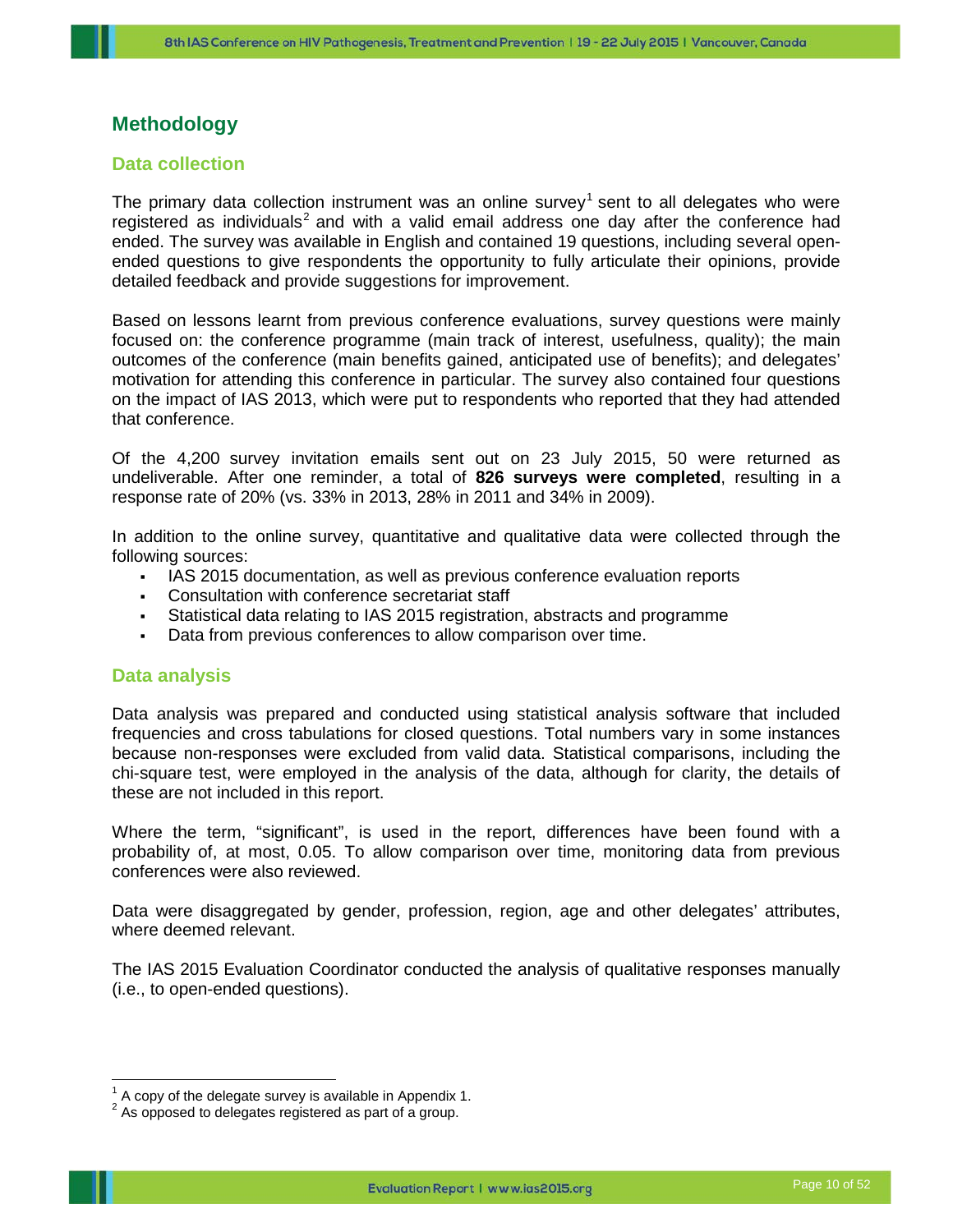## Methodology

### Data collection

The primary data collection instrument was an online survey[1] sent to all delegates who were registered as individuals[2] and with a valid email address one day after the conference had ended. The survey was available in English and contained 19 questions, including several open-ended questions to give respondents the opportunity to fully articulate their opinions, provide detailed feedback and provide suggestions for improvement.

Based on lessons learnt from previous conference evaluations, survey questions were mainly focused on: the conference programme (main track of interest, usefulness, quality); the main outcomes of the conference (main benefits gained, anticipated use of benefits); and delegates' motivation for attending this conference in particular. The survey also contained four questions on the impact of IAS 2013, which were put to respondents who reported that they had attended that conference.

Of the 4,200 survey invitation emails sent out on 23 July 2015, 50 were returned as undeliverable. After one reminder, a total of **826 surveys were completed**, resulting in a response rate of 20% (vs. 33% in 2013, 28% in 2011 and 34% in 2009).

In addition to the online survey, quantitative and qualitative data were collected through the following sources:

- IAS 2015 documentation, as well as previous conference evaluation reports
- Consultation with conference secretariat staff
- Statistical data relating to IAS 2015 registration, abstracts and programme
- Data from previous conferences to allow comparison over time.

### Data analysis

Data analysis was prepared and conducted using statistical analysis software that included frequencies and cross tabulations for closed questions. Total numbers vary in some instances because non-responses were excluded from valid data. Statistical comparisons, including the chi-square test, were employed in the analysis of the data, although for clarity, the details of these are not included in this report.

Where the term, "significant", is used in the report, differences have been found with a probability of, at most, 0.05. To allow comparison over time, monitoring data from previous conferences were also reviewed.

Data were disaggregated by gender, profession, region, age and other delegates' attributes, where deemed relevant.

The IAS 2015 Evaluation Coordinator conducted the analysis of qualitative responses manually (i.e., to open-ended questions).

---

[1] A copy of the delegate survey is available in Appendix 1.

[2] As opposed to delegates registered as part of a group.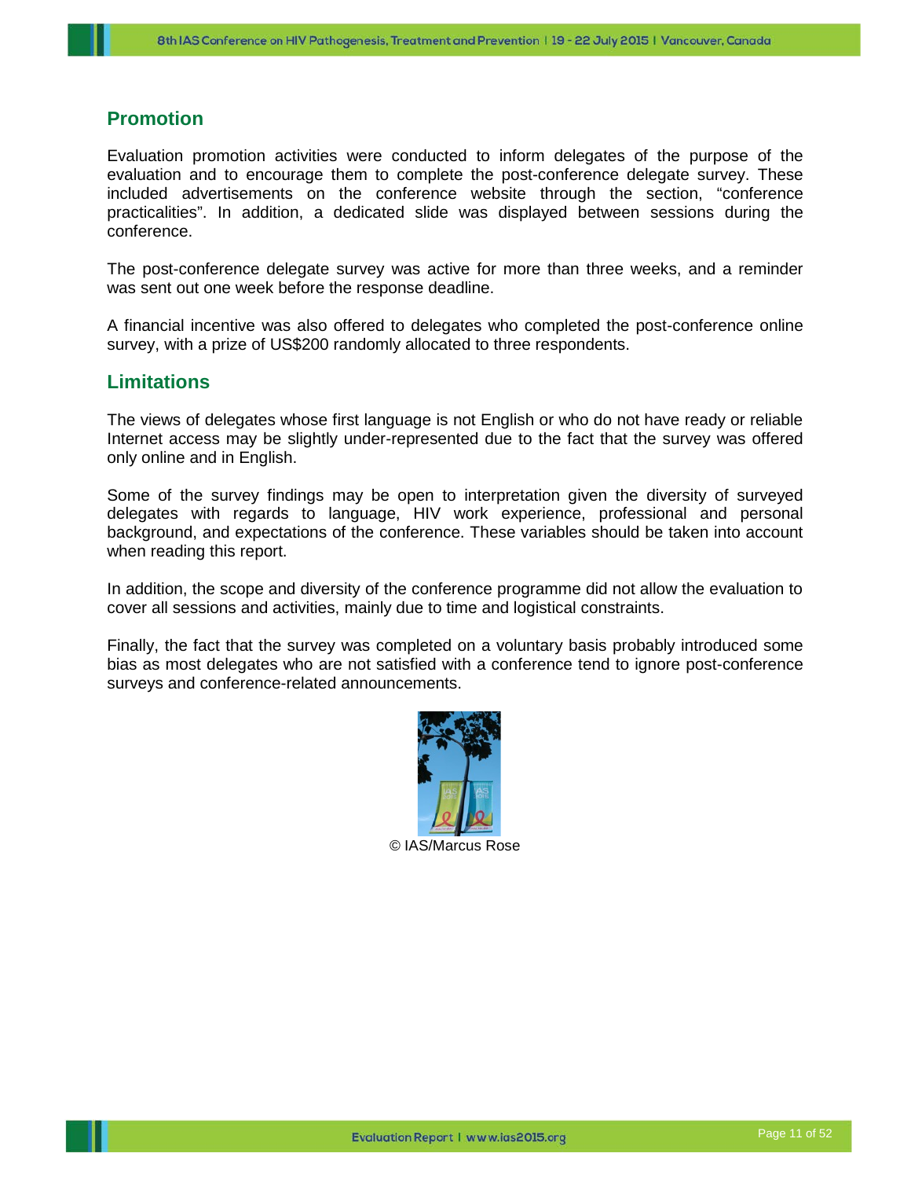## Promotion

Evaluation promotion activities were conducted to inform delegates of the purpose of the evaluation and to encourage them to complete the post-conference delegate survey. These included advertisements on the conference website through the section, "conference practicalities". In addition, a dedicated slide was displayed between sessions during the conference.

The post-conference delegate survey was active for more than three weeks, and a reminder was sent out one week before the response deadline.

A financial incentive was also offered to delegates who completed the post-conference online survey, with a prize of US$200 randomly allocated to three respondents.

## Limitations

The views of delegates whose first language is not English or who do not have ready or reliable Internet access may be slightly under-represented due to the fact that the survey was offered only online and in English.

Some of the survey findings may be open to interpretation given the diversity of surveyed delegates with regards to language, HIV work experience, professional and personal background, and expectations of the conference. These variables should be taken into account when reading this report.

In addition, the scope and diversity of the conference programme did not allow the evaluation to cover all sessions and activities, mainly due to time and logistical constraints.

Finally, the fact that the survey was completed on a voluntary basis probably introduced some bias as most delegates who are not satisfied with a conference tend to ignore post-conference surveys and conference-related announcements.

© IAS/Marcus Rose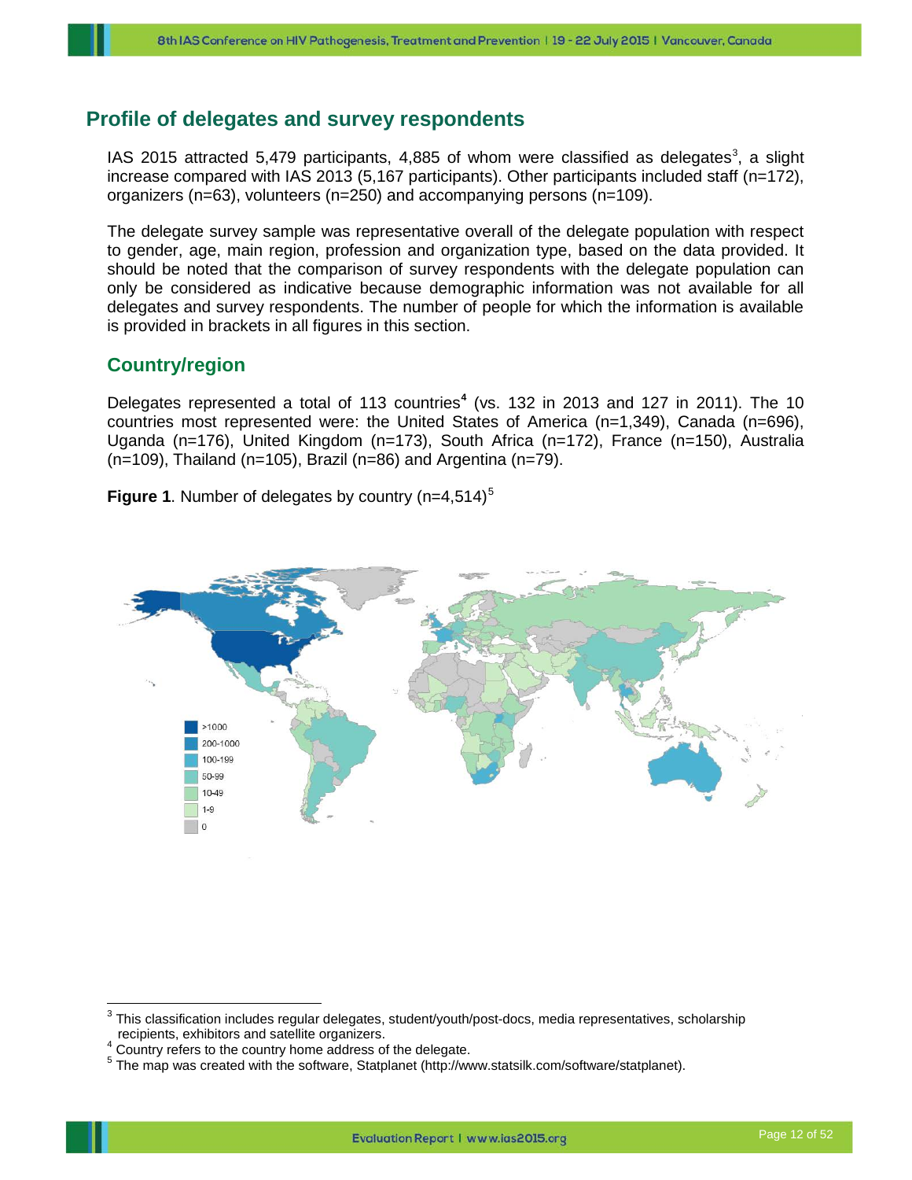## Profile of delegates and survey respondents

IAS 2015 attracted 5,479 participants, 4,885 of whom were classified as delegates[3], a slight increase compared with IAS 2013 (5,167 participants). Other participants included staff (n=172), organizers (n=63), volunteers (n=250) and accompanying persons (n=109).

The delegate survey sample was representative overall of the delegate population with respect to gender, age, main region, profession and organization type, based on the data provided. It should be noted that the comparison of survey respondents with the delegate population can only be considered as indicative because demographic information was not available for all delegates and survey respondents. The number of people for which the information is available is provided in brackets in all figures in this section.

### Country/region

Delegates represented a total of 113 countries[4] (vs. 132 in 2013 and 127 in 2011). The 10 countries most represented were: the United States of America (n=1,349), Canada (n=696), Uganda (n=176), United Kingdom (n=173), South Africa (n=172), France (n=150), Australia (n=109), Thailand (n=105), Brazil (n=86) and Argentina (n=79).

**Figure 1**. Number of delegates by country (n=4,514)[5]

[3] This classification includes regular delegates, student/youth/post-docs, media representatives, scholarship recipients, exhibitors and satellite organizers.

[4] Country refers to the country home address of the delegate.

[5] The map was created with the software, Statplanet (http://www.statsilk.com/software/statplanet).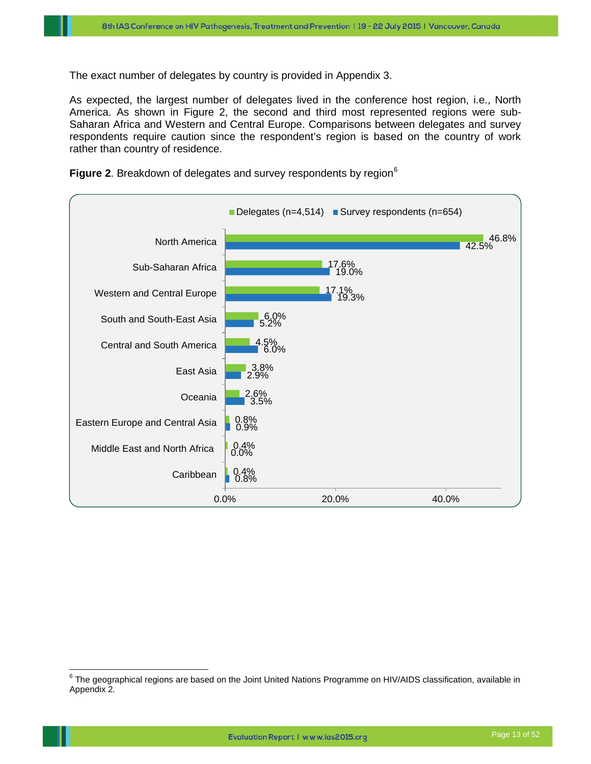The exact number of delegates by country is provided in Appendix 3.

As expected, the largest number of delegates lived in the conference host region, i.e., North America. As shown in Figure 2, the second and third most represented regions were sub-Saharan Africa and Western and Central Europe. Comparisons between delegates and survey respondents require caution since the respondent's region is based on the country of work rather than country of residence.

**Figure 2**. Breakdown of delegates and survey respondents by region[6]

| Region | Delegates (n=4,514) | Survey respondents (n=654) |
|---|---|---|
| North America | 46.8% | 42.5% |
| Sub-Saharan Africa | 17.6% | 19.0% |
| Western and Central Europe | 17.1% | 19.3% |
| South and South-East Asia | 6.0% | 5.2% |
| Central and South America | 4.5% | 6.0% |
| East Asia | 3.8% | 2.9% |
| Oceania | 2.6% | 3.5% |
| Eastern Europe and Central Asia | 0.8% | 0.9% |
| Middle East and North Africa | 0.4% | 0.0% |
| Caribbean | 0.4% | 0.8% |

[6] The geographical regions are based on the Joint United Nations Programme on HIV/AIDS classification, available in Appendix 2.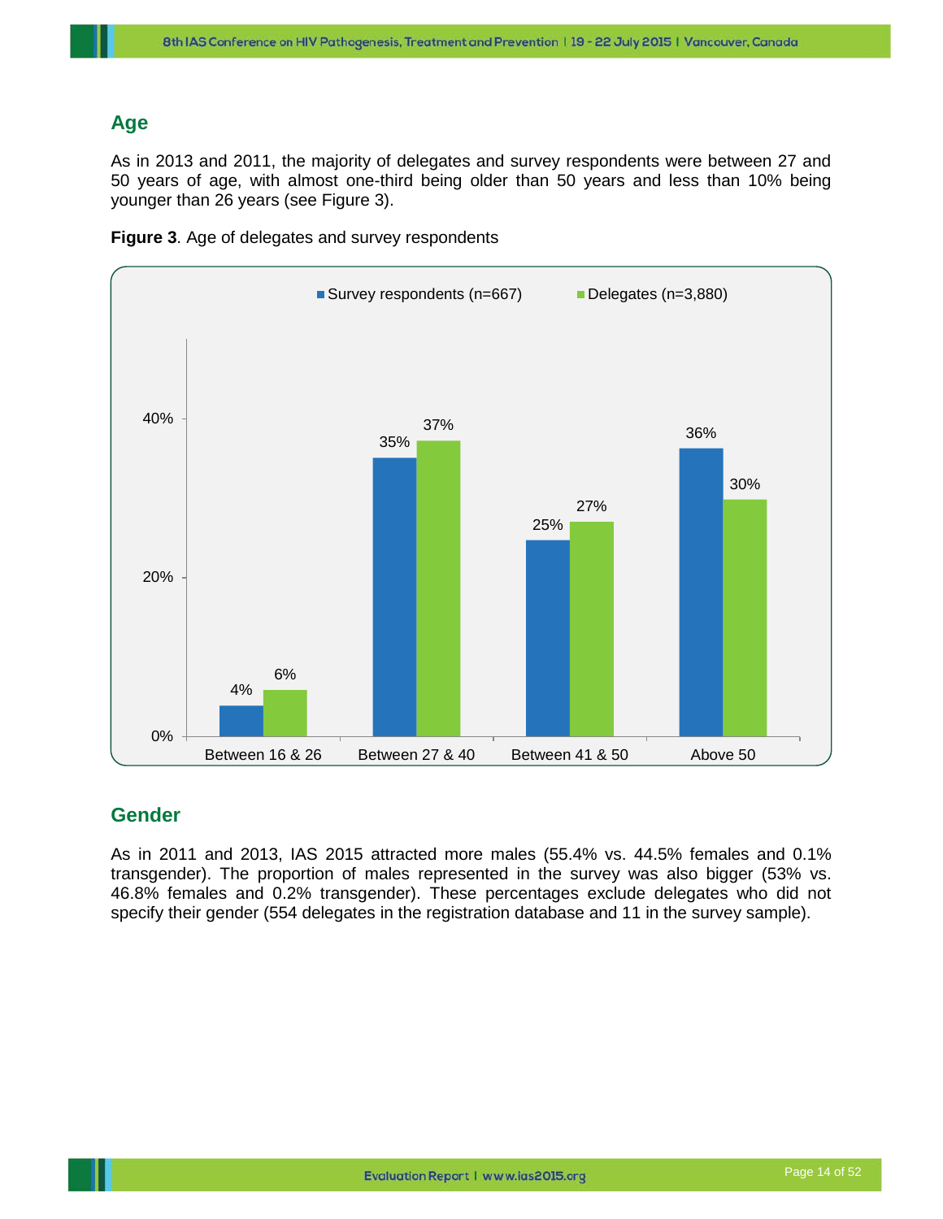## Age

As in 2013 and 2011, the majority of delegates and survey respondents were between 27 and 50 years of age, with almost one-third being older than 50 years and less than 10% being younger than 26 years (see Figure 3).

**Figure 3**. Age of delegates and survey respondents

| | Survey respondents (n=667) | Delegates (n=3,880) |
|---|---|---|
| Between 16 & 26 | 4% | 6% |
| Between 27 & 40 | 35% | 37% |
| Between 41 & 50 | 25% | 27% |
| Above 50 | 36% | 30% |

## Gender

As in 2011 and 2013, IAS 2015 attracted more males (55.4% vs. 44.5% females and 0.1% transgender). The proportion of males represented in the survey was also bigger (53% vs. 46.8% females and 0.2% transgender). These percentages exclude delegates who did not specify their gender (554 delegates in the registration database and 11 in the survey sample).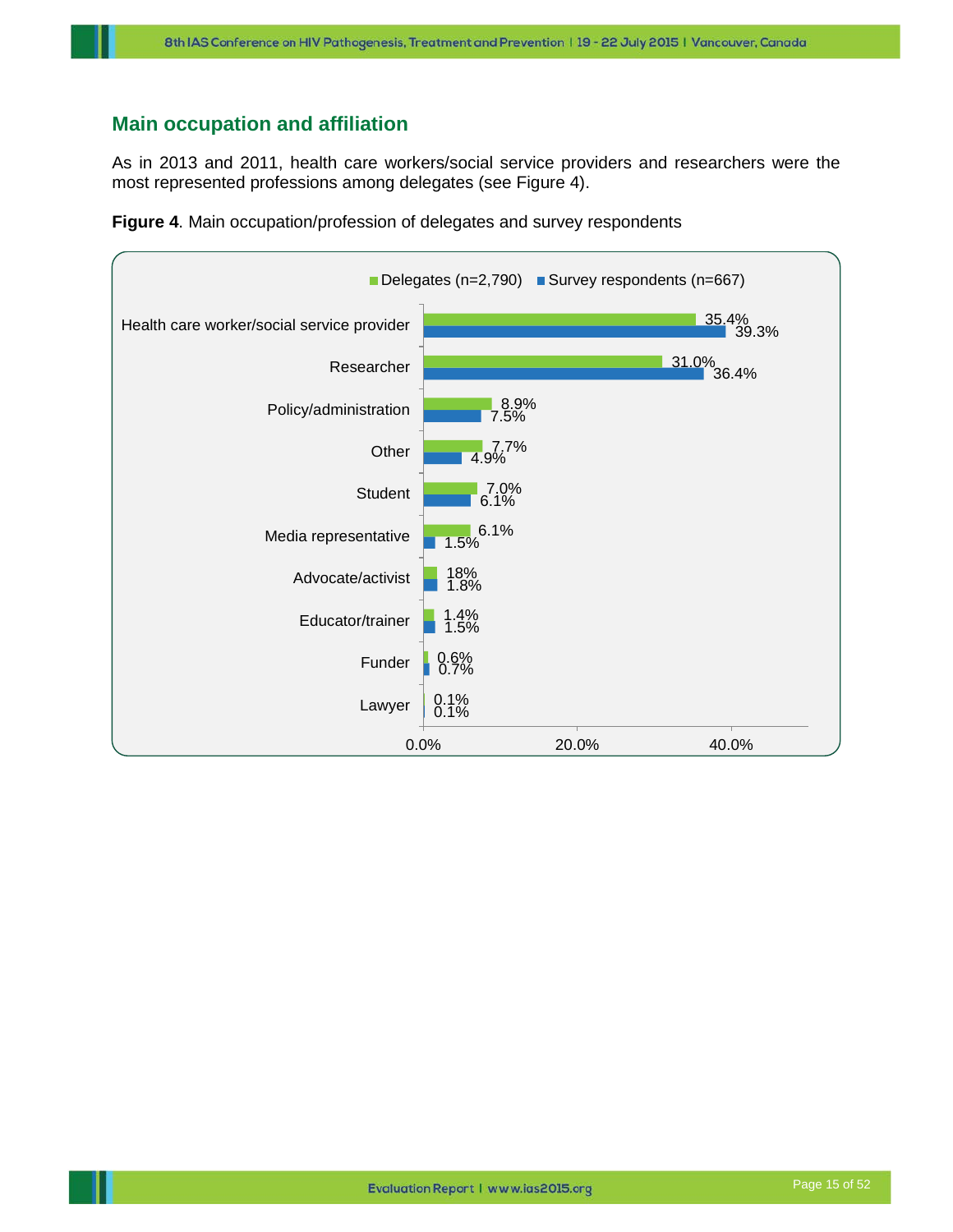## Main occupation and affiliation

As in 2013 and 2011, health care workers/social service providers and researchers were the most represented professions among delegates (see Figure 4).

**Figure 4**. Main occupation/profession of delegates and survey respondents

| Occupation | Delegates (n=2,790) | Survey respondents (n=667) |
|---|---|---|
| Health care worker/social service provider | 35.4% | 39.3% |
| Researcher | 31.0% | 36.4% |
| Policy/administration | 8.9% | 7.5% |
| Other | 7.7% | 4.9% |
| Student | 7.0% | 6.1% |
| Media representative | 6.1% | 1.5% |
| Advocate/activist | 18% | 1.8% |
| Educator/trainer | 1.4% | 1.5% |
| Funder | 0.6% | 0.7% |
| Lawyer | 0.1% | 0.1% |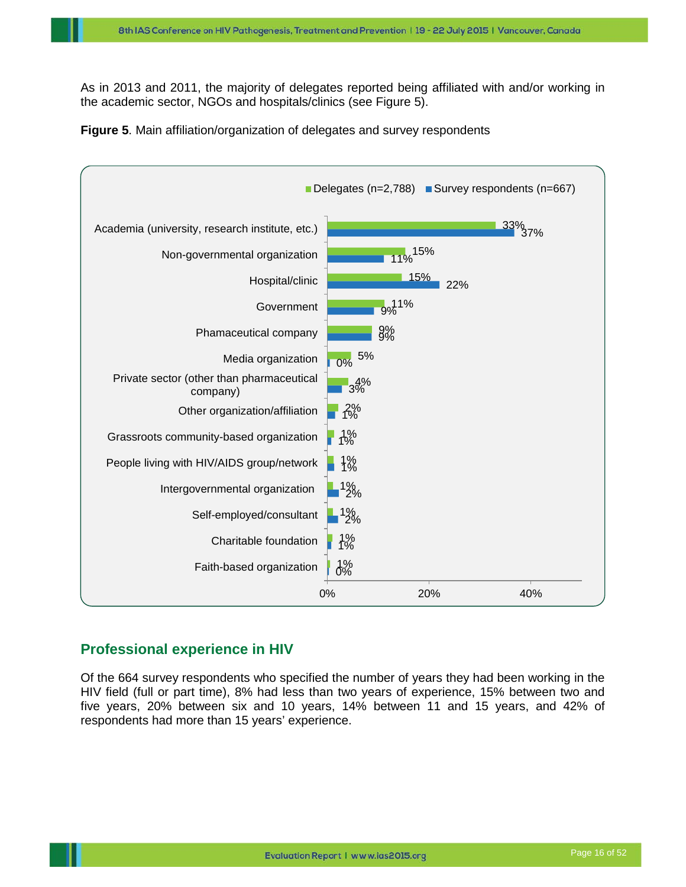As in 2013 and 2011, the majority of delegates reported being affiliated with and/or working in the academic sector, NGOs and hospitals/clinics (see Figure 5).

**Figure 5**. Main affiliation/organization of delegates and survey respondents

| Affiliation/organization | Delegates (n=2,788) | Survey respondents (n=667) |
|---|---|---|
| Academia (university, research institute, etc.) | 33% | 37% |
| Non-governmental organization | 15% | 11% |
| Hospital/clinic | 15% | 22% |
| Government | 11% | 9% |
| Phamaceutical company | 9% | 9% |
| Media organization | 5% | 0% |
| Private sector (other than pharmaceutical company) | 4% | 3% |
| Other organization/affiliation | 2% | 1% |
| Grassroots community-based organization | 1% | 1% |
| People living with HIV/AIDS group/network | 1% | 1% |
| Intergovernmental organization | 1% | 2% |
| Self-employed/consultant | 1% | 2% |
| Charitable foundation | 1% | 1% |
| Faith-based organization | 1% | 0% |

## Professional experience in HIV

Of the 664 survey respondents who specified the number of years they had been working in the HIV field (full or part time), 8% had less than two years of experience, 15% between two and five years, 20% between six and 10 years, 14% between 11 and 15 years, and 42% of respondents had more than 15 years' experience.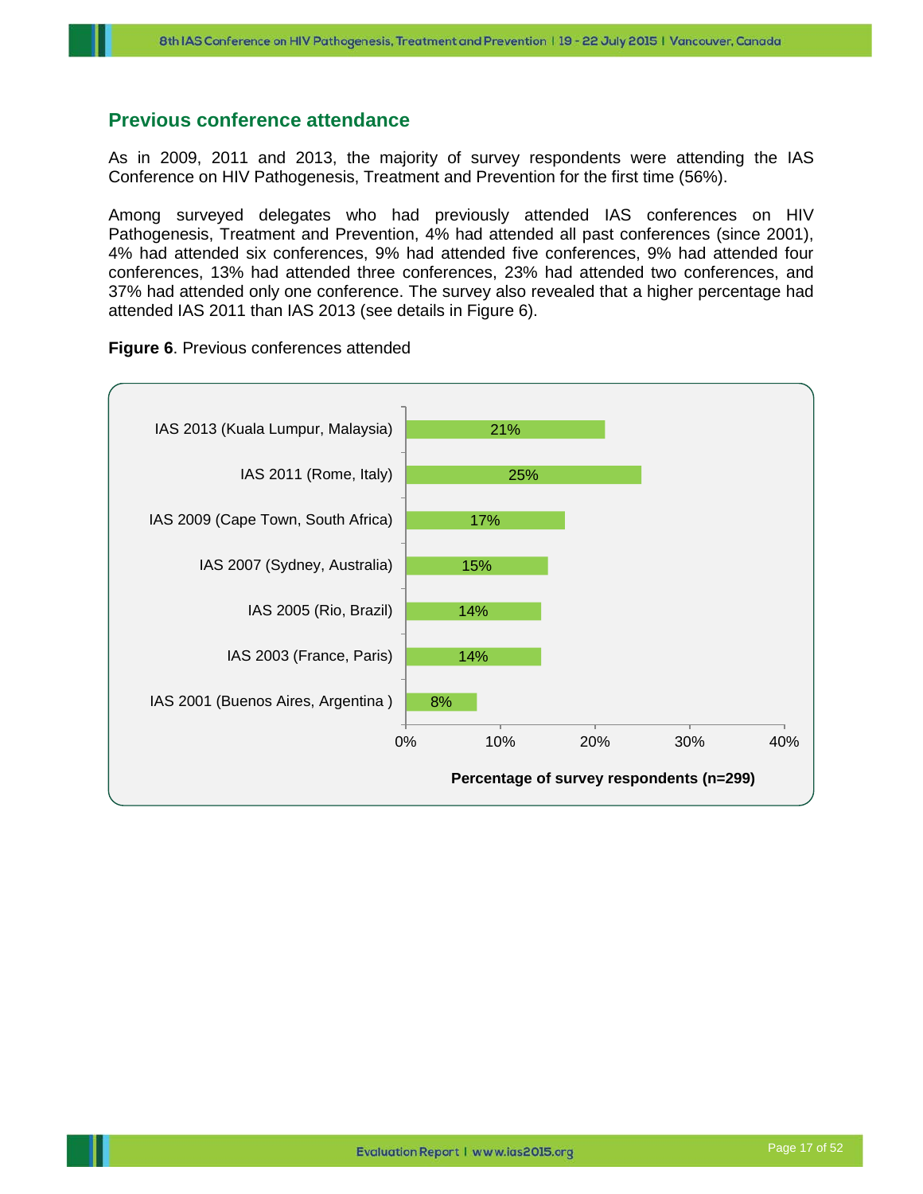## Previous conference attendance

As in 2009, 2011 and 2013, the majority of survey respondents were attending the IAS Conference on HIV Pathogenesis, Treatment and Prevention for the first time (56%).

Among surveyed delegates who had previously attended IAS conferences on HIV Pathogenesis, Treatment and Prevention, 4% had attended all past conferences (since 2001), 4% had attended six conferences, 9% had attended five conferences, 9% had attended four conferences, 13% had attended three conferences, 23% had attended two conferences, and 37% had attended only one conference. The survey also revealed that a higher percentage had attended IAS 2011 than IAS 2013 (see details in Figure 6).

**Figure 6**. Previous conferences attended

| Conference | Percentage of survey respondents (n=299) |
|---|---|
| IAS 2013 (Kuala Lumpur, Malaysia) | 21% |
| IAS 2011 (Rome, Italy) | 25% |
| IAS 2009 (Cape Town, South Africa) | 17% |
| IAS 2007 (Sydney, Australia) | 15% |
| IAS 2005 (Rio, Brazil) | 14% |
| IAS 2003 (France, Paris) | 14% |
| IAS 2001 (Buenos Aires, Argentina ) | 8% |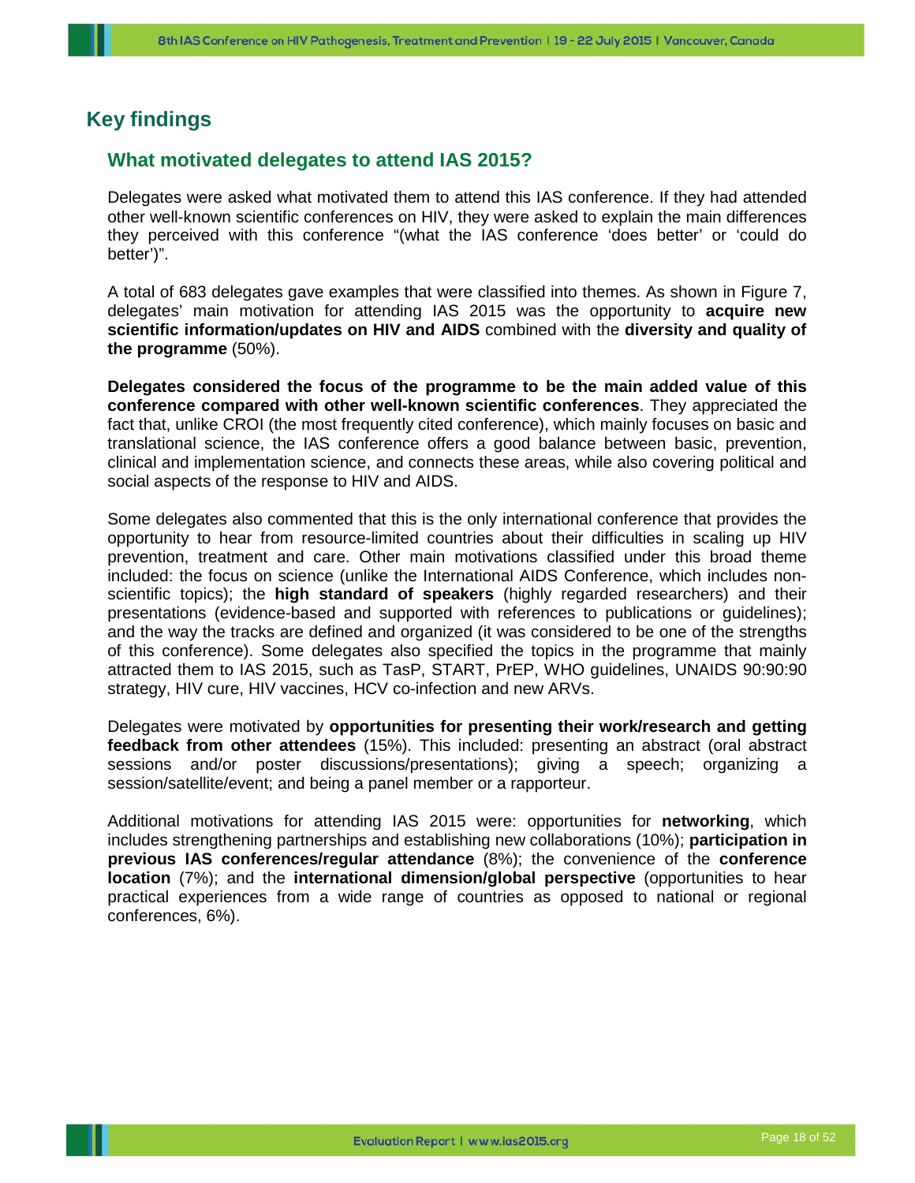## Key findings

### What motivated delegates to attend IAS 2015?

Delegates were asked what motivated them to attend this IAS conference. If they had attended other well-known scientific conferences on HIV, they were asked to explain the main differences they perceived with this conference "(what the IAS conference 'does better' or 'could do better')".

A total of 683 delegates gave examples that were classified into themes. As shown in Figure 7, delegates' main motivation for attending IAS 2015 was the opportunity to **acquire new scientific information/updates on HIV and AIDS** combined with the **diversity and quality of the programme** (50%).

**Delegates considered the focus of the programme to be the main added value of this conference compared with other well-known scientific conferences**. They appreciated the fact that, unlike CROI (the most frequently cited conference), which mainly focuses on basic and translational science, the IAS conference offers a good balance between basic, prevention, clinical and implementation science, and connects these areas, while also covering political and social aspects of the response to HIV and AIDS.

Some delegates also commented that this is the only international conference that provides the opportunity to hear from resource-limited countries about their difficulties in scaling up HIV prevention, treatment and care. Other main motivations classified under this broad theme included: the focus on science (unlike the International AIDS Conference, which includes non-scientific topics); the **high standard of speakers** (highly regarded researchers) and their presentations (evidence-based and supported with references to publications or guidelines); and the way the tracks are defined and organized (it was considered to be one of the strengths of this conference). Some delegates also specified the topics in the programme that mainly attracted them to IAS 2015, such as TasP, START, PrEP, WHO guidelines, UNAIDS 90:90:90 strategy, HIV cure, HIV vaccines, HCV co-infection and new ARVs.

Delegates were motivated by **opportunities for presenting their work/research and getting feedback from other attendees** (15%). This included: presenting an abstract (oral abstract sessions and/or poster discussions/presentations); giving a speech; organizing a session/satellite/event; and being a panel member or a rapporteur.

Additional motivations for attending IAS 2015 were: opportunities for **networking**, which includes strengthening partnerships and establishing new collaborations (10%); **participation in previous IAS conferences/regular attendance** (8%); the convenience of the **conference location** (7%); and the **international dimension/global perspective** (opportunities to hear practical experiences from a wide range of countries as opposed to national or regional conferences, 6%).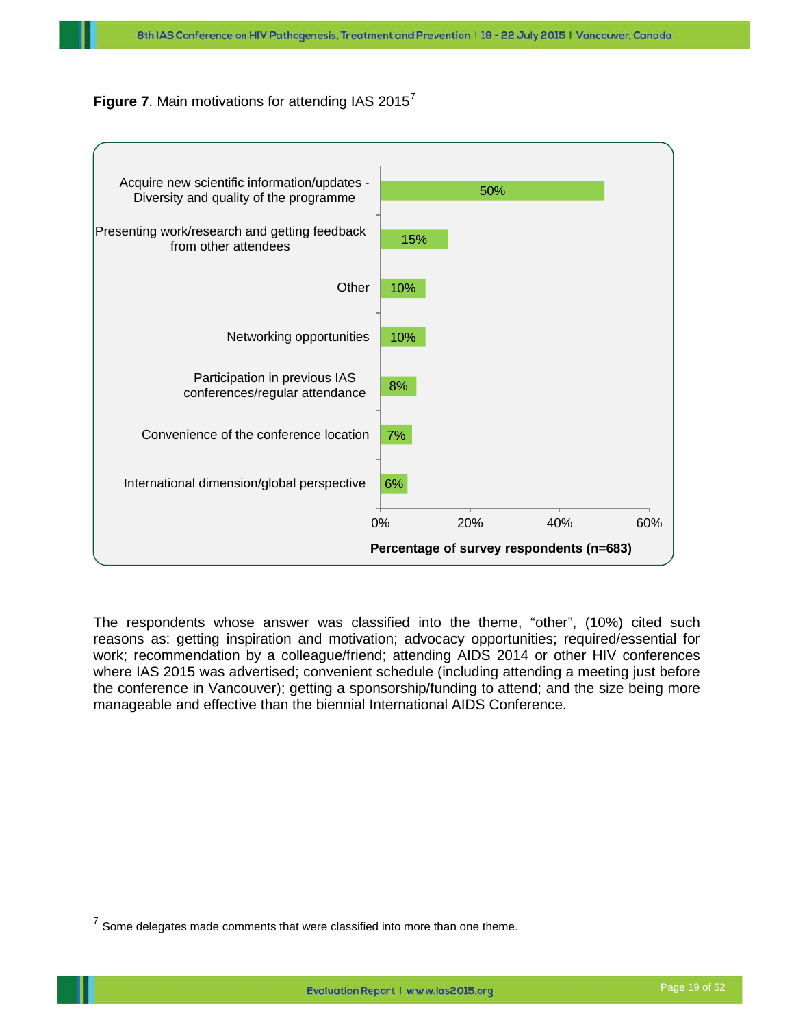**Figure 7**. Main motivations for attending IAS 2015[7]

| Motivation | Percentage of survey respondents (n=683) |
|---|---|
| Acquire new scientific information/updates - Diversity and quality of the programme | 50% |
| Presenting work/research and getting feedback from other attendees | 15% |
| Other | 10% |
| Networking opportunities | 10% |
| Participation in previous IAS conferences/regular attendance | 8% |
| Convenience of the conference location | 7% |
| International dimension/global perspective | 6% |

The respondents whose answer was classified into the theme, "other", (10%) cited such reasons as: getting inspiration and motivation; advocacy opportunities; required/essential for work; recommendation by a colleague/friend; attending AIDS 2014 or other HIV conferences where IAS 2015 was advertised; convenient schedule (including attending a meeting just before the conference in Vancouver); getting a sponsorship/funding to attend; and the size being more manageable and effective than the biennial International AIDS Conference.

[7] Some delegates made comments that were classified into more than one theme.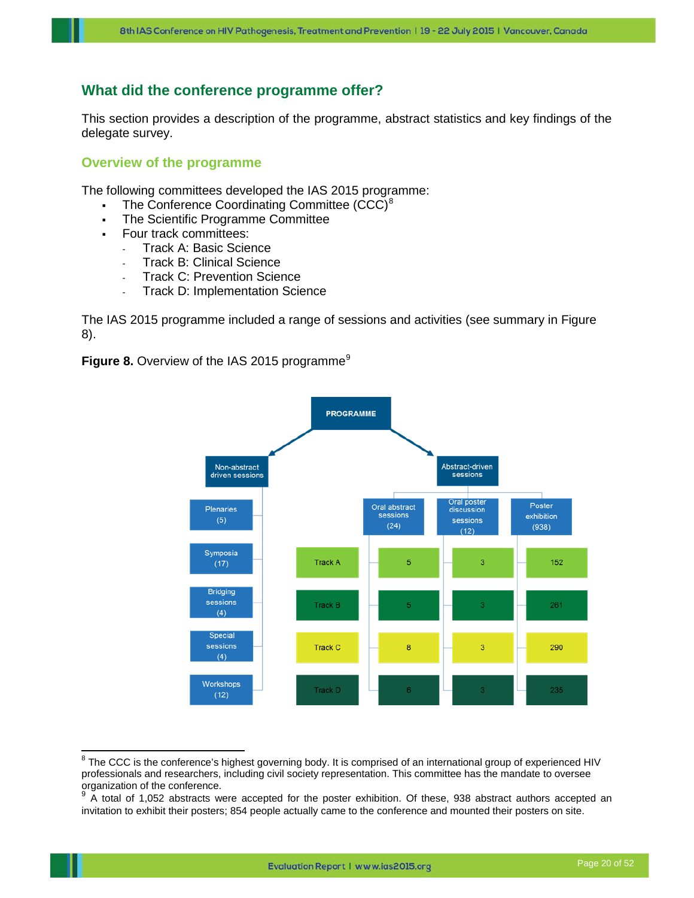## What did the conference programme offer?

This section provides a description of the programme, abstract statistics and key findings of the delegate survey.

### Overview of the programme

The following committees developed the IAS 2015 programme:

- The Conference Coordinating Committee (CCC)[8]
- The Scientific Programme Committee
- Four track committees:
  - Track A: Basic Science
  - Track B: Clinical Science
  - Track C: Prevention Science
  - Track D: Implementation Science

The IAS 2015 programme included a range of sessions and activities (see summary in Figure 8).

**Figure 8.** Overview of the IAS 2015 programme[9]

PROGRAMME

Non-abstract driven sessions:

- Plenaries (5)
- Symposia (17)
- Bridging sessions (4)
- Special sessions (4)
- Workshops (12)

Abstract-driven sessions:

| | Oral abstract sessions (24) | Oral poster discussion sessions (12) | Poster exhibition (938) |
|---|---|---|---|
| Track A | 5 | 3 | 152 |
| Track B | 5 | 3 | 261 |
| Track C | 8 | 3 | 290 |
| Track D | 6 | 3 | 235 |

[8] The CCC is the conference's highest governing body. It is comprised of an international group of experienced HIV professionals and researchers, including civil society representation. This committee has the mandate to oversee organization of the conference.

[9] A total of 1,052 abstracts were accepted for the poster exhibition. Of these, 938 abstract authors accepted an invitation to exhibit their posters; 854 people actually came to the conference and mounted their posters on site.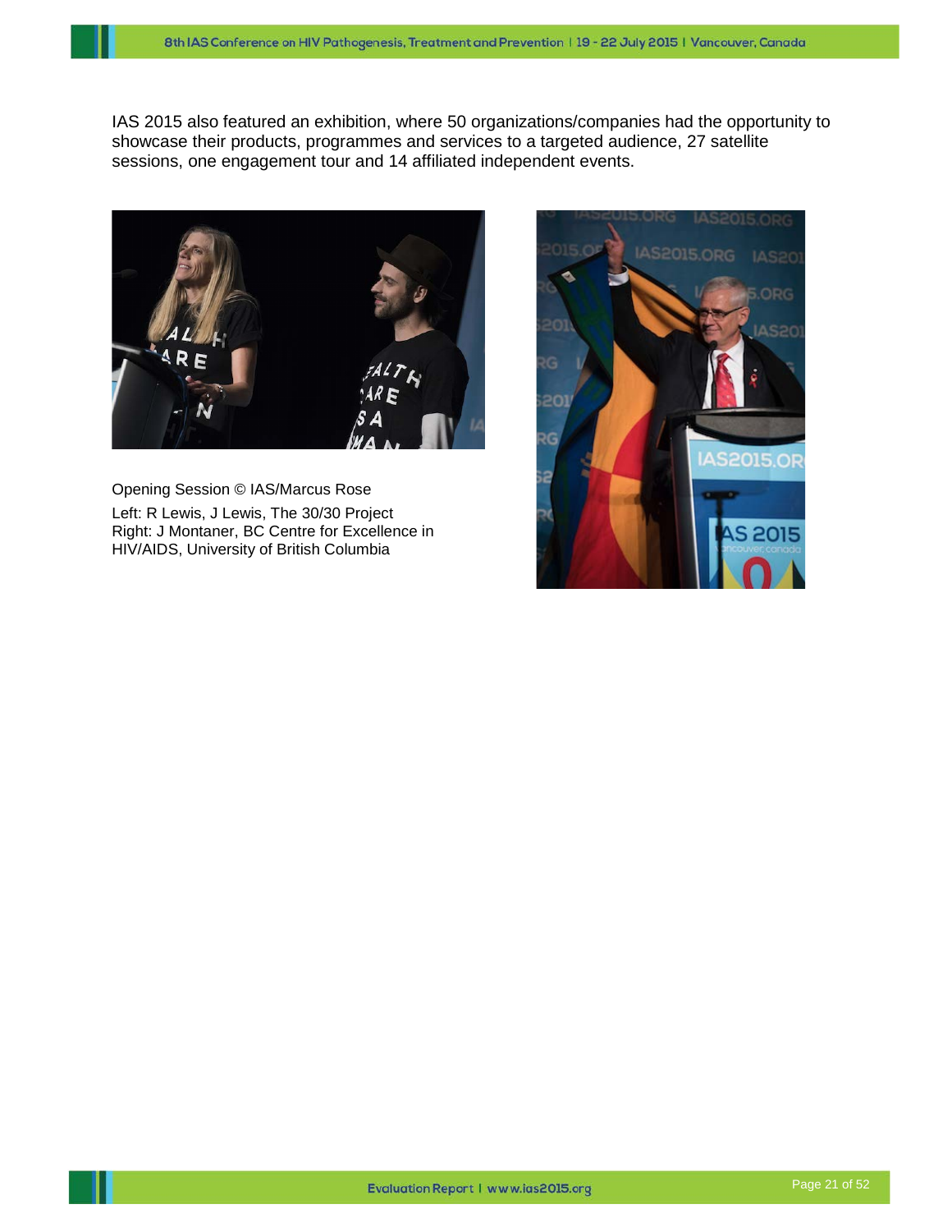IAS 2015 also featured an exhibition, where 50 organizations/companies had the opportunity to showcase their products, programmes and services to a targeted audience, 27 satellite sessions, one engagement tour and 14 affiliated independent events.

Opening Session © IAS/Marcus Rose

Left: R Lewis, J Lewis, The 30/30 Project
Right: J Montaner, BC Centre for Excellence in HIV/AIDS, University of British Columbia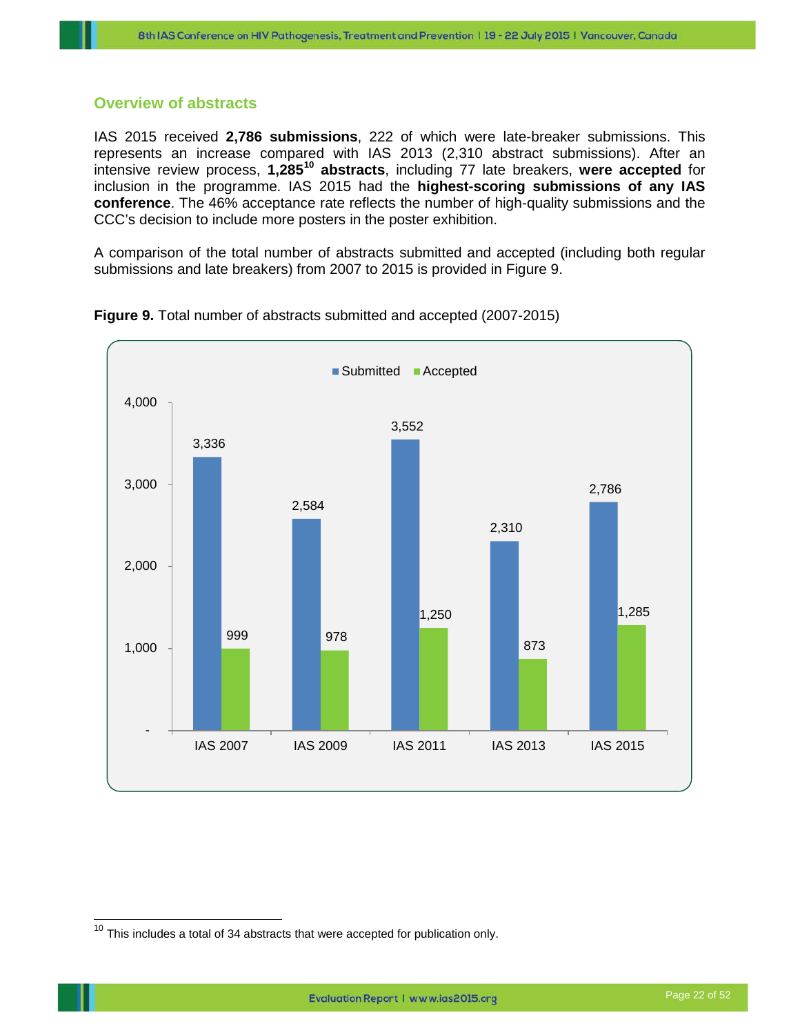## Overview of abstracts

IAS 2015 received **2,786 submissions**, 222 of which were late-breaker submissions. This represents an increase compared with IAS 2013 (2,310 abstract submissions). After an intensive review process, **1,285[10] abstracts**, including 77 late breakers, **were accepted** for inclusion in the programme. IAS 2015 had the **highest-scoring submissions of any IAS conference**. The 46% acceptance rate reflects the number of high-quality submissions and the CCC's decision to include more posters in the poster exhibition.

A comparison of the total number of abstracts submitted and accepted (including both regular submissions and late breakers) from 2007 to 2015 is provided in Figure 9.

**Figure 9.** Total number of abstracts submitted and accepted (2007-2015)

| | Submitted | Accepted |
|---|---|---|
| IAS 2007 | 3,336 | 999 |
| IAS 2009 | 2,584 | 978 |
| IAS 2011 | 3,552 | 1,250 |
| IAS 2013 | 2,310 | 873 |
| IAS 2015 | 2,786 | 1,285 |

[10] This includes a total of 34 abstracts that were accepted for publication only.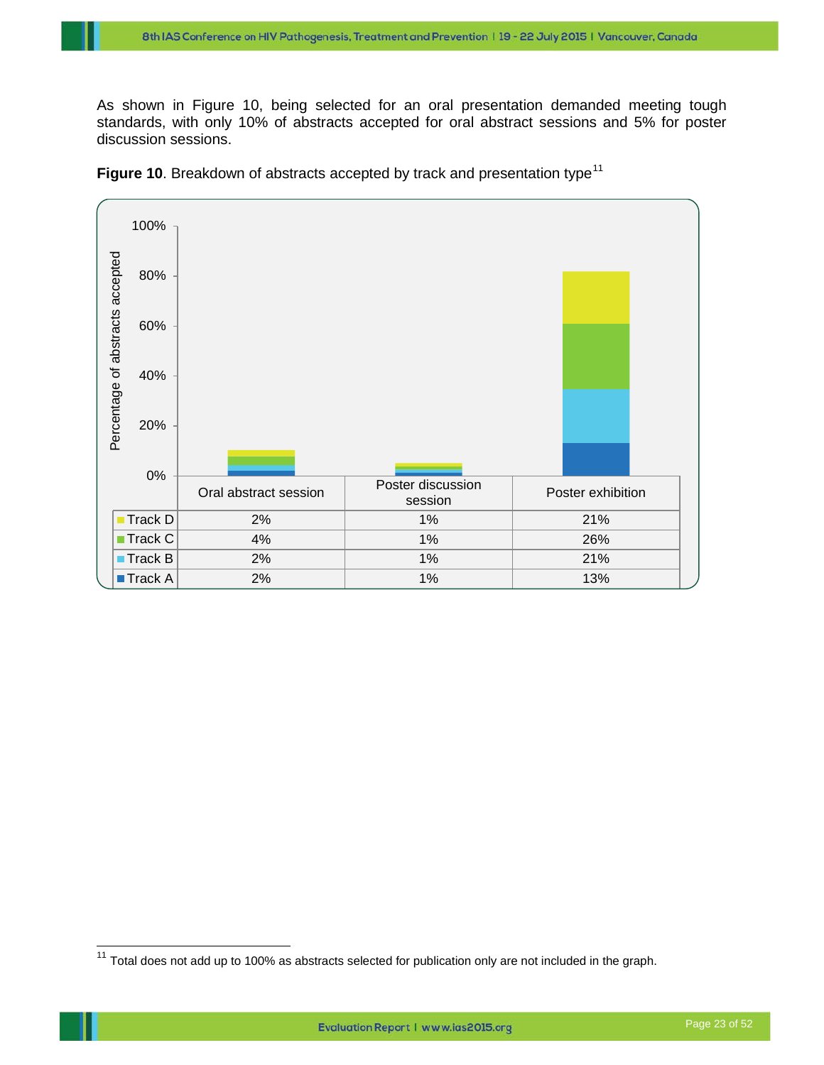As shown in Figure 10, being selected for an oral presentation demanded meeting tough standards, with only 10% of abstracts accepted for oral abstract sessions and 5% for poster discussion sessions.

**Figure 10**. Breakdown of abstracts accepted by track and presentation type[11]

| | Oral abstract session | Poster discussion session | Poster exhibition |
|---|---|---|---|
| Track D | 2% | 1% | 21% |
| Track C | 4% | 1% | 26% |
| Track B | 2% | 1% | 21% |
| Track A | 2% | 1% | 13% |

[11] Total does not add up to 100% as abstracts selected for publication only are not included in the graph.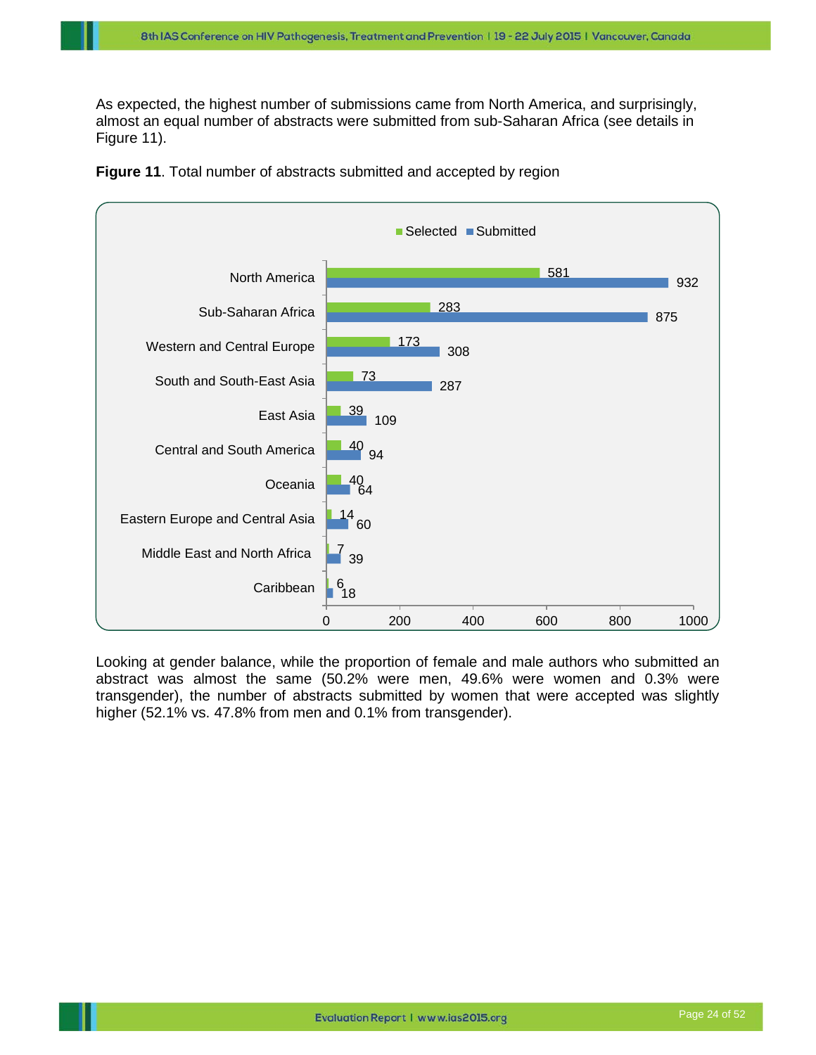As expected, the highest number of submissions came from North America, and surprisingly, almost an equal number of abstracts were submitted from sub-Saharan Africa (see details in Figure 11).

**Figure 11**. Total number of abstracts submitted and accepted by region

| Region | Selected | Submitted |
|---|---|---|
| North America | 581 | 932 |
| Sub-Saharan Africa | 283 | 875 |
| Western and Central Europe | 173 | 308 |
| South and South-East Asia | 73 | 287 |
| East Asia | 39 | 109 |
| Central and South America | 40 | 94 |
| Oceania | 40 | 64 |
| Eastern Europe and Central Asia | 14 | 60 |
| Middle East and North Africa | 7 | 39 |
| Caribbean | 6 | 18 |

Looking at gender balance, while the proportion of female and male authors who submitted an abstract was almost the same (50.2% were men, 49.6% were women and 0.3% were transgender), the number of abstracts submitted by women that were accepted was slightly higher (52.1% vs. 47.8% from men and 0.1% from transgender).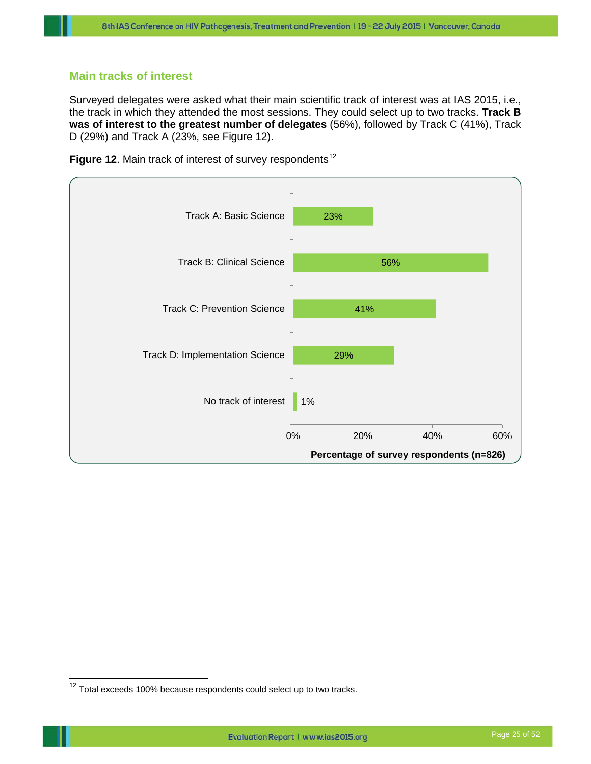## Main tracks of interest

Surveyed delegates were asked what their main scientific track of interest was at IAS 2015, i.e., the track in which they attended the most sessions. They could select up to two tracks. **Track B was of interest to the greatest number of delegates** (56%), followed by Track C (41%), Track D (29%) and Track A (23%, see Figure 12).

**Figure 12**. Main track of interest of survey respondents[12]

| Track | Percentage of survey respondents (n=826) |
| --- | --- |
| Track A: Basic Science | 23% |
| Track B: Clinical Science | 56% |
| Track C: Prevention Science | 41% |
| Track D: Implementation Science | 29% |
| No track of interest | 1% |

[12] Total exceeds 100% because respondents could select up to two tracks.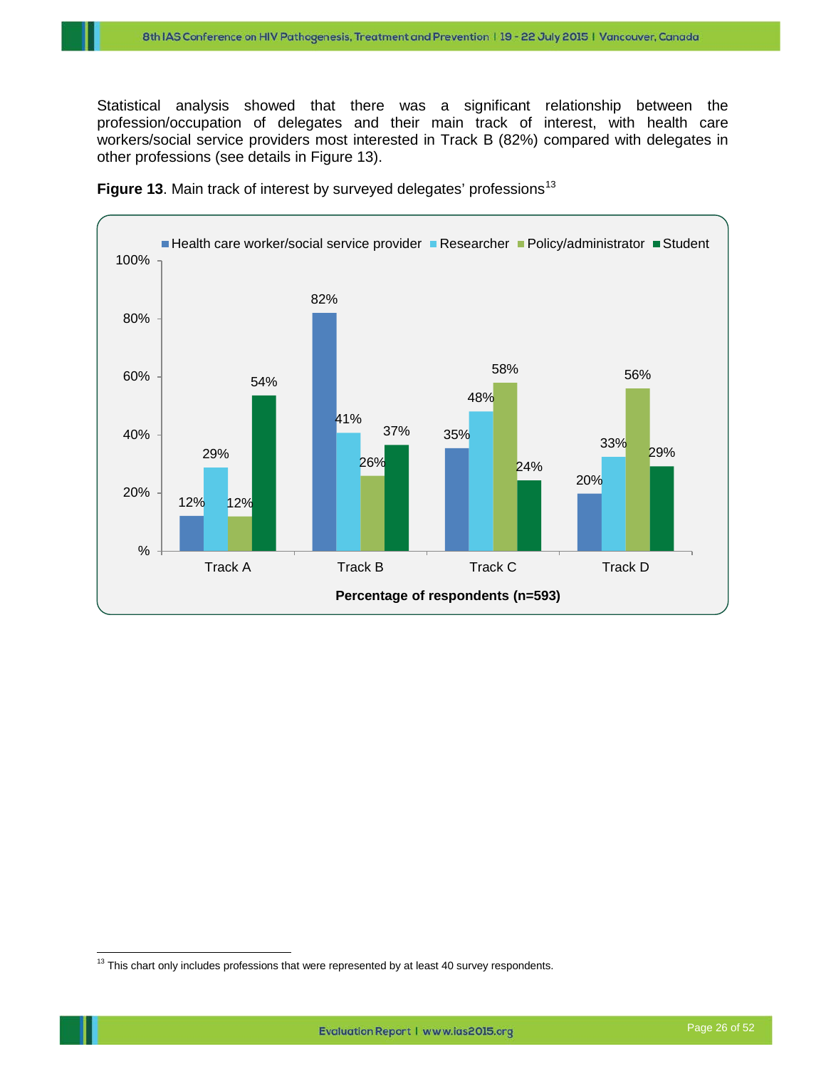Statistical analysis showed that there was a significant relationship between the profession/occupation of delegates and their main track of interest, with health care workers/social service providers most interested in Track B (82%) compared with delegates in other professions (see details in Figure 13).

**Figure 13**. Main track of interest by surveyed delegates' professions[13]

| | Health care worker/social service provider | Researcher | Policy/administrator | Student |
|---|---|---|---|---|
| Track A | 12% | 29% | 12% | 54% |
| Track B | 82% | 41% | 26% | 37% |
| Track C | 35% | 48% | 58% | 24% |
| Track D | 20% | 33% | 56% | 29% |

**Percentage of respondents (n=593)**

[13] This chart only includes professions that were represented by at least 40 survey respondents.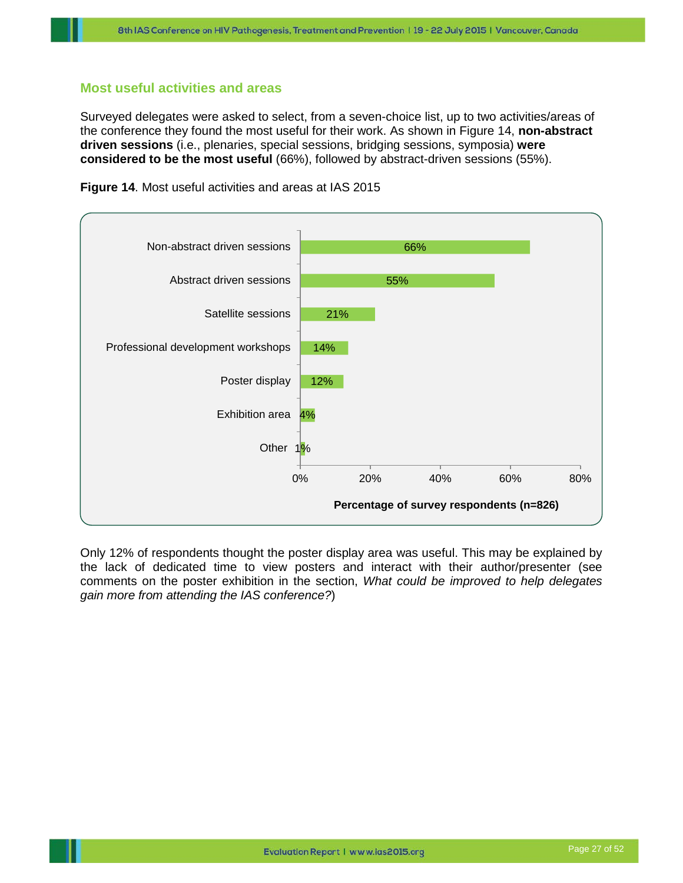## Most useful activities and areas

Surveyed delegates were asked to select, from a seven-choice list, up to two activities/areas of the conference they found the most useful for their work. As shown in Figure 14, **non-abstract driven sessions** (i.e., plenaries, special sessions, bridging sessions, symposia) **were considered to be the most useful** (66%), followed by abstract-driven sessions (55%).

**Figure 14**. Most useful activities and areas at IAS 2015

| Activity/area | Percentage of survey respondents (n=826) |
|---|---|
| Non-abstract driven sessions | 66% |
| Abstract driven sessions | 55% |
| Satellite sessions | 21% |
| Professional development workshops | 14% |
| Poster display | 12% |
| Exhibition area | 4% |
| Other | 1% |

Only 12% of respondents thought the poster display area was useful. This may be explained by the lack of dedicated time to view posters and interact with their author/presenter (see comments on the poster exhibition in the section, *What could be improved to help delegates gain more from attending the IAS conference?*)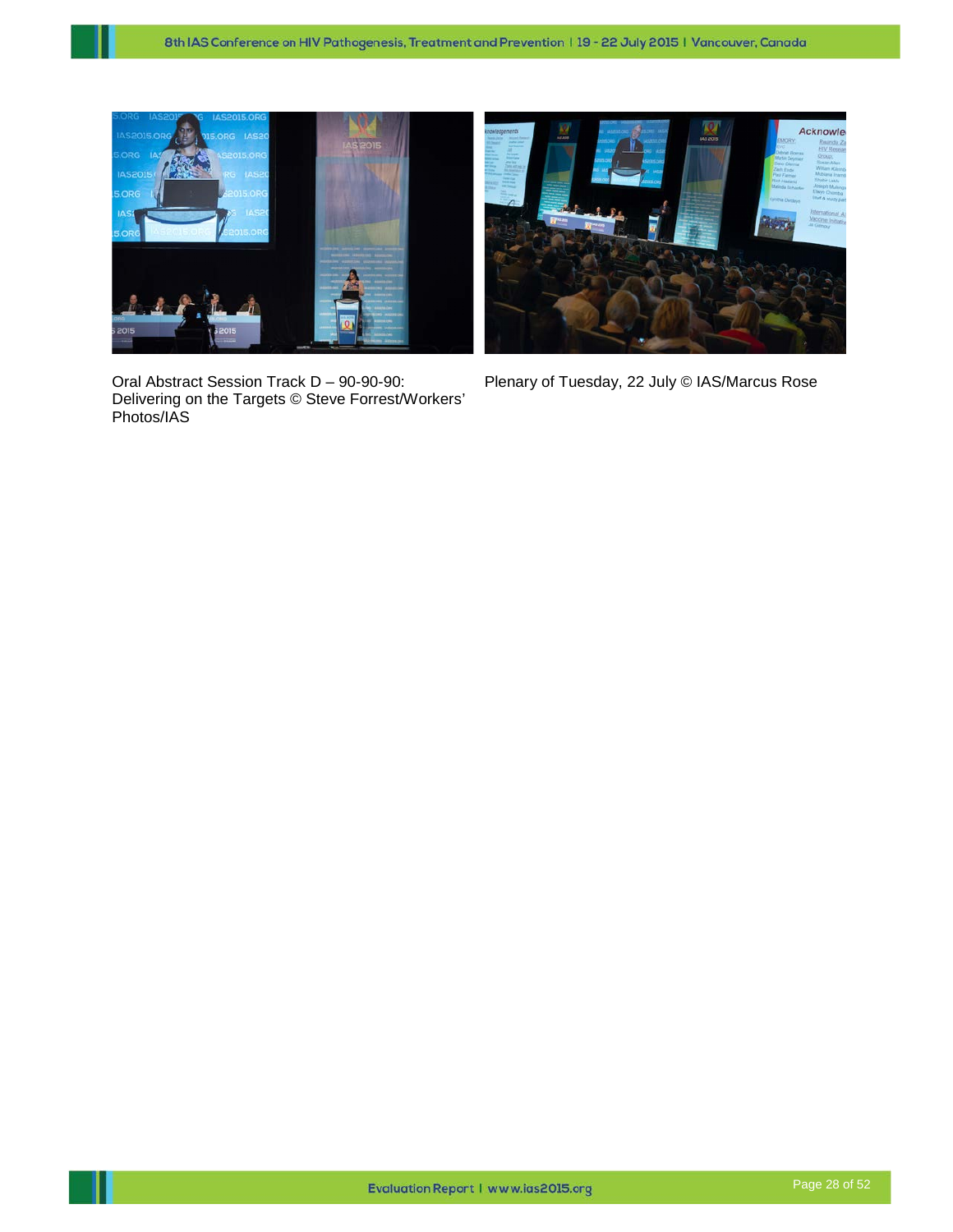Oral Abstract Session Track D – 90-90-90: Delivering on the Targets © Steve Forrest/Workers' Photos/IAS

Plenary of Tuesday, 22 July © IAS/Marcus Rose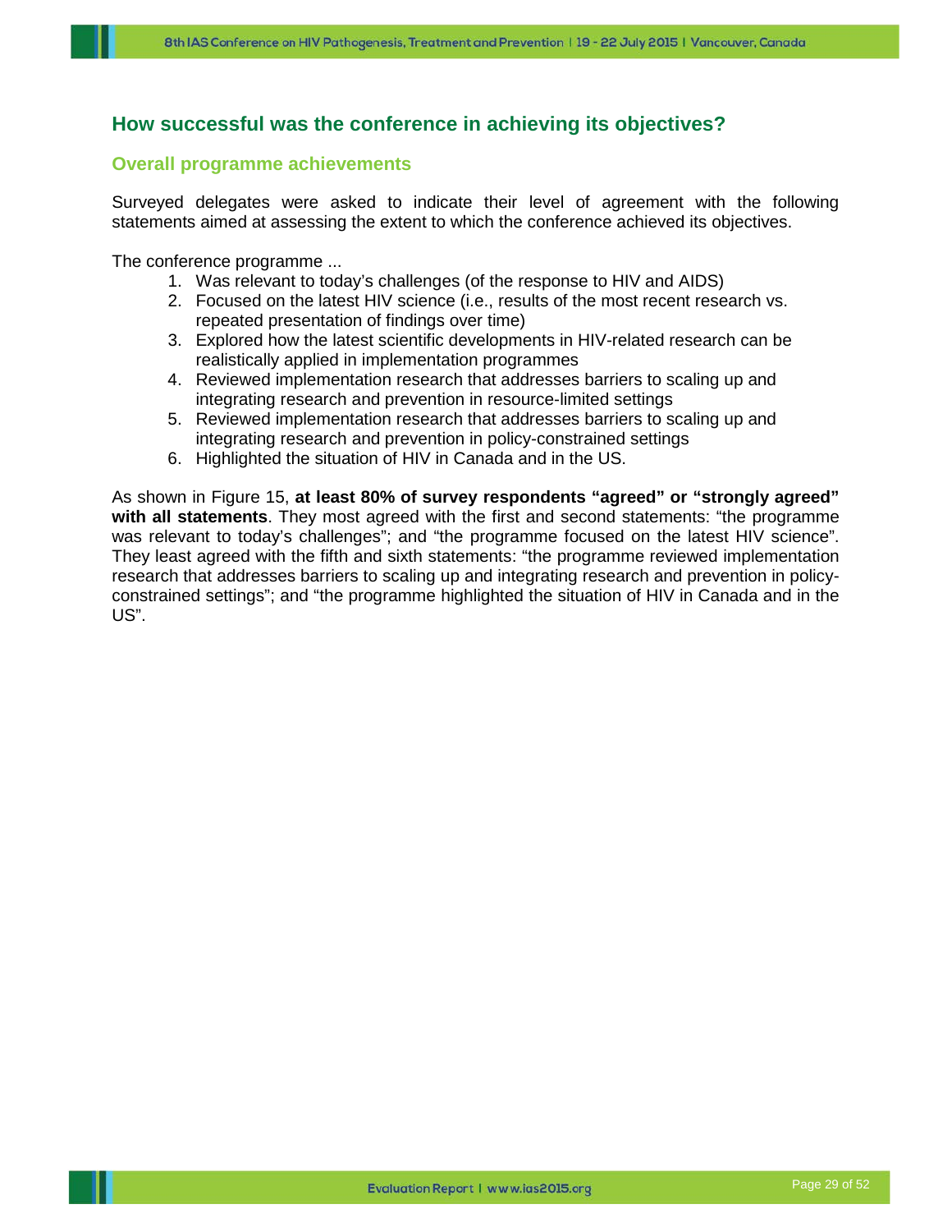## How successful was the conference in achieving its objectives?

### Overall programme achievements

Surveyed delegates were asked to indicate their level of agreement with the following statements aimed at assessing the extent to which the conference achieved its objectives.

The conference programme ...

1. Was relevant to today's challenges (of the response to HIV and AIDS)
2. Focused on the latest HIV science (i.e., results of the most recent research vs. repeated presentation of findings over time)
3. Explored how the latest scientific developments in HIV-related research can be realistically applied in implementation programmes
4. Reviewed implementation research that addresses barriers to scaling up and integrating research and prevention in resource-limited settings
5. Reviewed implementation research that addresses barriers to scaling up and integrating research and prevention in policy-constrained settings
6. Highlighted the situation of HIV in Canada and in the US.

As shown in Figure 15, **at least 80% of survey respondents "agreed" or "strongly agreed" with all statements**. They most agreed with the first and second statements: "the programme was relevant to today's challenges"; and "the programme focused on the latest HIV science". They least agreed with the fifth and sixth statements: "the programme reviewed implementation research that addresses barriers to scaling up and integrating research and prevention in policy-constrained settings"; and "the programme highlighted the situation of HIV in Canada and in the US".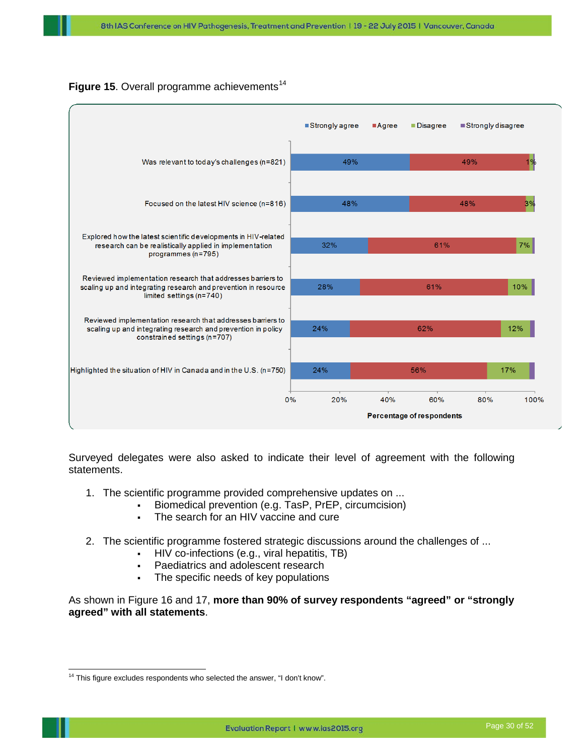**Figure 15**. Overall programme achievements[14]

| | Strongly agree | Agree | Disagree | Strongly disagree |
|---|---|---|---|---|
| Was relevant to today's challenges (n=821) | 49% | 49% | 1% | |
| Focused on the latest HIV science (n=816) | 48% | 48% | 3% | |
| Explored how the latest scientific developments in HIV-related research can be realistically applied in implementation programmes (n=795) | 32% | 61% | 7% | |
| Reviewed implementation research that addresses barriers to scaling up and integrating research and prevention in resource limited settings (n=740) | 28% | 61% | 10% | |
| Reviewed implementation research that addresses barriers to scaling up and integrating research and prevention in policy constrained settings (n=707) | 24% | 62% | 12% | |
| Highlighted the situation of HIV in Canada and in the U.S. (n=750) | 24% | 56% | 17% | |

Percentage of respondents

Surveyed delegates were also asked to indicate their level of agreement with the following statements.

1. The scientific programme provided comprehensive updates on ...
   - Biomedical prevention (e.g. TasP, PrEP, circumcision)
   - The search for an HIV vaccine and cure

2. The scientific programme fostered strategic discussions around the challenges of ...
   - HIV co-infections (e.g., viral hepatitis, TB)
   - Paediatrics and adolescent research
   - The specific needs of key populations

As shown in Figure 16 and 17, **more than 90% of survey respondents "agreed" or "strongly agreed" with all statements**.

[14] This figure excludes respondents who selected the answer, "I don't know".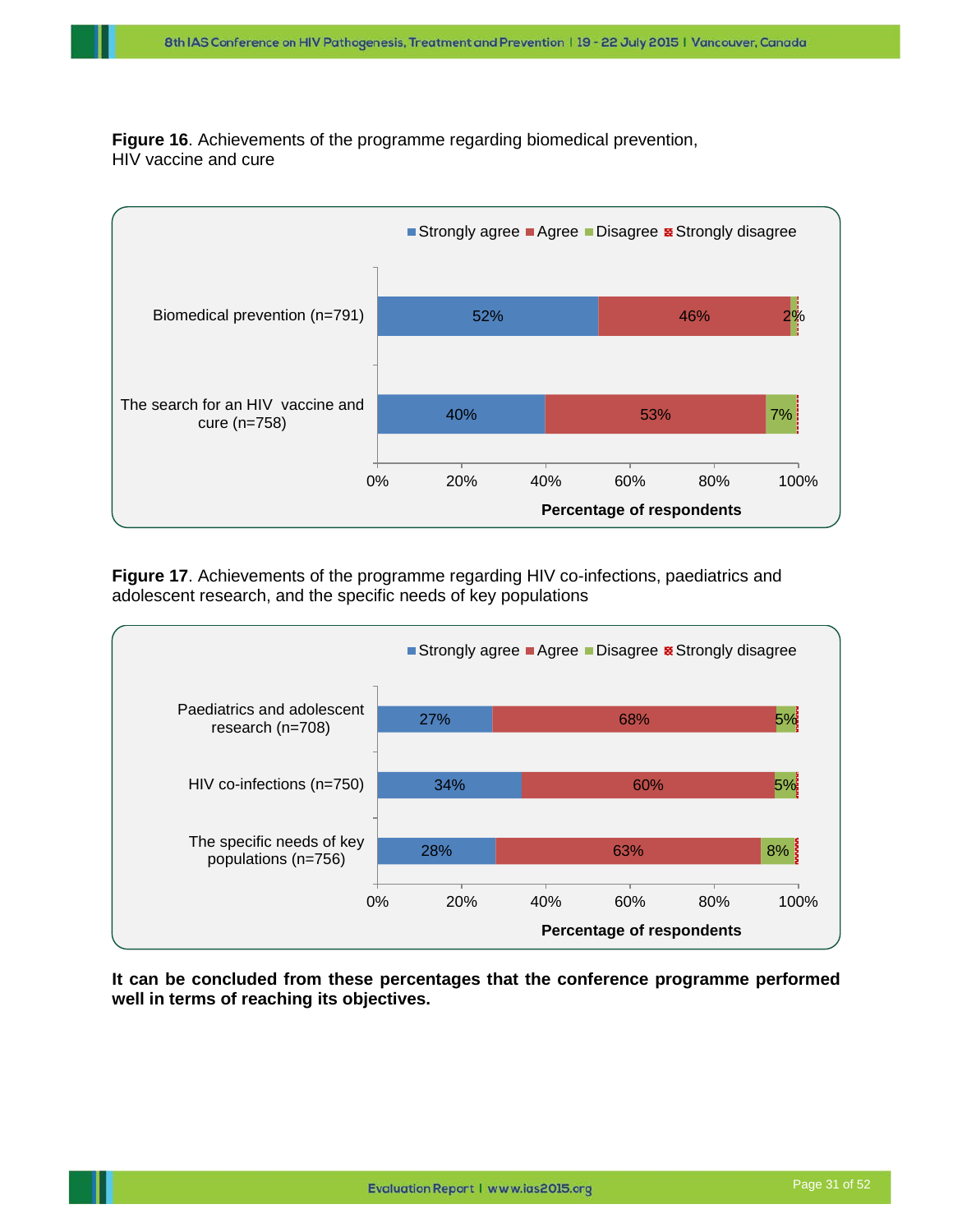**Figure 16**. Achievements of the programme regarding biomedical prevention, HIV vaccine and cure

| | Strongly agree | Agree | Disagree | Strongly disagree |
|---|---|---|---|---|
| Biomedical prevention (n=791) | 52% | 46% | 2% | |
| The search for an HIV vaccine and cure (n=758) | 40% | 53% | 7% | |

**Figure 17**. Achievements of the programme regarding HIV co-infections, paediatrics and adolescent research, and the specific needs of key populations

| | Strongly agree | Agree | Disagree | Strongly disagree |
|---|---|---|---|---|
| Paediatrics and adolescent research (n=708) | 27% | 68% | 5% | |
| HIV co-infections (n=750) | 34% | 60% | 5% | |
| The specific needs of key populations (n=756) | 28% | 63% | 8% | |

**It can be concluded from these percentages that the conference programme performed well in terms of reaching its objectives.**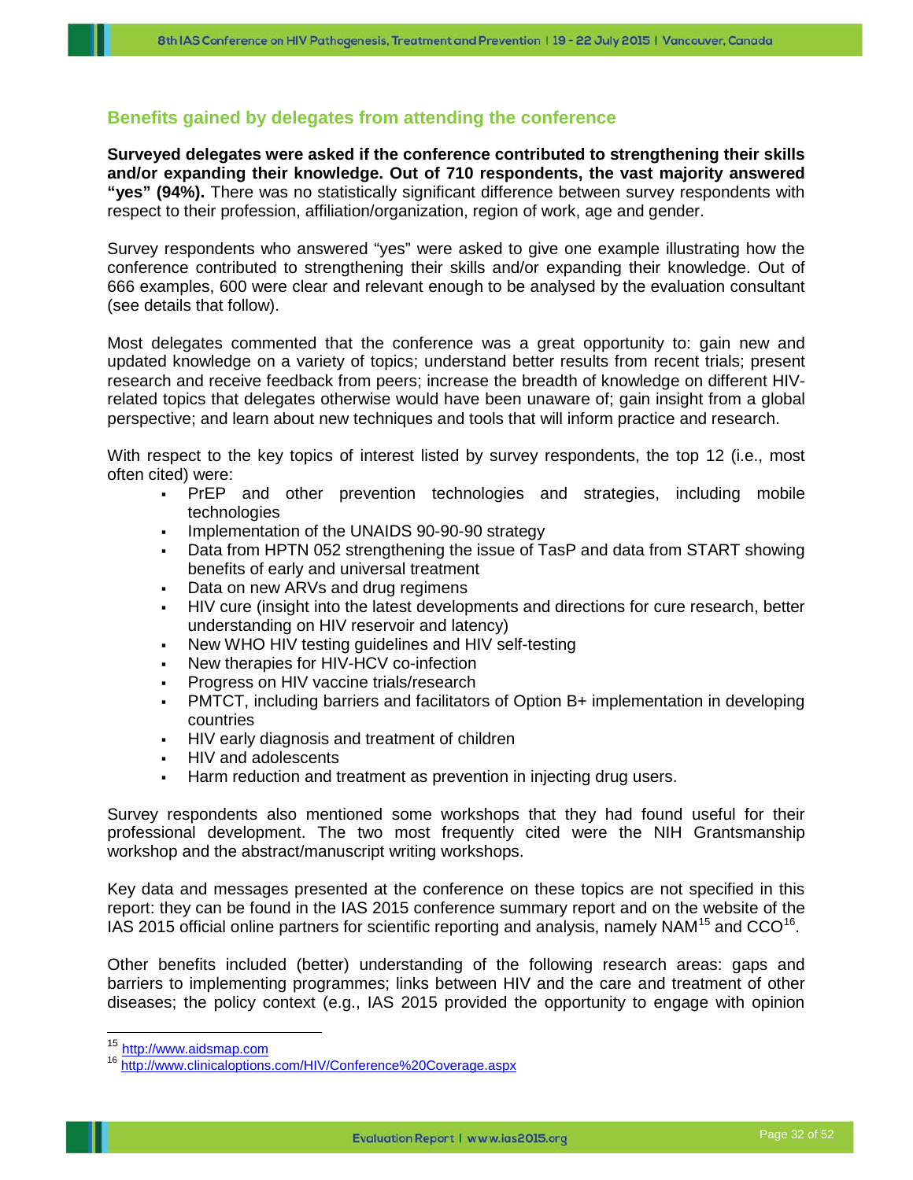## Benefits gained by delegates from attending the conference

**Surveyed delegates were asked if the conference contributed to strengthening their skills and/or expanding their knowledge. Out of 710 respondents, the vast majority answered "yes" (94%).** There was no statistically significant difference between survey respondents with respect to their profession, affiliation/organization, region of work, age and gender.

Survey respondents who answered "yes" were asked to give one example illustrating how the conference contributed to strengthening their skills and/or expanding their knowledge. Out of 666 examples, 600 were clear and relevant enough to be analysed by the evaluation consultant (see details that follow).

Most delegates commented that the conference was a great opportunity to: gain new and updated knowledge on a variety of topics; understand better results from recent trials; present research and receive feedback from peers; increase the breadth of knowledge on different HIV-related topics that delegates otherwise would have been unaware of; gain insight from a global perspective; and learn about new techniques and tools that will inform practice and research.

With respect to the key topics of interest listed by survey respondents, the top 12 (i.e., most often cited) were:

- PrEP and other prevention technologies and strategies, including mobile technologies
- Implementation of the UNAIDS 90-90-90 strategy
- Data from HPTN 052 strengthening the issue of TasP and data from START showing benefits of early and universal treatment
- Data on new ARVs and drug regimens
- HIV cure (insight into the latest developments and directions for cure research, better understanding on HIV reservoir and latency)
- New WHO HIV testing guidelines and HIV self-testing
- New therapies for HIV-HCV co-infection
- Progress on HIV vaccine trials/research
- PMTCT, including barriers and facilitators of Option B+ implementation in developing countries
- HIV early diagnosis and treatment of children
- HIV and adolescents
- Harm reduction and treatment as prevention in injecting drug users.

Survey respondents also mentioned some workshops that they had found useful for their professional development. The two most frequently cited were the NIH Grantsmanship workshop and the abstract/manuscript writing workshops.

Key data and messages presented at the conference on these topics are not specified in this report: they can be found in the IAS 2015 conference summary report and on the website of the IAS 2015 official online partners for scientific reporting and analysis, namely NAM[15] and CCO[16].

Other benefits included (better) understanding of the following research areas: gaps and barriers to implementing programmes; links between HIV and the care and treatment of other diseases; the policy context (e.g., IAS 2015 provided the opportunity to engage with opinion

[15] http://www.aidsmap.com

[16] http://www.clinicaloptions.com/HIV/Conference%20Coverage.aspx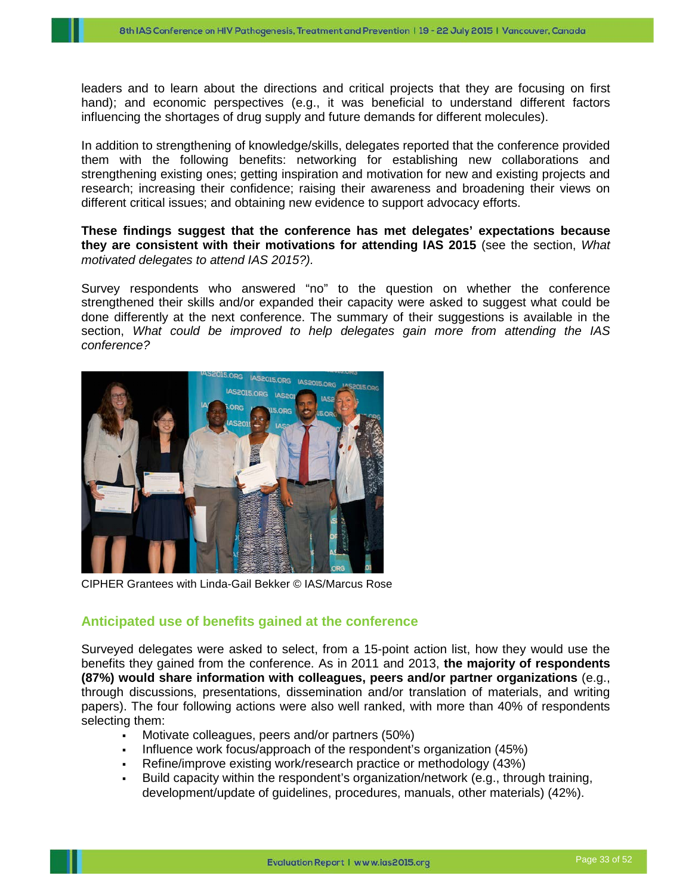leaders and to learn about the directions and critical projects that they are focusing on first hand); and economic perspectives (e.g., it was beneficial to understand different factors influencing the shortages of drug supply and future demands for different molecules).

In addition to strengthening of knowledge/skills, delegates reported that the conference provided them with the following benefits: networking for establishing new collaborations and strengthening existing ones; getting inspiration and motivation for new and existing projects and research; increasing their confidence; raising their awareness and broadening their views on different critical issues; and obtaining new evidence to support advocacy efforts.

**These findings suggest that the conference has met delegates' expectations because they are consistent with their motivations for attending IAS 2015** (see the section, *What motivated delegates to attend IAS 2015?).*

Survey respondents who answered "no" to the question on whether the conference strengthened their skills and/or expanded their capacity were asked to suggest what could be done differently at the next conference. The summary of their suggestions is available in the section, *What could be improved to help delegates gain more from attending the IAS conference?*

CIPHER Grantees with Linda-Gail Bekker © IAS/Marcus Rose

## Anticipated use of benefits gained at the conference

Surveyed delegates were asked to select, from a 15-point action list, how they would use the benefits they gained from the conference. As in 2011 and 2013, **the majority of respondents (87%) would share information with colleagues, peers and/or partner organizations** (e.g., through discussions, presentations, dissemination and/or translation of materials, and writing papers). The four following actions were also well ranked, with more than 40% of respondents selecting them:

- Motivate colleagues, peers and/or partners (50%)
- Influence work focus/approach of the respondent's organization (45%)
- Refine/improve existing work/research practice or methodology (43%)
- Build capacity within the respondent's organization/network (e.g., through training, development/update of guidelines, procedures, manuals, other materials) (42%).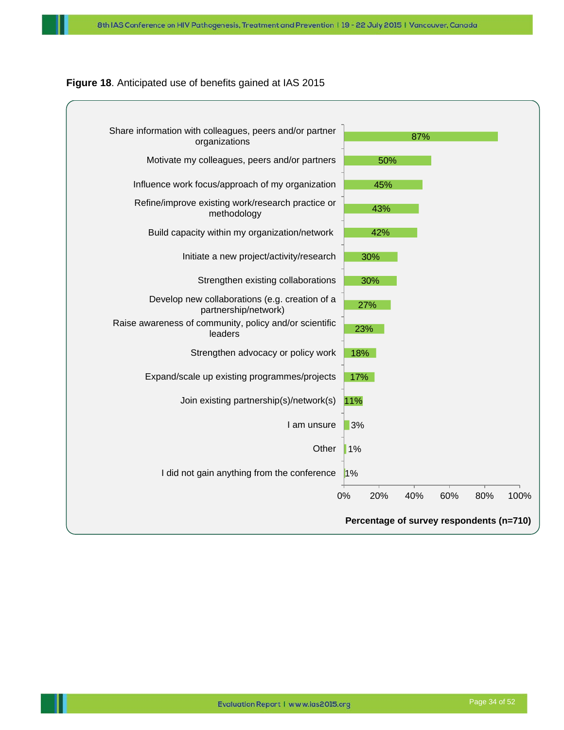**Figure 18**. Anticipated use of benefits gained at IAS 2015

| Anticipated use | Percentage of survey respondents (n=710) |
| --- | --- |
| Share information with colleagues, peers and/or partner organizations | 87% |
| Motivate my colleagues, peers and/or partners | 50% |
| Influence work focus/approach of my organization | 45% |
| Refine/improve existing work/research practice or methodology | 43% |
| Build capacity within my organization/network | 42% |
| Initiate a new project/activity/research | 30% |
| Strengthen existing collaborations | 30% |
| Develop new collaborations (e.g. creation of a partnership/network) | 27% |
| Raise awareness of community, policy and/or scientific leaders | 23% |
| Strengthen advocacy or policy work | 18% |
| Expand/scale up existing programmes/projects | 17% |
| Join existing partnership(s)/network(s) | 11% |
| I am unsure | 3% |
| Other | 1% |
| I did not gain anything from the conference | 1% |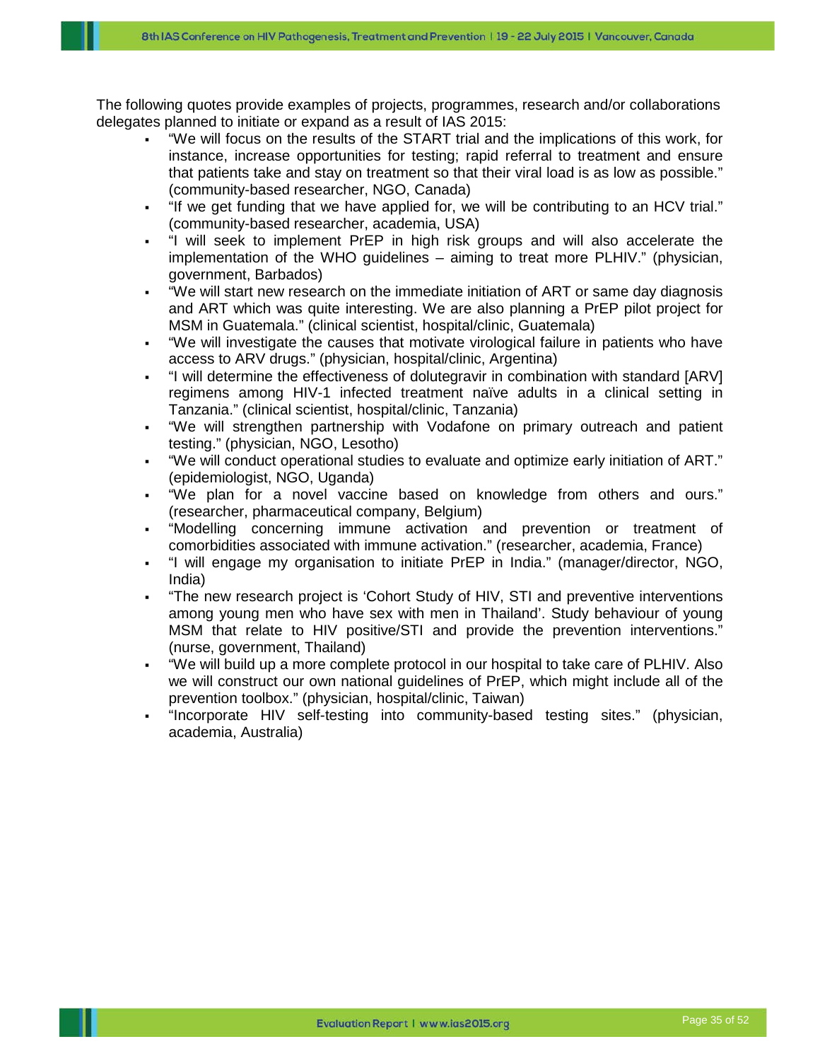The following quotes provide examples of projects, programmes, research and/or collaborations delegates planned to initiate or expand as a result of IAS 2015:

- "We will focus on the results of the START trial and the implications of this work, for instance, increase opportunities for testing; rapid referral to treatment and ensure that patients take and stay on treatment so that their viral load is as low as possible." (community-based researcher, NGO, Canada)
- "If we get funding that we have applied for, we will be contributing to an HCV trial." (community-based researcher, academia, USA)
- "I will seek to implement PrEP in high risk groups and will also accelerate the implementation of the WHO guidelines – aiming to treat more PLHIV." (physician, government, Barbados)
- "We will start new research on the immediate initiation of ART or same day diagnosis and ART which was quite interesting. We are also planning a PrEP pilot project for MSM in Guatemala." (clinical scientist, hospital/clinic, Guatemala)
- "We will investigate the causes that motivate virological failure in patients who have access to ARV drugs." (physician, hospital/clinic, Argentina)
- "I will determine the effectiveness of dolutegravir in combination with standard [ARV] regimens among HIV-1 infected treatment naïve adults in a clinical setting in Tanzania." (clinical scientist, hospital/clinic, Tanzania)
- "We will strengthen partnership with Vodafone on primary outreach and patient testing." (physician, NGO, Lesotho)
- "We will conduct operational studies to evaluate and optimize early initiation of ART." (epidemiologist, NGO, Uganda)
- "We plan for a novel vaccine based on knowledge from others and ours." (researcher, pharmaceutical company, Belgium)
- "Modelling concerning immune activation and prevention or treatment of comorbidities associated with immune activation." (researcher, academia, France)
- "I will engage my organisation to initiate PrEP in India." (manager/director, NGO, India)
- "The new research project is 'Cohort Study of HIV, STI and preventive interventions among young men who have sex with men in Thailand'. Study behaviour of young MSM that relate to HIV positive/STI and provide the prevention interventions." (nurse, government, Thailand)
- "We will build up a more complete protocol in our hospital to take care of PLHIV. Also we will construct our own national guidelines of PrEP, which might include all of the prevention toolbox." (physician, hospital/clinic, Taiwan)
- "Incorporate HIV self-testing into community-based testing sites." (physician, academia, Australia)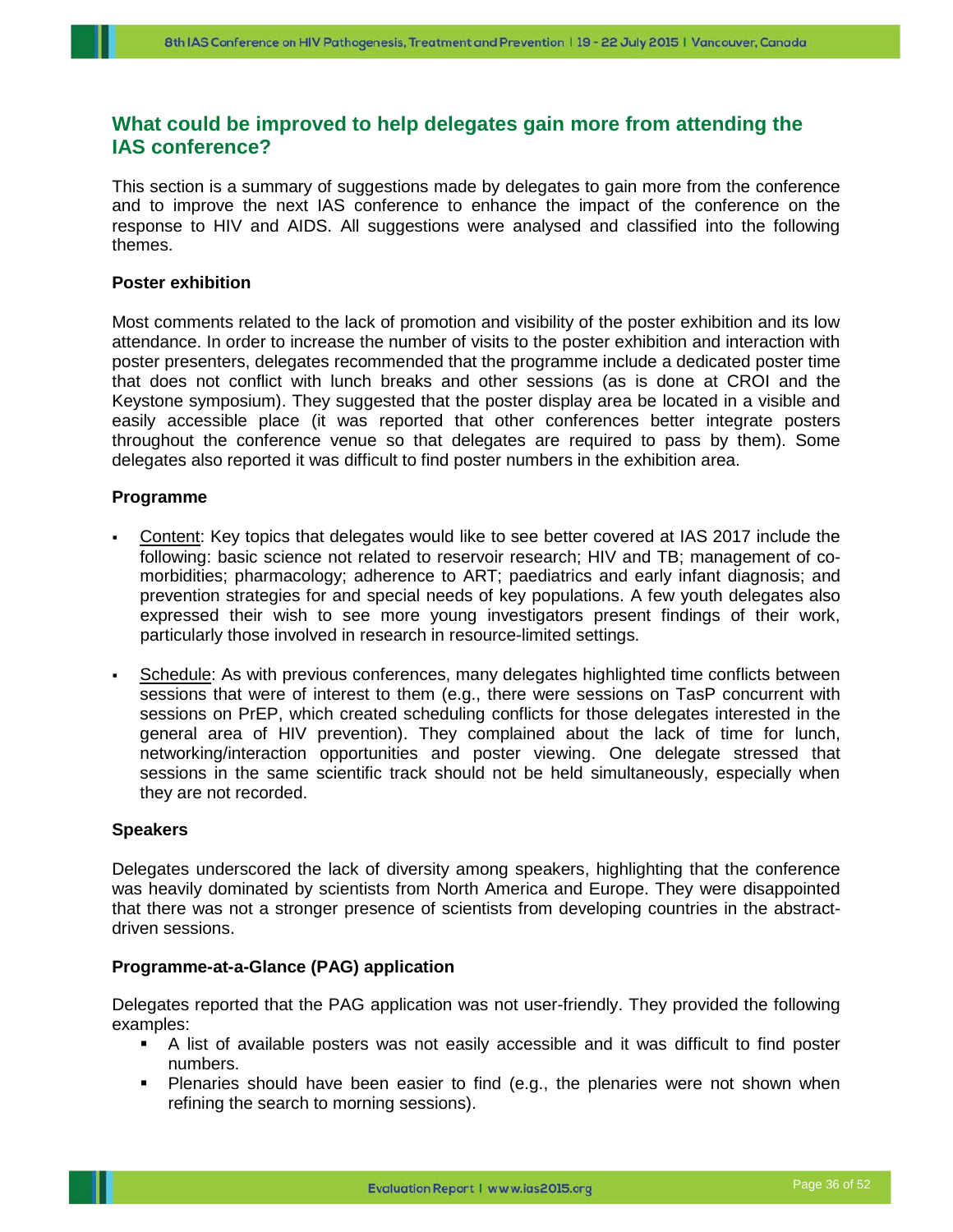## What could be improved to help delegates gain more from attending the IAS conference?

This section is a summary of suggestions made by delegates to gain more from the conference and to improve the next IAS conference to enhance the impact of the conference on the response to HIV and AIDS. All suggestions were analysed and classified into the following themes.

**Poster exhibition**

Most comments related to the lack of promotion and visibility of the poster exhibition and its low attendance. In order to increase the number of visits to the poster exhibition and interaction with poster presenters, delegates recommended that the programme include a dedicated poster time that does not conflict with lunch breaks and other sessions (as is done at CROI and the Keystone symposium). They suggested that the poster display area be located in a visible and easily accessible place (it was reported that other conferences better integrate posters throughout the conference venue so that delegates are required to pass by them). Some delegates also reported it was difficult to find poster numbers in the exhibition area.

**Programme**

- Content: Key topics that delegates would like to see better covered at IAS 2017 include the following: basic science not related to reservoir research; HIV and TB; management of co-morbidities; pharmacology; adherence to ART; paediatrics and early infant diagnosis; and prevention strategies for and special needs of key populations. A few youth delegates also expressed their wish to see more young investigators present findings of their work, particularly those involved in research in resource-limited settings.
- Schedule: As with previous conferences, many delegates highlighted time conflicts between sessions that were of interest to them (e.g., there were sessions on TasP concurrent with sessions on PrEP, which created scheduling conflicts for those delegates interested in the general area of HIV prevention). They complained about the lack of time for lunch, networking/interaction opportunities and poster viewing. One delegate stressed that sessions in the same scientific track should not be held simultaneously, especially when they are not recorded.

**Speakers**

Delegates underscored the lack of diversity among speakers, highlighting that the conference was heavily dominated by scientists from North America and Europe. They were disappointed that there was not a stronger presence of scientists from developing countries in the abstract-driven sessions.

**Programme-at-a-Glance (PAG) application**

Delegates reported that the PAG application was not user-friendly. They provided the following examples:

- A list of available posters was not easily accessible and it was difficult to find poster numbers.
- Plenaries should have been easier to find (e.g., the plenaries were not shown when refining the search to morning sessions).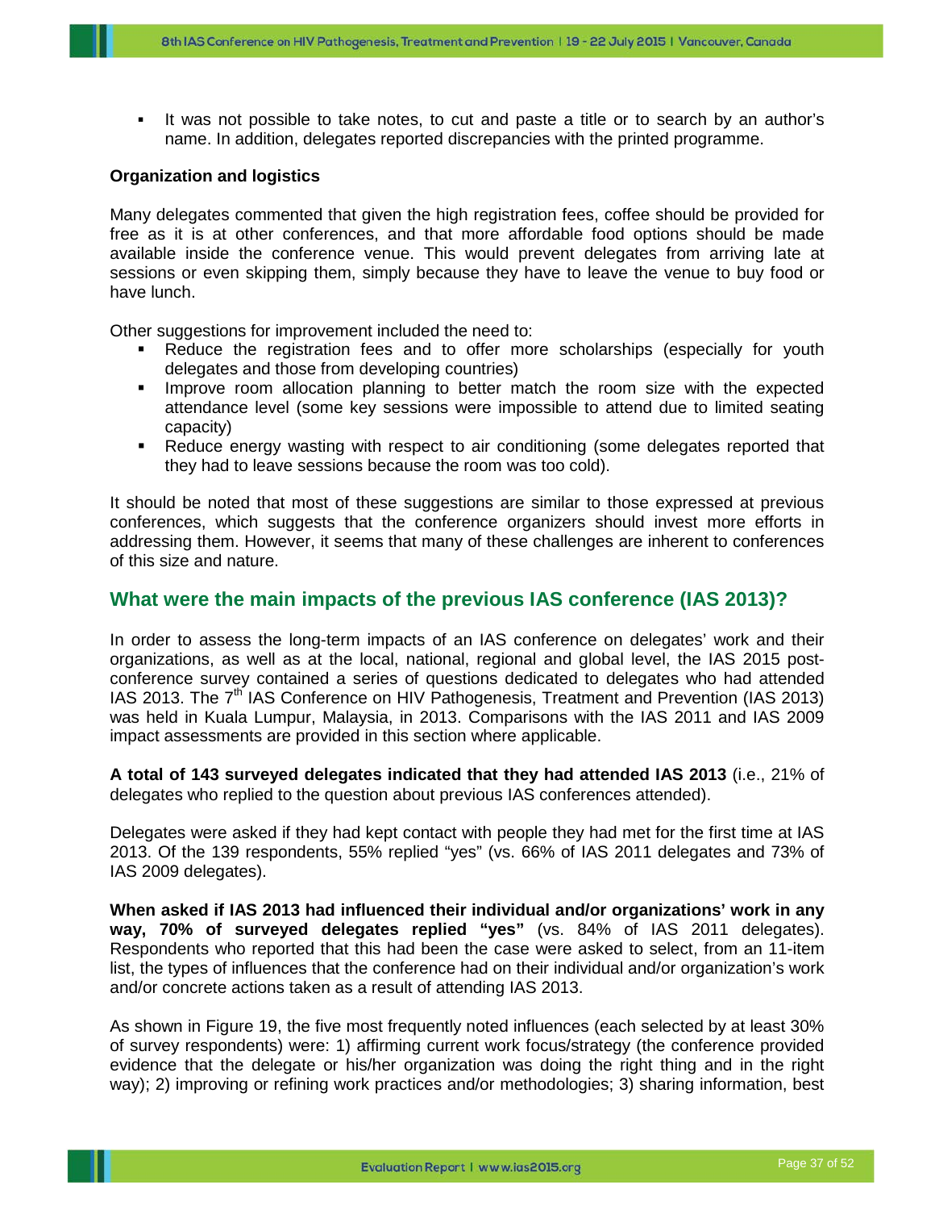- It was not possible to take notes, to cut and paste a title or to search by an author's name. In addition, delegates reported discrepancies with the printed programme.

**Organization and logistics**

Many delegates commented that given the high registration fees, coffee should be provided for free as it is at other conferences, and that more affordable food options should be made available inside the conference venue. This would prevent delegates from arriving late at sessions or even skipping them, simply because they have to leave the venue to buy food or have lunch.

Other suggestions for improvement included the need to:

- Reduce the registration fees and to offer more scholarships (especially for youth delegates and those from developing countries)
- Improve room allocation planning to better match the room size with the expected attendance level (some key sessions were impossible to attend due to limited seating capacity)
- Reduce energy wasting with respect to air conditioning (some delegates reported that they had to leave sessions because the room was too cold).

It should be noted that most of these suggestions are similar to those expressed at previous conferences, which suggests that the conference organizers should invest more efforts in addressing them. However, it seems that many of these challenges are inherent to conferences of this size and nature.

## What were the main impacts of the previous IAS conference (IAS 2013)?

In order to assess the long-term impacts of an IAS conference on delegates' work and their organizations, as well as at the local, national, regional and global level, the IAS 2015 post-conference survey contained a series of questions dedicated to delegates who had attended IAS 2013. The 7th IAS Conference on HIV Pathogenesis, Treatment and Prevention (IAS 2013) was held in Kuala Lumpur, Malaysia, in 2013. Comparisons with the IAS 2011 and IAS 2009 impact assessments are provided in this section where applicable.

**A total of 143 surveyed delegates indicated that they had attended IAS 2013** (i.e., 21% of delegates who replied to the question about previous IAS conferences attended).

Delegates were asked if they had kept contact with people they had met for the first time at IAS 2013. Of the 139 respondents, 55% replied "yes" (vs. 66% of IAS 2011 delegates and 73% of IAS 2009 delegates).

**When asked if IAS 2013 had influenced their individual and/or organizations' work in any way, 70% of surveyed delegates replied "yes"** (vs. 84% of IAS 2011 delegates). Respondents who reported that this had been the case were asked to select, from an 11-item list, the types of influences that the conference had on their individual and/or organization's work and/or concrete actions taken as a result of attending IAS 2013.

As shown in Figure 19, the five most frequently noted influences (each selected by at least 30% of survey respondents) were: 1) affirming current work focus/strategy (the conference provided evidence that the delegate or his/her organization was doing the right thing and in the right way); 2) improving or refining work practices and/or methodologies; 3) sharing information, best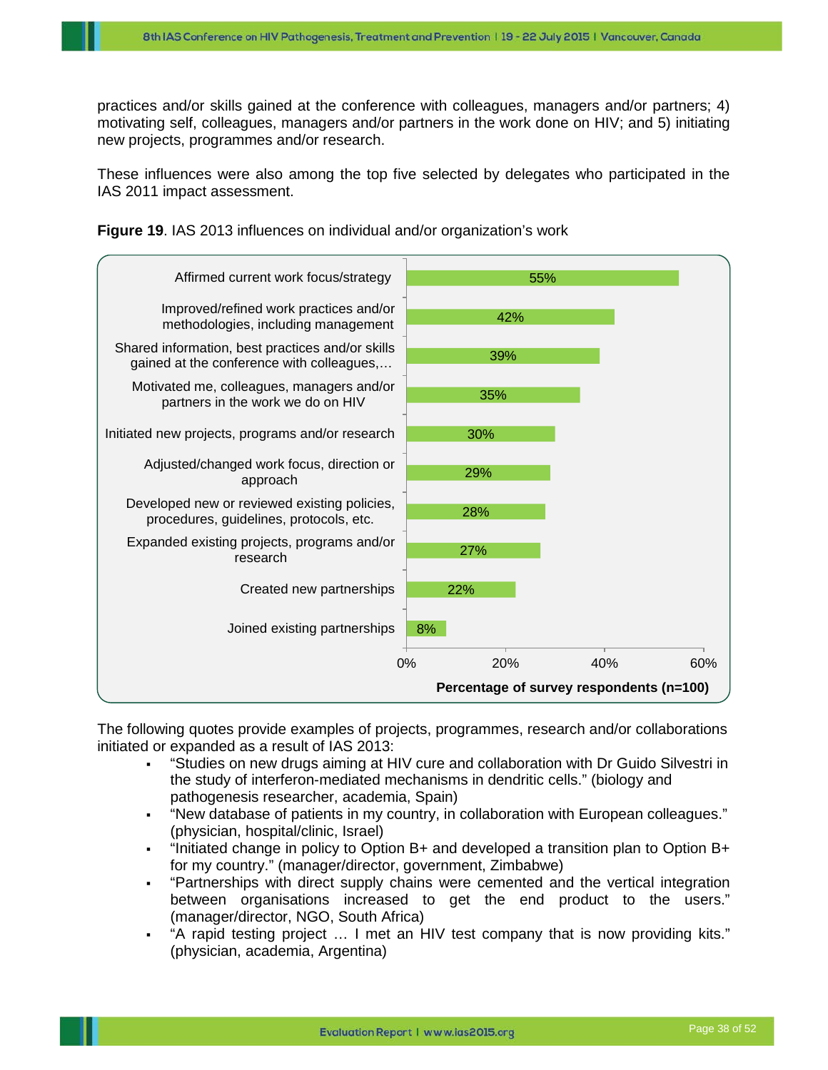practices and/or skills gained at the conference with colleagues, managers and/or partners; 4) motivating self, colleagues, managers and/or partners in the work done on HIV; and 5) initiating new projects, programmes and/or research.

These influences were also among the top five selected by delegates who participated in the IAS 2011 impact assessment.

**Figure 19**. IAS 2013 influences on individual and/or organization's work

| Influence | Percentage of survey respondents (n=100) |
|---|---|
| Affirmed current work focus/strategy | 55% |
| Improved/refined work practices and/or methodologies, including management | 42% |
| Shared information, best practices and/or skills gained at the conference with colleagues,… | 39% |
| Motivated me, colleagues, managers and/or partners in the work we do on HIV | 35% |
| Initiated new projects, programs and/or research | 30% |
| Adjusted/changed work focus, direction or approach | 29% |
| Developed new or reviewed existing policies, procedures, guidelines, protocols, etc. | 28% |
| Expanded existing projects, programs and/or research | 27% |
| Created new partnerships | 22% |
| Joined existing partnerships | 8% |

The following quotes provide examples of projects, programmes, research and/or collaborations initiated or expanded as a result of IAS 2013:

- "Studies on new drugs aiming at HIV cure and collaboration with Dr Guido Silvestri in the study of interferon-mediated mechanisms in dendritic cells." (biology and pathogenesis researcher, academia, Spain)
- "New database of patients in my country, in collaboration with European colleagues." (physician, hospital/clinic, Israel)
- "Initiated change in policy to Option B+ and developed a transition plan to Option B+ for my country." (manager/director, government, Zimbabwe)
- "Partnerships with direct supply chains were cemented and the vertical integration between organisations increased to get the end product to the users." (manager/director, NGO, South Africa)
- "A rapid testing project … I met an HIV test company that is now providing kits." (physician, academia, Argentina)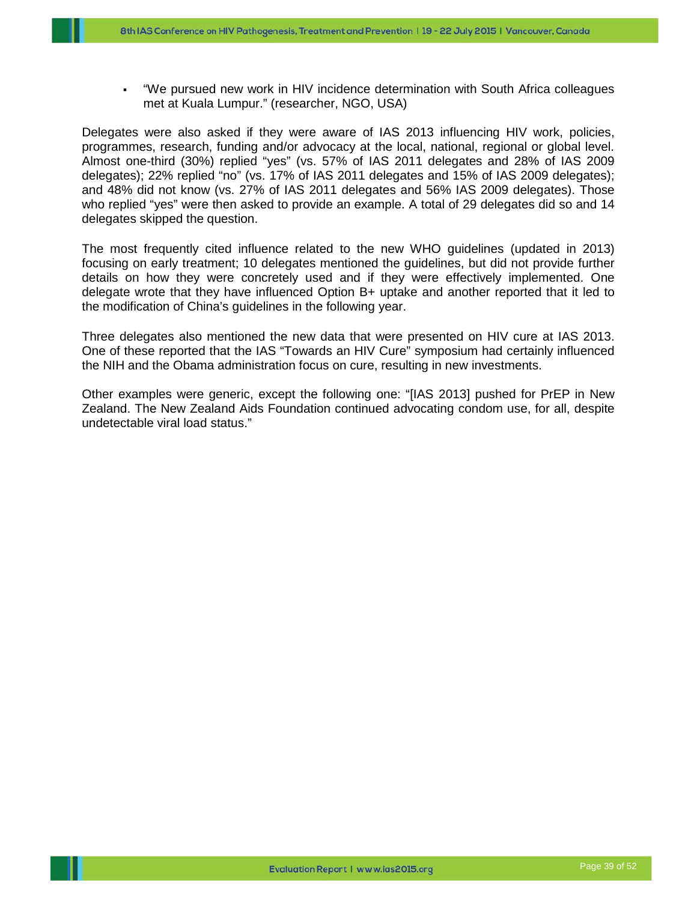- "We pursued new work in HIV incidence determination with South Africa colleagues met at Kuala Lumpur." (researcher, NGO, USA)

Delegates were also asked if they were aware of IAS 2013 influencing HIV work, policies, programmes, research, funding and/or advocacy at the local, national, regional or global level. Almost one-third (30%) replied "yes" (vs. 57% of IAS 2011 delegates and 28% of IAS 2009 delegates); 22% replied "no" (vs. 17% of IAS 2011 delegates and 15% of IAS 2009 delegates); and 48% did not know (vs. 27% of IAS 2011 delegates and 56% IAS 2009 delegates). Those who replied "yes" were then asked to provide an example. A total of 29 delegates did so and 14 delegates skipped the question.

The most frequently cited influence related to the new WHO guidelines (updated in 2013) focusing on early treatment; 10 delegates mentioned the guidelines, but did not provide further details on how they were concretely used and if they were effectively implemented. One delegate wrote that they have influenced Option B+ uptake and another reported that it led to the modification of China's guidelines in the following year.

Three delegates also mentioned the new data that were presented on HIV cure at IAS 2013. One of these reported that the IAS "Towards an HIV Cure" symposium had certainly influenced the NIH and the Obama administration focus on cure, resulting in new investments.

Other examples were generic, except the following one: "[IAS 2013] pushed for PrEP in New Zealand. The New Zealand Aids Foundation continued advocating condom use, for all, despite undetectable viral load status."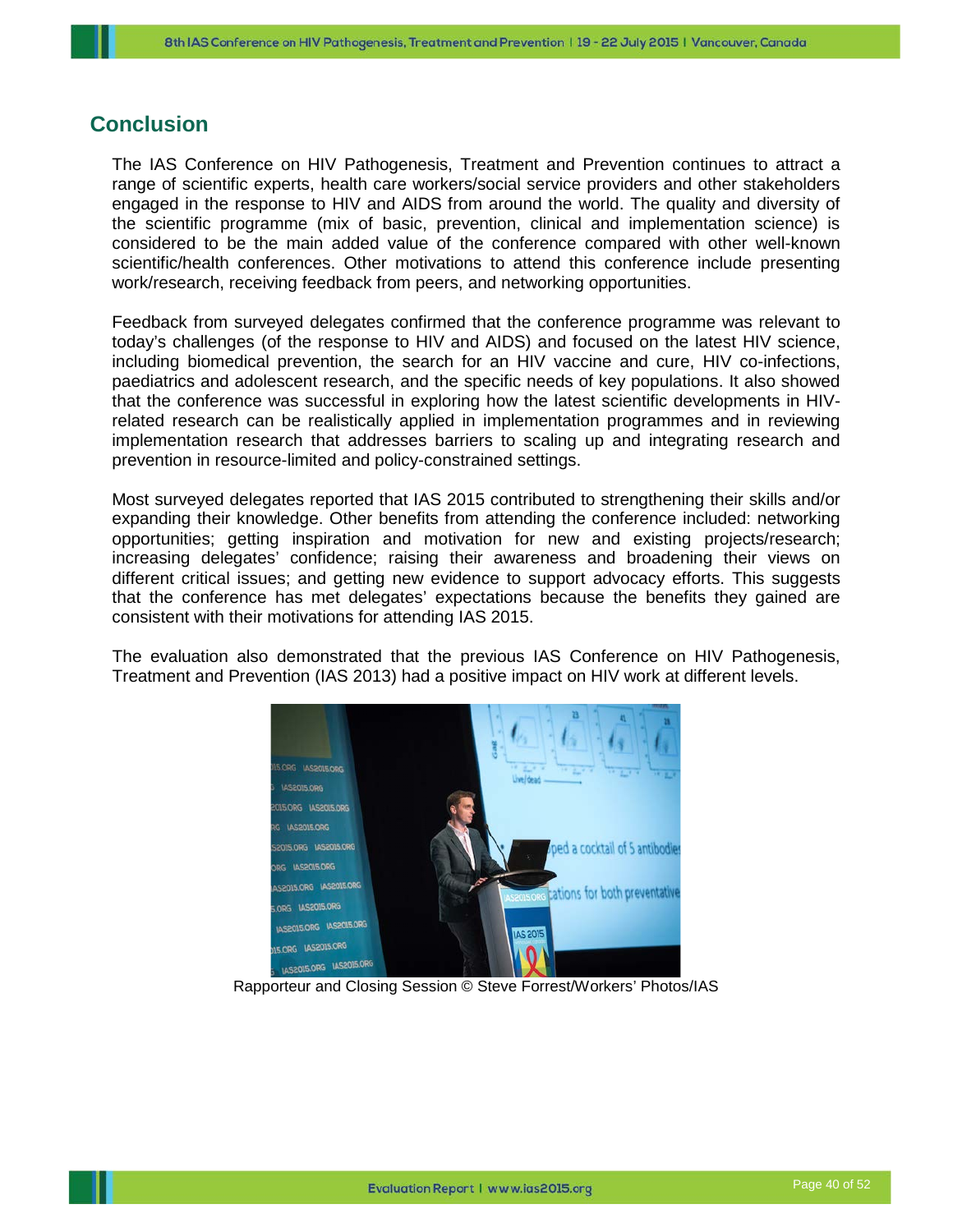## Conclusion

The IAS Conference on HIV Pathogenesis, Treatment and Prevention continues to attract a range of scientific experts, health care workers/social service providers and other stakeholders engaged in the response to HIV and AIDS from around the world. The quality and diversity of the scientific programme (mix of basic, prevention, clinical and implementation science) is considered to be the main added value of the conference compared with other well-known scientific/health conferences. Other motivations to attend this conference include presenting work/research, receiving feedback from peers, and networking opportunities.

Feedback from surveyed delegates confirmed that the conference programme was relevant to today's challenges (of the response to HIV and AIDS) and focused on the latest HIV science, including biomedical prevention, the search for an HIV vaccine and cure, HIV co-infections, paediatrics and adolescent research, and the specific needs of key populations. It also showed that the conference was successful in exploring how the latest scientific developments in HIV-related research can be realistically applied in implementation programmes and in reviewing implementation research that addresses barriers to scaling up and integrating research and prevention in resource-limited and policy-constrained settings.

Most surveyed delegates reported that IAS 2015 contributed to strengthening their skills and/or expanding their knowledge. Other benefits from attending the conference included: networking opportunities; getting inspiration and motivation for new and existing projects/research; increasing delegates' confidence; raising their awareness and broadening their views on different critical issues; and getting new evidence to support advocacy efforts. This suggests that the conference has met delegates' expectations because the benefits they gained are consistent with their motivations for attending IAS 2015.

The evaluation also demonstrated that the previous IAS Conference on HIV Pathogenesis, Treatment and Prevention (IAS 2013) had a positive impact on HIV work at different levels.

Rapporteur and Closing Session © Steve Forrest/Workers' Photos/IAS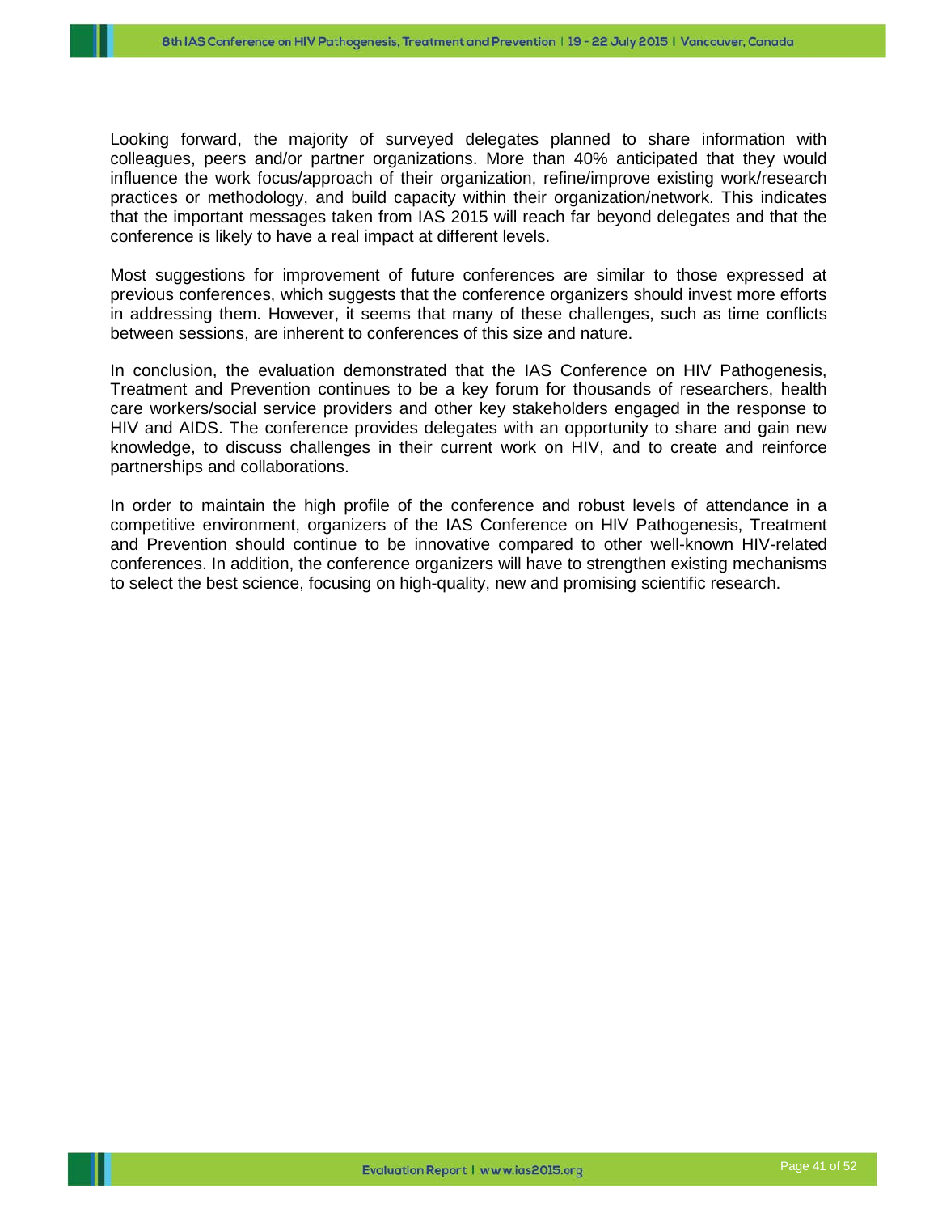Looking forward, the majority of surveyed delegates planned to share information with colleagues, peers and/or partner organizations. More than 40% anticipated that they would influence the work focus/approach of their organization, refine/improve existing work/research practices or methodology, and build capacity within their organization/network. This indicates that the important messages taken from IAS 2015 will reach far beyond delegates and that the conference is likely to have a real impact at different levels.

Most suggestions for improvement of future conferences are similar to those expressed at previous conferences, which suggests that the conference organizers should invest more efforts in addressing them. However, it seems that many of these challenges, such as time conflicts between sessions, are inherent to conferences of this size and nature.

In conclusion, the evaluation demonstrated that the IAS Conference on HIV Pathogenesis, Treatment and Prevention continues to be a key forum for thousands of researchers, health care workers/social service providers and other key stakeholders engaged in the response to HIV and AIDS. The conference provides delegates with an opportunity to share and gain new knowledge, to discuss challenges in their current work on HIV, and to create and reinforce partnerships and collaborations.

In order to maintain the high profile of the conference and robust levels of attendance in a competitive environment, organizers of the IAS Conference on HIV Pathogenesis, Treatment and Prevention should continue to be innovative compared to other well-known HIV-related conferences. In addition, the conference organizers will have to strengthen existing mechanisms to select the best science, focusing on high-quality, new and promising scientific research.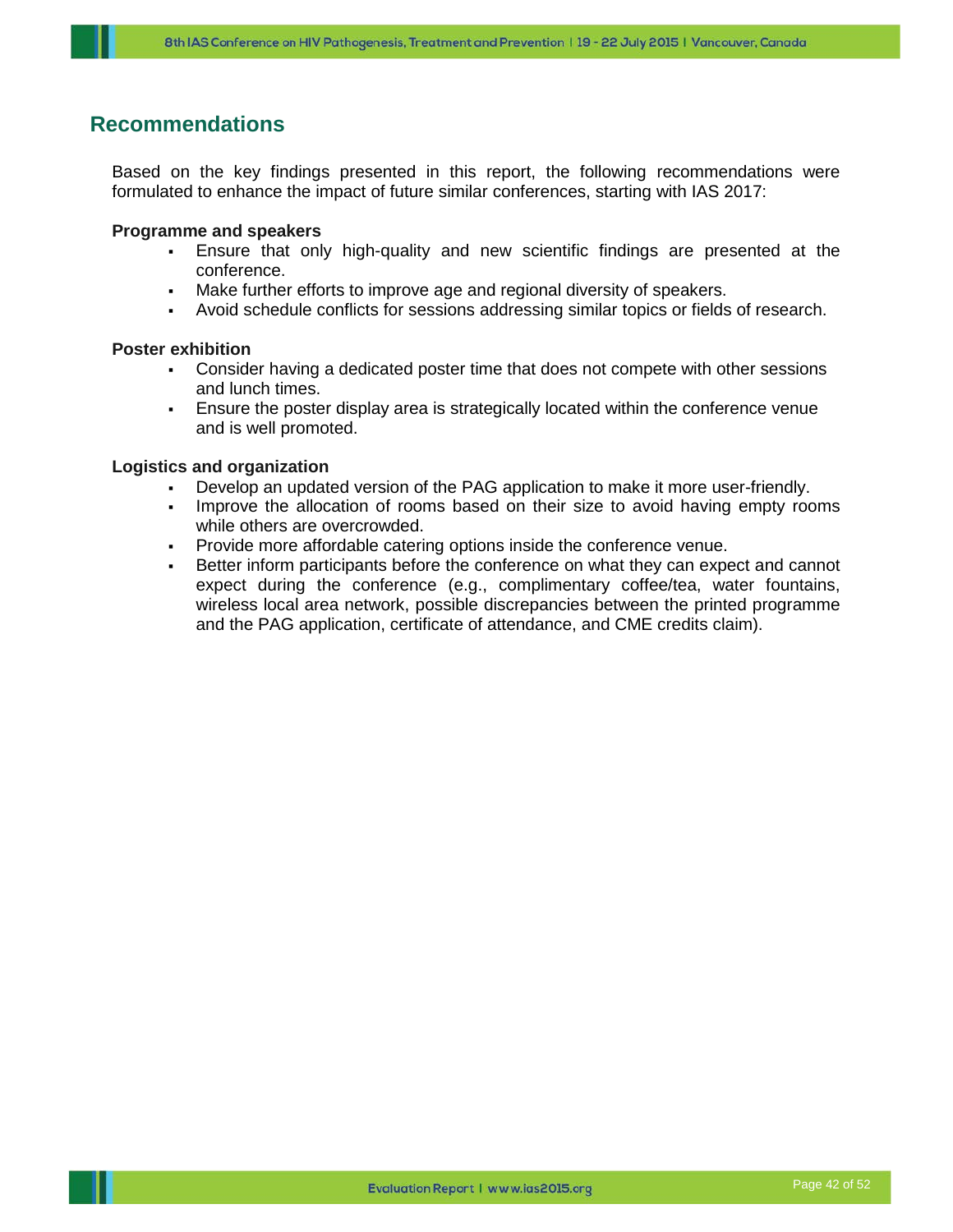## Recommendations

Based on the key findings presented in this report, the following recommendations were formulated to enhance the impact of future similar conferences, starting with IAS 2017:

**Programme and speakers**

- Ensure that only high-quality and new scientific findings are presented at the conference.
- Make further efforts to improve age and regional diversity of speakers.
- Avoid schedule conflicts for sessions addressing similar topics or fields of research.

**Poster exhibition**

- Consider having a dedicated poster time that does not compete with other sessions and lunch times.
- Ensure the poster display area is strategically located within the conference venue and is well promoted.

**Logistics and organization**

- Develop an updated version of the PAG application to make it more user-friendly.
- Improve the allocation of rooms based on their size to avoid having empty rooms while others are overcrowded.
- Provide more affordable catering options inside the conference venue.
- Better inform participants before the conference on what they can expect and cannot expect during the conference (e.g., complimentary coffee/tea, water fountains, wireless local area network, possible discrepancies between the printed programme and the PAG application, certificate of attendance, and CME credits claim).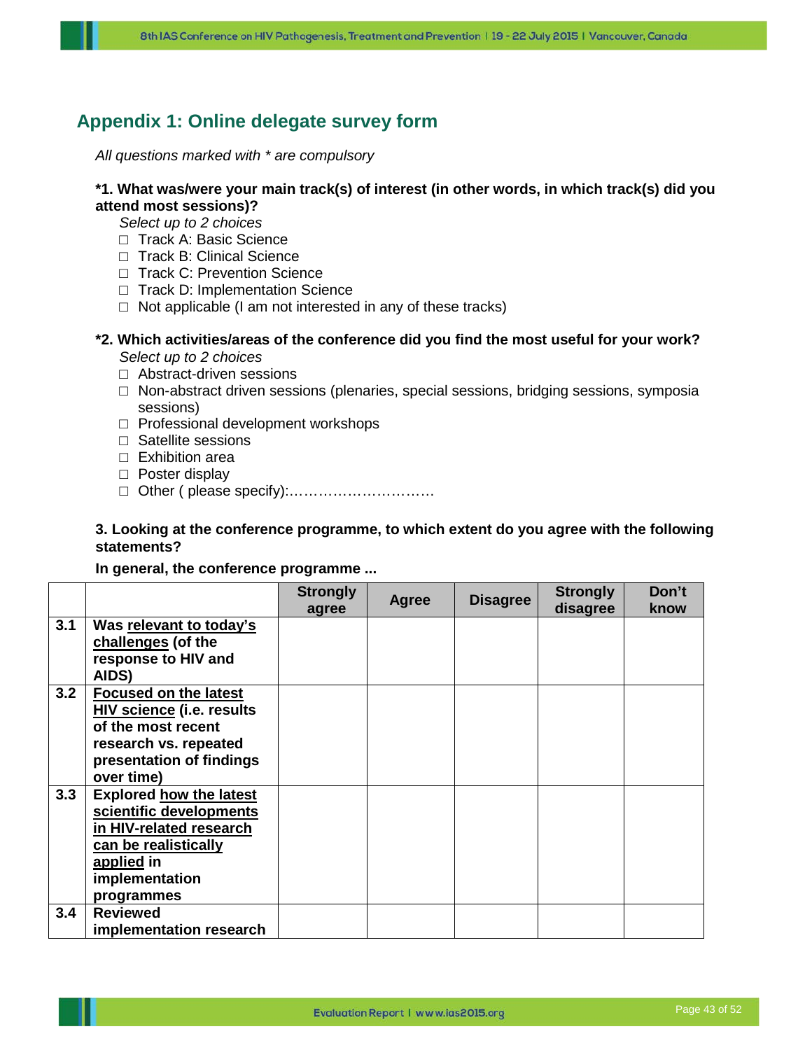## Appendix 1: Online delegate survey form

*All questions marked with * are compulsory*

**\*1. What was/were your main track(s) of interest (in other words, in which track(s) did you attend most sessions)?**

*Select up to 2 choices*

- □ Track A: Basic Science
- □ Track B: Clinical Science
- □ Track C: Prevention Science
- □ Track D: Implementation Science
- □ Not applicable (I am not interested in any of these tracks)

**\*2. Which activities/areas of the conference did you find the most useful for your work?**

*Select up to 2 choices*

- □ Abstract-driven sessions
- □ Non-abstract driven sessions (plenaries, special sessions, bridging sessions, symposia sessions)
- □ Professional development workshops
- □ Satellite sessions
- □ Exhibition area
- □ Poster display
- □ Other ( please specify):…………………………

**3. Looking at the conference programme, to which extent do you agree with the following statements?**

**In general, the conference programme ...**

| | | Strongly agree | Agree | Disagree | Strongly disagree | Don't know |
|---|---|---|---|---|---|---|
| 3.1 | **Was <u>relevant to today's challenges</u> (of the response to HIV and AIDS)** | | | | | |
| 3.2 | **<u>Focused on the latest HIV science</u> (i.e. results of the most recent research vs. repeated presentation of findings over time)** | | | | | |
| 3.3 | **Explored <u>how the latest scientific developments in HIV-related research can be realistically applied</u> in implementation programmes** | | | | | |
| 3.4 | **Reviewed implementation research** | | | | | |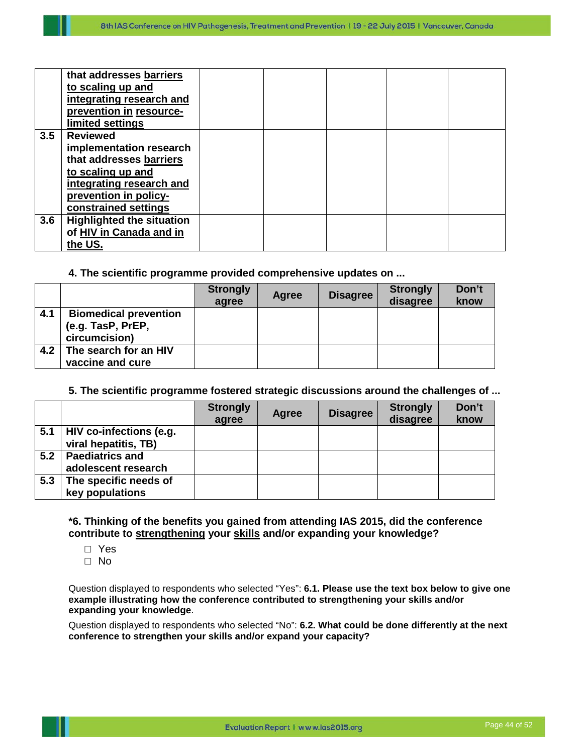|  |  |  |  |  |  |  |
|---|---|---|---|---|---|---|
|  | that addresses barriers to scaling up and integrating research and prevention in resource-limited settings |  |  |  |  |  |
| 3.5 | Reviewed implementation research that addresses barriers to scaling up and integrating research and prevention in policy-constrained settings |  |  |  |  |  |
| 3.6 | Highlighted the situation of HIV in Canada and in the US. |  |  |  |  |  |

**4. The scientific programme provided comprehensive updates on ...**

|  |  | Strongly agree | Agree | Disagree | Strongly disagree | Don't know |
|---|---|---|---|---|---|---|
| 4.1 | Biomedical prevention (e.g. TasP, PrEP, circumcision) |  |  |  |  |  |
| 4.2 | The search for an HIV vaccine and cure |  |  |  |  |  |

**5. The scientific programme fostered strategic discussions around the challenges of ...**

|  |  | Strongly agree | Agree | Disagree | Strongly disagree | Don't know |
|---|---|---|---|---|---|---|
| 5.1 | HIV co-infections (e.g. viral hepatitis, TB) |  |  |  |  |  |
| 5.2 | Paediatrics and adolescent research |  |  |  |  |  |
| 5.3 | The specific needs of key populations |  |  |  |  |  |

**\*6. Thinking of the benefits you gained from attending IAS 2015, did the conference contribute to strengthening your skills and/or expanding your knowledge?**

- ☐ Yes
- ☐ No

Question displayed to respondents who selected "Yes": **6.1. Please use the text box below to give one example illustrating how the conference contributed to strengthening your skills and/or expanding your knowledge**.

Question displayed to respondents who selected "No": **6.2. What could be done differently at the next conference to strengthen your skills and/or expand your capacity?**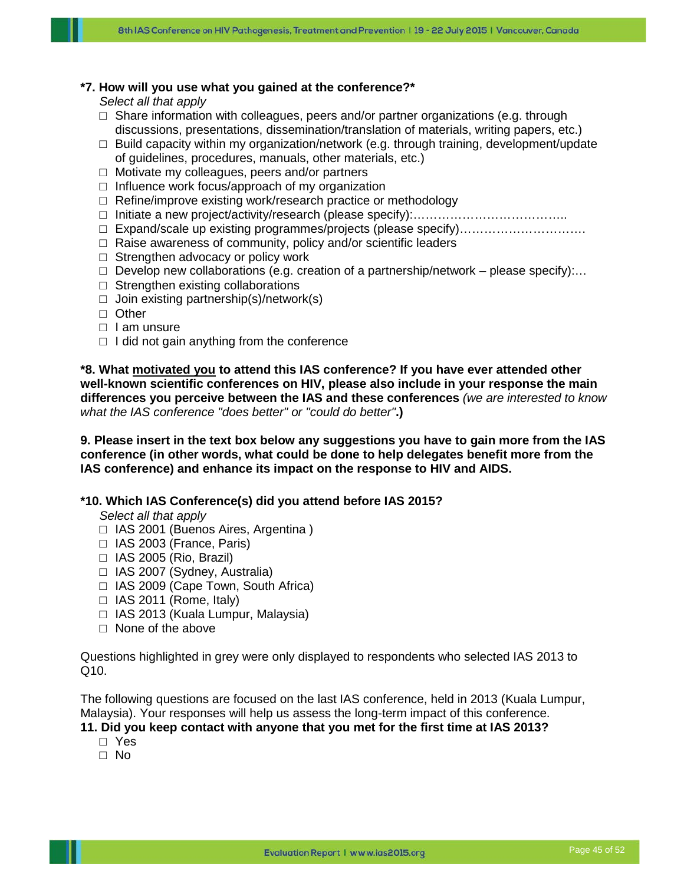**\*7. How will you use what you gained at the conference?\***

*Select all that apply*

- □ Share information with colleagues, peers and/or partner organizations (e.g. through discussions, presentations, dissemination/translation of materials, writing papers, etc.)
- □ Build capacity within my organization/network (e.g. through training, development/update of guidelines, procedures, manuals, other materials, etc.)
- □ Motivate my colleagues, peers and/or partners
- □ Influence work focus/approach of my organization
- □ Refine/improve existing work/research practice or methodology
- □ Initiate a new project/activity/research (please specify):………………………………..
- □ Expand/scale up existing programmes/projects (please specify)………………………….
- □ Raise awareness of community, policy and/or scientific leaders
- □ Strengthen advocacy or policy work
- □ Develop new collaborations (e.g. creation of a partnership/network – please specify):…
- □ Strengthen existing collaborations
- □ Join existing partnership(s)/network(s)
- □ Other
- □ I am unsure
- □ I did not gain anything from the conference

**\*8. What <u>motivated you</u> to attend this IAS conference? If you have ever attended other well-known scientific conferences on HIV, please also include in your response the main differences you perceive between the IAS and these conferences** *(we are interested to know what the IAS conference "does better" or "could do better"*.**)**

**9. Please insert in the text box below any suggestions you have to gain more from the IAS conference (in other words, what could be done to help delegates benefit more from the IAS conference) and enhance its impact on the response to HIV and AIDS.**

**\*10. Which IAS Conference(s) did you attend before IAS 2015?**

*Select all that apply*

- □ IAS 2001 (Buenos Aires, Argentina )
- □ IAS 2003 (France, Paris)
- □ IAS 2005 (Rio, Brazil)
- □ IAS 2007 (Sydney, Australia)
- □ IAS 2009 (Cape Town, South Africa)
- □ IAS 2011 (Rome, Italy)
- □ IAS 2013 (Kuala Lumpur, Malaysia)
- □ None of the above

Questions highlighted in grey were only displayed to respondents who selected IAS 2013 to Q10.

The following questions are focused on the last IAS conference, held in 2013 (Kuala Lumpur, Malaysia). Your responses will help us assess the long-term impact of this conference.

**11. Did you keep contact with anyone that you met for the first time at IAS 2013?**

- □ Yes
- □ No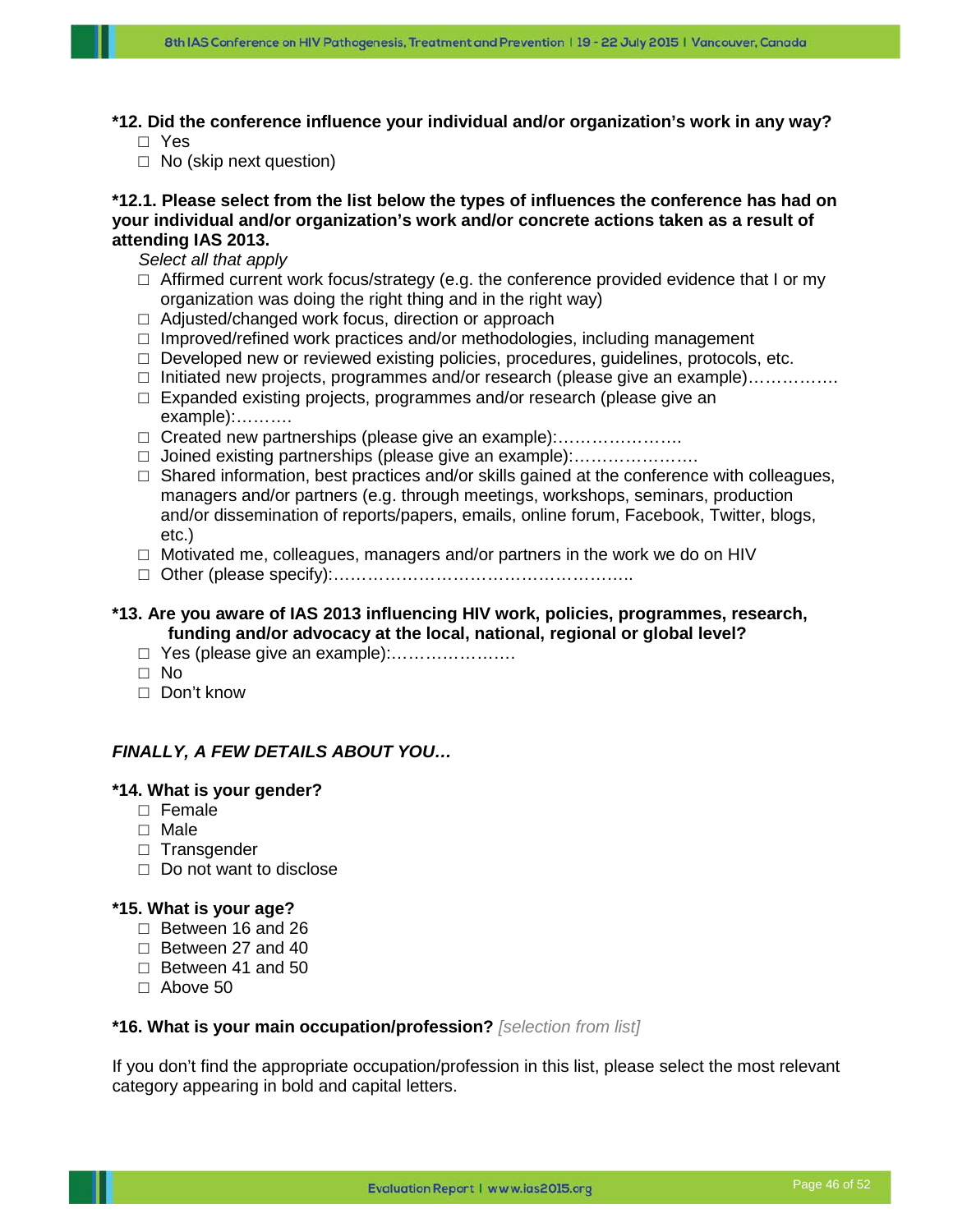**\*12. Did the conference influence your individual and/or organization's work in any way?**

- □ Yes
- □ No (skip next question)

**\*12.1. Please select from the list below the types of influences the conference has had on your individual and/or organization's work and/or concrete actions taken as a result of attending IAS 2013.**

*Select all that apply*

- □ Affirmed current work focus/strategy (e.g. the conference provided evidence that I or my organization was doing the right thing and in the right way)
- □ Adjusted/changed work focus, direction or approach
- □ Improved/refined work practices and/or methodologies, including management
- □ Developed new or reviewed existing policies, procedures, guidelines, protocols, etc.
- □ Initiated new projects, programmes and/or research (please give an example)…………….
- □ Expanded existing projects, programmes and/or research (please give an example):……….
- □ Created new partnerships (please give an example):………………….
- □ Joined existing partnerships (please give an example):………………….
- □ Shared information, best practices and/or skills gained at the conference with colleagues, managers and/or partners (e.g. through meetings, workshops, seminars, production and/or dissemination of reports/papers, emails, online forum, Facebook, Twitter, blogs, etc.)
- □ Motivated me, colleagues, managers and/or partners in the work we do on HIV
- □ Other (please specify):……………………………………………..

**\*13. Are you aware of IAS 2013 influencing HIV work, policies, programmes, research, funding and/or advocacy at the local, national, regional or global level?**

- □ Yes (please give an example):………………….
- □ No
- □ Don't know

***FINALLY, A FEW DETAILS ABOUT YOU…***

**\*14. What is your gender?**

- □ Female
- □ Male
- □ Transgender
- □ Do not want to disclose

**\*15. What is your age?**

- □ Between 16 and 26
- □ Between 27 and 40
- □ Between 41 and 50
- □ Above 50

**\*16. What is your main occupation/profession?** *[selection from list]*

If you don't find the appropriate occupation/profession in this list, please select the most relevant category appearing in bold and capital letters.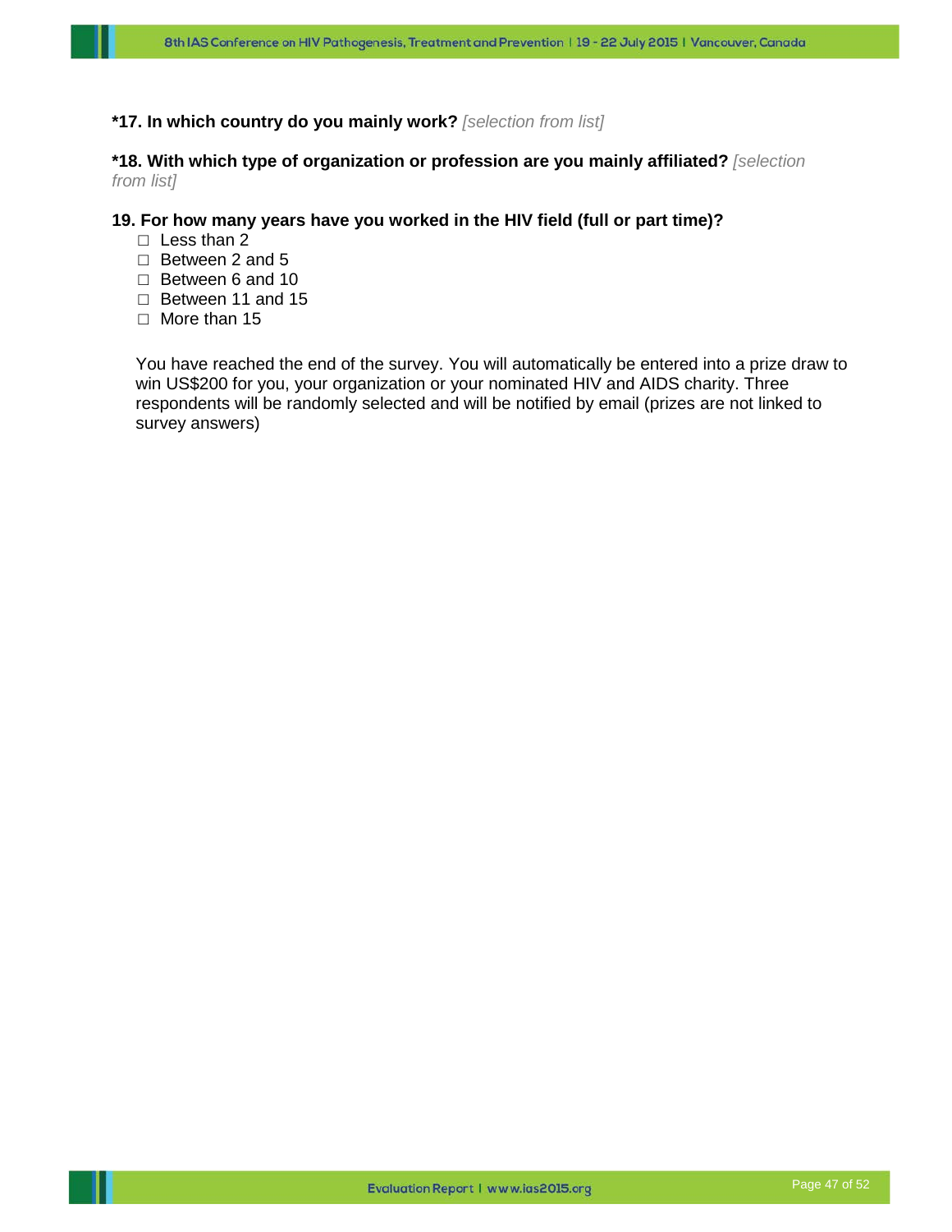**\*17. In which country do you mainly work?** *[selection from list]*

**\*18. With which type of organization or profession are you mainly affiliated?** *[selection from list]*

**19. For how many years have you worked in the HIV field (full or part time)?**

- ☐ Less than 2
- ☐ Between 2 and 5
- ☐ Between 6 and 10
- ☐ Between 11 and 15
- ☐ More than 15

You have reached the end of the survey. You will automatically be entered into a prize draw to win US$200 for you, your organization or your nominated HIV and AIDS charity. Three respondents will be randomly selected and will be notified by email (prizes are not linked to survey answers)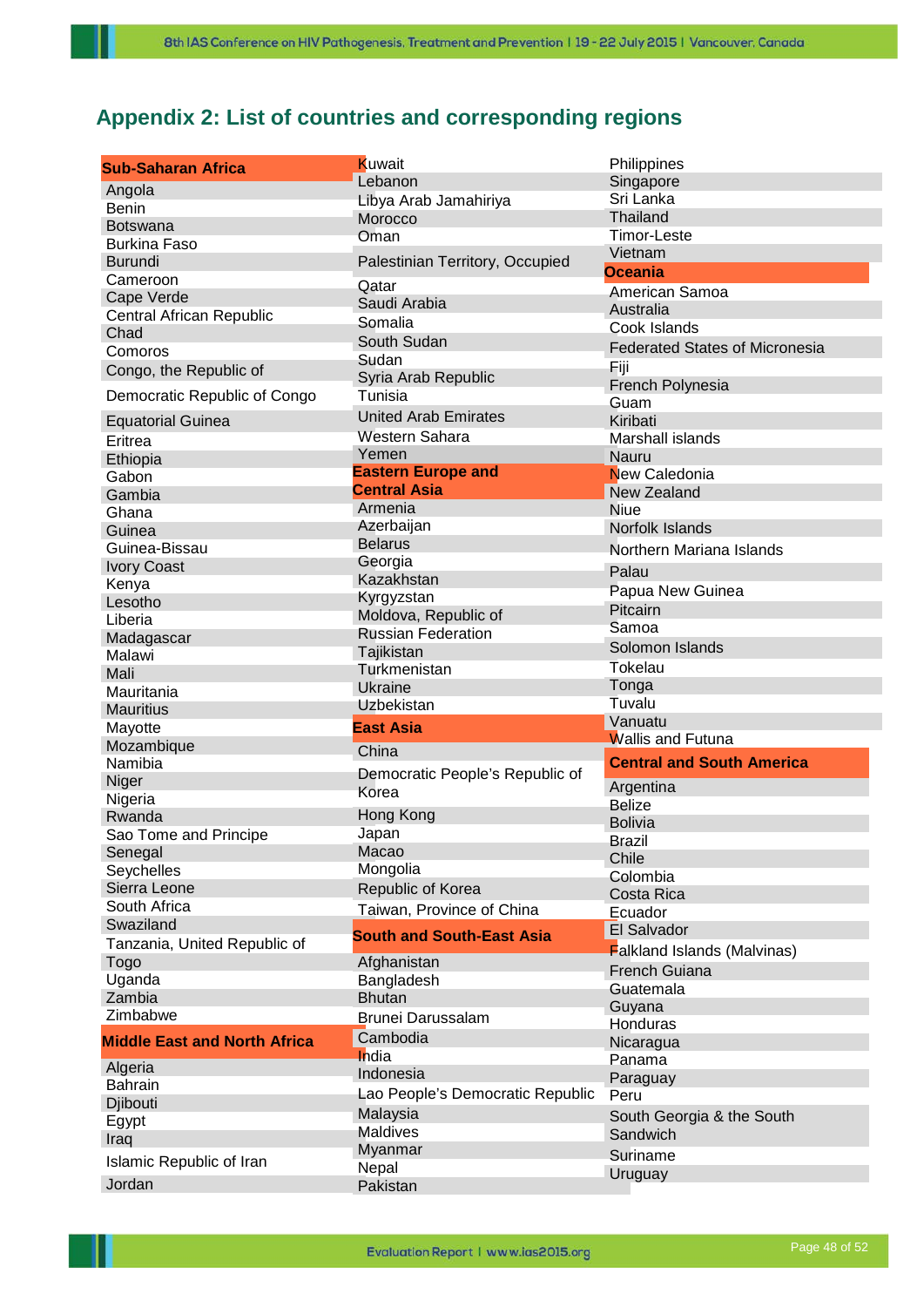## Appendix 2: List of countries and corresponding regions

**Sub-Saharan Africa**

- Angola
- Benin
- Botswana
- Burkina Faso
- Burundi
- Cameroon
- Cape Verde
- Central African Republic
- Chad
- Comoros
- Congo, the Republic of
- Democratic Republic of Congo
- Equatorial Guinea
- Eritrea
- Ethiopia
- Gabon
- Gambia
- Ghana
- Guinea
- Guinea-Bissau
- Ivory Coast
- Kenya
- Lesotho
- Liberia
- Madagascar
- Malawi
- Mali
- Mauritania
- Mauritius
- Mayotte
- Mozambique
- Namibia
- Niger
- Nigeria
- Rwanda
- Sao Tome and Principe
- Senegal
- Seychelles
- Sierra Leone
- South Africa
- Swaziland
- Tanzania, United Republic of
- Togo
- Uganda
- Zambia
- Zimbabwe

**Middle East and North Africa**

- Algeria
- Bahrain
- Djibouti
- Egypt
- Iraq
- Islamic Republic of Iran
- Jordan
- Kuwait
- Lebanon
- Libya Arab Jamahiriya
- Morocco
- Oman
- Palestinian Territory, Occupied
- Qatar
- Saudi Arabia
- Somalia
- South Sudan
- Sudan
- Syria Arab Republic
- Tunisia
- United Arab Emirates
- Western Sahara
- Yemen

**Eastern Europe and Central Asia**

- Armenia
- Azerbaijan
- Belarus
- Georgia
- Kazakhstan
- Kyrgyzstan
- Moldova, Republic of
- Russian Federation
- Tajikistan
- Turkmenistan
- Ukraine
- Uzbekistan

**East Asia**

- China
- Democratic People's Republic of Korea
- Hong Kong
- Japan
- Macao
- Mongolia
- Republic of Korea
- Taiwan, Province of China

**South and South-East Asia**

- Afghanistan
- Bangladesh
- Bhutan
- Brunei Darussalam
- Cambodia
- India
- Indonesia
- Lao People's Democratic Republic
- Malaysia
- Maldives
- Myanmar
- Nepal
- Pakistan
- Philippines
- Singapore
- Sri Lanka
- Thailand
- Timor-Leste
- Vietnam

**Oceania**

- American Samoa
- Australia
- Cook Islands
- Federated States of Micronesia
- Fiji
- French Polynesia
- Guam
- Kiribati
- Marshall islands
- Nauru
- New Caledonia
- New Zealand
- Niue
- Norfolk Islands
- Northern Mariana Islands
- Palau
- Papua New Guinea
- Pitcairn
- Samoa
- Solomon Islands
- Tokelau
- Tonga
- Tuvalu
- Vanuatu
- Wallis and Futuna

**Central and South America**

- Argentina
- Belize
- Bolivia
- Brazil
- Chile
- Colombia
- Costa Rica
- Ecuador
- El Salvador
- Falkland Islands (Malvinas)
- French Guiana
- Guatemala
- Guyana
- Honduras
- Nicaragua
- Panama
- Paraguay
- Peru
- South Georgia & the South Sandwich
- Suriname
- Uruguay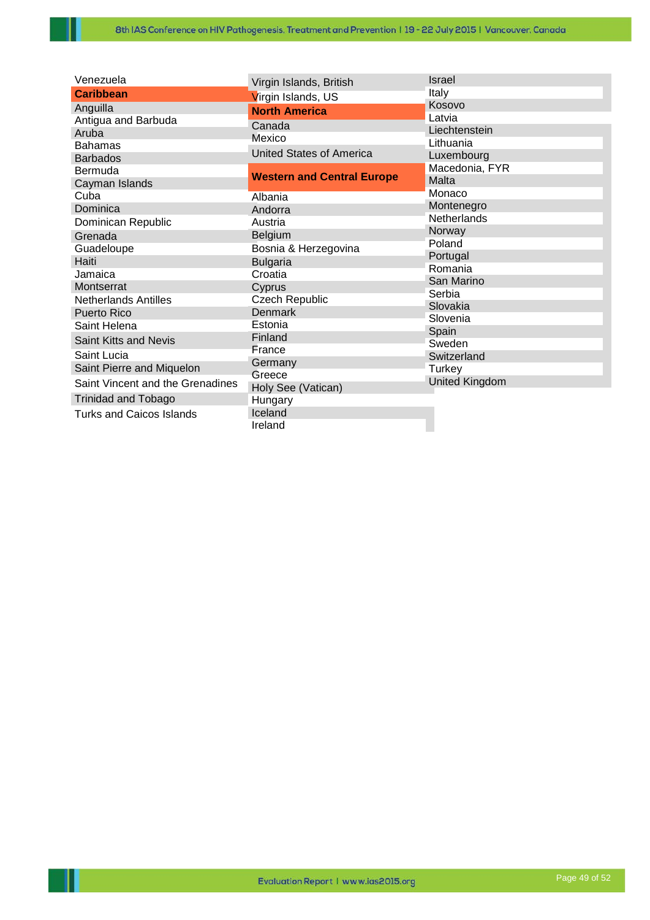Venezuela

**Caribbean**

Anguilla
Antigua and Barbuda
Aruba
Bahamas
Barbados
Bermuda
Cayman Islands
Cuba
Dominica
Dominican Republic
Grenada
Guadeloupe
Haiti
Jamaica
Montserrat
Netherlands Antilles
Puerto Rico
Saint Helena
Saint Kitts and Nevis
Saint Lucia
Saint Pierre and Miquelon
Saint Vincent and the Grenadines
Trinidad and Tobago
Turks and Caicos Islands
Virgin Islands, British
Virgin Islands, US

**North America**

Canada
Mexico
United States of America

**Western and Central Europe**

Albania
Andorra
Austria
Belgium
Bosnia & Herzegovina
Bulgaria
Croatia
Cyprus
Czech Republic
Denmark
Estonia
Finland
France
Germany
Greece
Holy See (Vatican)
Hungary
Iceland
Ireland
Israel
Italy
Kosovo
Latvia
Liechtenstein
Lithuania
Luxembourg
Macedonia, FYR
Malta
Monaco
Montenegro
Netherlands
Norway
Poland
Portugal
Romania
San Marino
Serbia
Slovakia
Slovenia
Spain
Sweden
Switzerland
Turkey
United Kingdom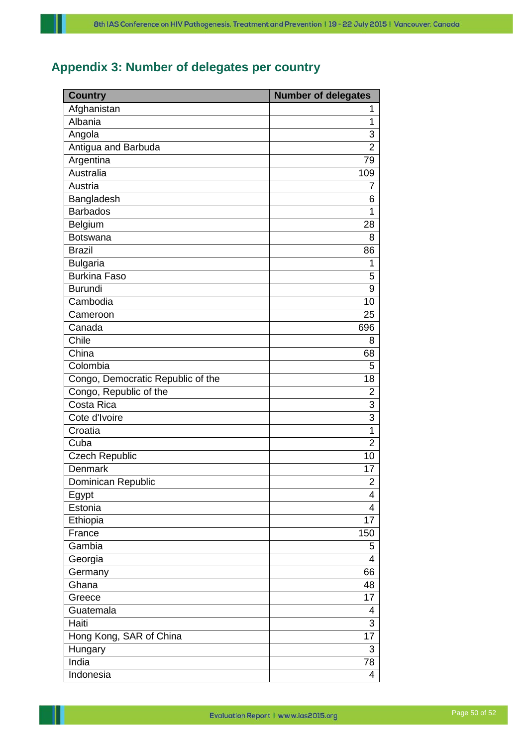## Appendix 3: Number of delegates per country

| Country | Number of delegates |
|---|---|
| Afghanistan | 1 |
| Albania | 1 |
| Angola | 3 |
| Antigua and Barbuda | 2 |
| Argentina | 79 |
| Australia | 109 |
| Austria | 7 |
| Bangladesh | 6 |
| Barbados | 1 |
| Belgium | 28 |
| Botswana | 8 |
| Brazil | 86 |
| Bulgaria | 1 |
| Burkina Faso | 5 |
| Burundi | 9 |
| Cambodia | 10 |
| Cameroon | 25 |
| Canada | 696 |
| Chile | 8 |
| China | 68 |
| Colombia | 5 |
| Congo, Democratic Republic of the | 18 |
| Congo, Republic of the | 2 |
| Costa Rica | 3 |
| Cote d'Ivoire | 3 |
| Croatia | 1 |
| Cuba | 2 |
| Czech Republic | 10 |
| Denmark | 17 |
| Dominican Republic | 2 |
| Egypt | 4 |
| Estonia | 4 |
| Ethiopia | 17 |
| France | 150 |
| Gambia | 5 |
| Georgia | 4 |
| Germany | 66 |
| Ghana | 48 |
| Greece | 17 |
| Guatemala | 4 |
| Haiti | 3 |
| Hong Kong, SAR of China | 17 |
| Hungary | 3 |
| India | 78 |
| Indonesia | 4 |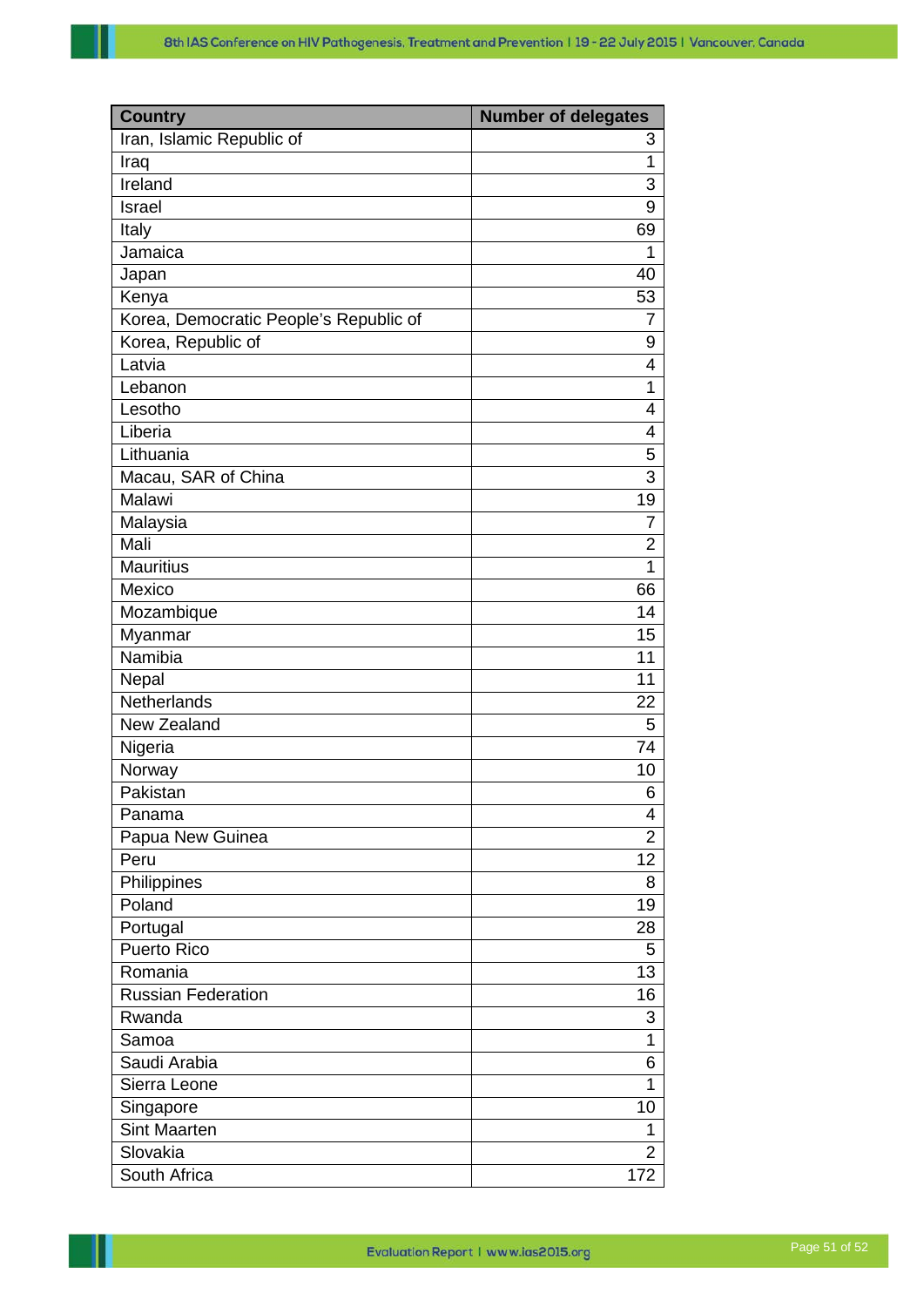| Country | Number of delegates |
|---|---|
| Iran, Islamic Republic of | 3 |
| Iraq | 1 |
| Ireland | 3 |
| Israel | 9 |
| Italy | 69 |
| Jamaica | 1 |
| Japan | 40 |
| Kenya | 53 |
| Korea, Democratic People’s Republic of | 7 |
| Korea, Republic of | 9 |
| Latvia | 4 |
| Lebanon | 1 |
| Lesotho | 4 |
| Liberia | 4 |
| Lithuania | 5 |
| Macau, SAR of China | 3 |
| Malawi | 19 |
| Malaysia | 7 |
| Mali | 2 |
| Mauritius | 1 |
| Mexico | 66 |
| Mozambique | 14 |
| Myanmar | 15 |
| Namibia | 11 |
| Nepal | 11 |
| Netherlands | 22 |
| New Zealand | 5 |
| Nigeria | 74 |
| Norway | 10 |
| Pakistan | 6 |
| Panama | 4 |
| Papua New Guinea | 2 |
| Peru | 12 |
| Philippines | 8 |
| Poland | 19 |
| Portugal | 28 |
| Puerto Rico | 5 |
| Romania | 13 |
| Russian Federation | 16 |
| Rwanda | 3 |
| Samoa | 1 |
| Saudi Arabia | 6 |
| Sierra Leone | 1 |
| Singapore | 10 |
| Sint Maarten | 1 |
| Slovakia | 2 |
| South Africa | 172 |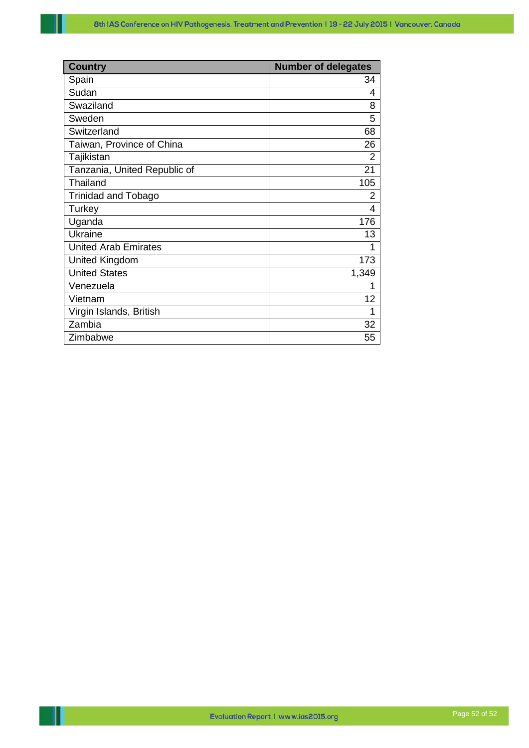| Country | Number of delegates |
|---|---|
| Spain | 34 |
| Sudan | 4 |
| Swaziland | 8 |
| Sweden | 5 |
| Switzerland | 68 |
| Taiwan, Province of China | 26 |
| Tajikistan | 2 |
| Tanzania, United Republic of | 21 |
| Thailand | 105 |
| Trinidad and Tobago | 2 |
| Turkey | 4 |
| Uganda | 176 |
| Ukraine | 13 |
| United Arab Emirates | 1 |
| United Kingdom | 173 |
| United States | 1,349 |
| Venezuela | 1 |
| Vietnam | 12 |
| Virgin Islands, British | 1 |
| Zambia | 32 |
| Zimbabwe | 55 |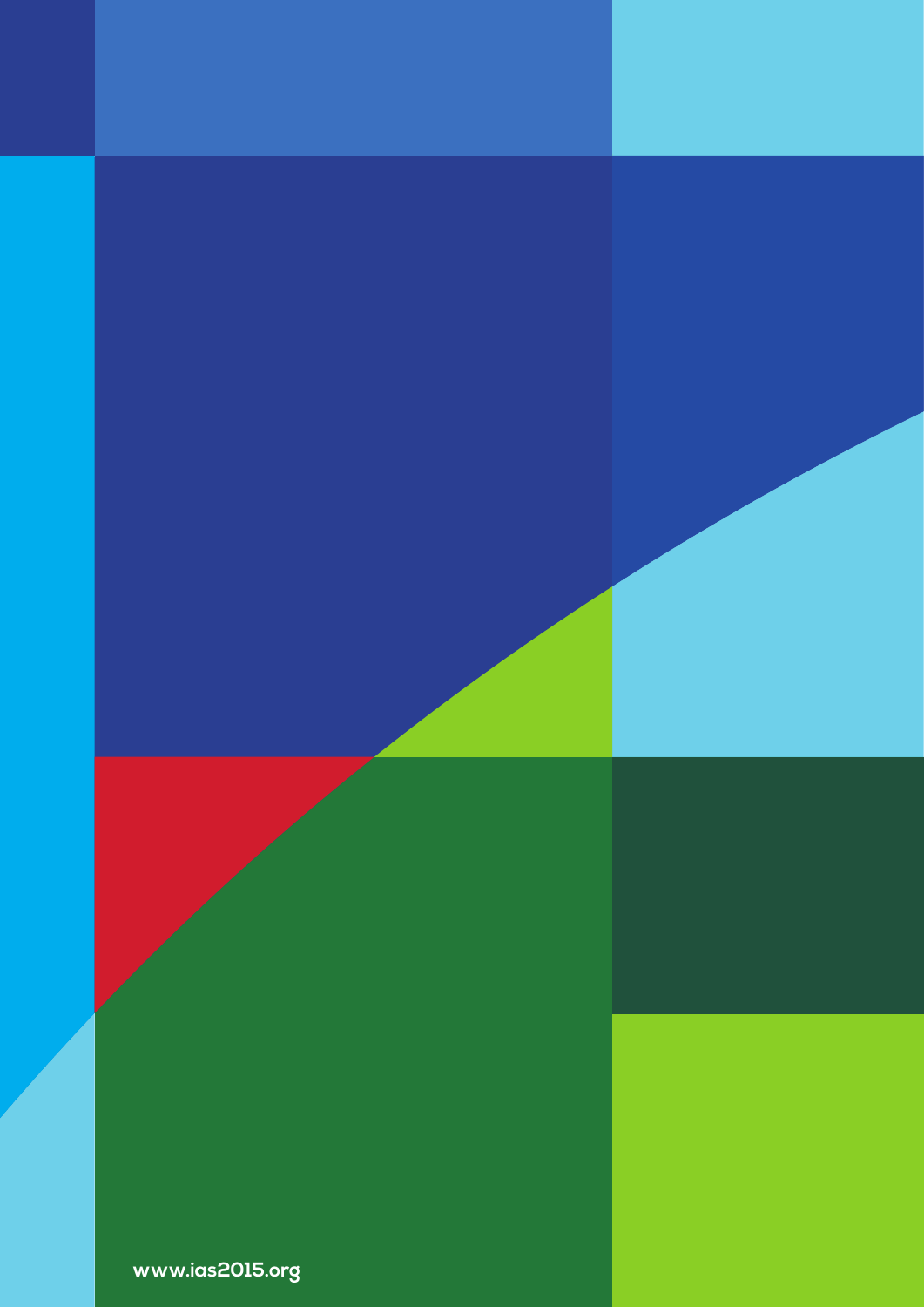www.ias2015.org